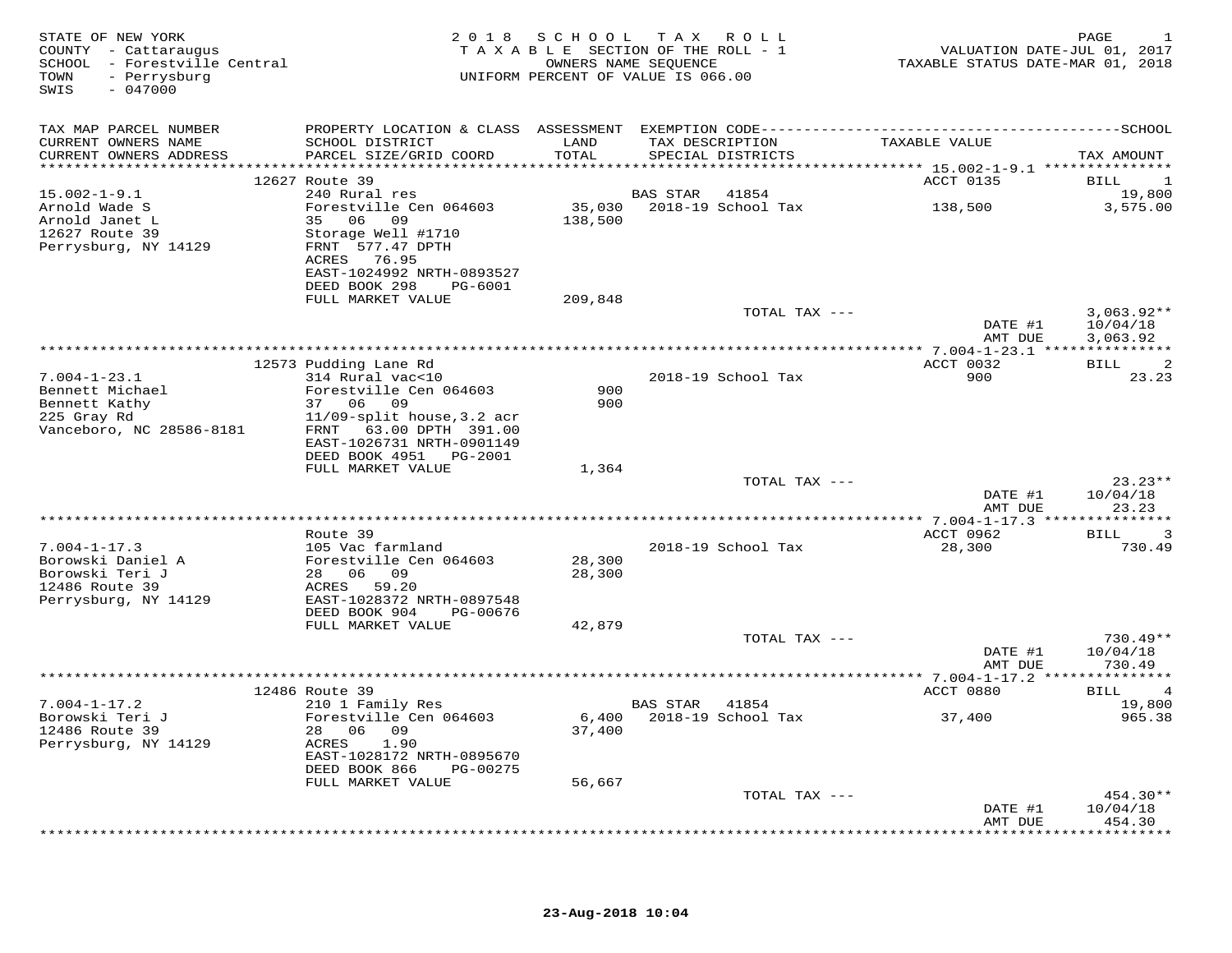STATE OF NEW YORK
COUNTY - Cattaraugus
SCHOOL - Forestville Central
TOWN - Perrysburg
SWIS - 047000

2018 SCHOOL TAX ROLL
TAXABLE SECTION OF THE ROLL - 1
OWNERS NAME SEQUENCE
UNIFORM PERCENT OF VALUE IS 066.00

VALUATION DATE-JUL 01, 2017
TAXABLE STATUS DATE-MAR 01, 2018

| TAX MAP PARCEL NUMBER / CURRENT OWNERS NAME / CURRENT OWNERS ADDRESS | PROPERTY LOCATION & CLASS / SCHOOL DISTRICT / PARCEL SIZE/GRID COORD | ASSESSMENT LAND / TOTAL | EXEMPTION CODE / TAX DESCRIPTION / SPECIAL DISTRICTS | TAXABLE VALUE | SCHOOL TAX AMOUNT |
|---|---|---|---|---|---|
| 15.002-1-9.1 | 12627 Route 39 | | | ACCT 0135 | BILL 1 |
| Arnold Wade S | 240 Rural res | | BAS STAR 41854 | | 19,800 |
| Arnold Janet L | Forestville Cen 064603 | 35,030 | 2018-19 School Tax | 138,500 | 3,575.00 |
| 12627 Route 39 | 35 06 09 | 138,500 | | | |
| Perrysburg, NY 14129 | Storage Well #1710 | | | | |
| | FRNT 577.47 DPTH | | | | |
| | ACRES 76.95 | | | | |
| | EAST-1024992 NRTH-0893527 | | | | |
| | DEED BOOK 298 PG-6001 | | | | |
| | FULL MARKET VALUE | 209,848 | | | |
| | | | TOTAL TAX --- | | 3,063.92** |
| | | | | DATE #1 | 10/04/18 |
| | | | | AMT DUE | 3,063.92 |
| 7.004-1-23.1 | 12573 Pudding Lane Rd | | | ACCT 0032 | BILL 2 |
| Bennett Michael | 314 Rural vac<10 | | 2018-19 School Tax | 900 | 23.23 |
| Bennett Kathy | Forestville Cen 064603 | 900 | | | |
| 225 Gray Rd | 37 06 09 | 900 | | | |
| Vanceboro, NC 28586-8181 | 11/09-split house,3.2 acr | | | | |
| | FRNT 63.00 DPTH 391.00 | | | | |
| | EAST-1026731 NRTH-0901149 | | | | |
| | DEED BOOK 4951 PG-2001 | | | | |
| | FULL MARKET VALUE | 1,364 | | | |
| | | | TOTAL TAX --- | | 23.23** |
| | | | | DATE #1 | 10/04/18 |
| | | | | AMT DUE | 23.23 |
| 7.004-1-17.3 | Route 39 | | | ACCT 0962 | BILL 3 |
| Borowski Daniel A | 105 Vac farmland | | 2018-19 School Tax | 28,300 | 730.49 |
| Borowski Teri J | Forestville Cen 064603 | 28,300 | | | |
| 12486 Route 39 | 28 06 09 | 28,300 | | | |
| Perrysburg, NY 14129 | ACRES 59.20 | | | | |
| | EAST-1028372 NRTH-0897548 | | | | |
| | DEED BOOK 904 PG-00676 | | | | |
| | FULL MARKET VALUE | 42,879 | | | |
| | | | TOTAL TAX --- | | 730.49** |
| | | | | DATE #1 | 10/04/18 |
| | | | | AMT DUE | 730.49 |
| 7.004-1-17.2 | 12486 Route 39 | | | ACCT 0880 | BILL 4 |
| Borowski Teri J | 210 1 Family Res | | BAS STAR 41854 | | 19,800 |
| 12486 Route 39 | Forestville Cen 064603 | 6,400 | 2018-19 School Tax | 37,400 | 965.38 |
| Perrysburg, NY 14129 | 28 06 09 | 37,400 | | | |
| | ACRES 1.90 | | | | |
| | EAST-1028172 NRTH-0895670 | | | | |
| | DEED BOOK 866 PG-00275 | | | | |
| | FULL MARKET VALUE | 56,667 | | | |
| | | | TOTAL TAX --- | | 454.30** |
| | | | | DATE #1 | 10/04/18 |
| | | | | AMT DUE | 454.30 |

23-Aug-2018 10:04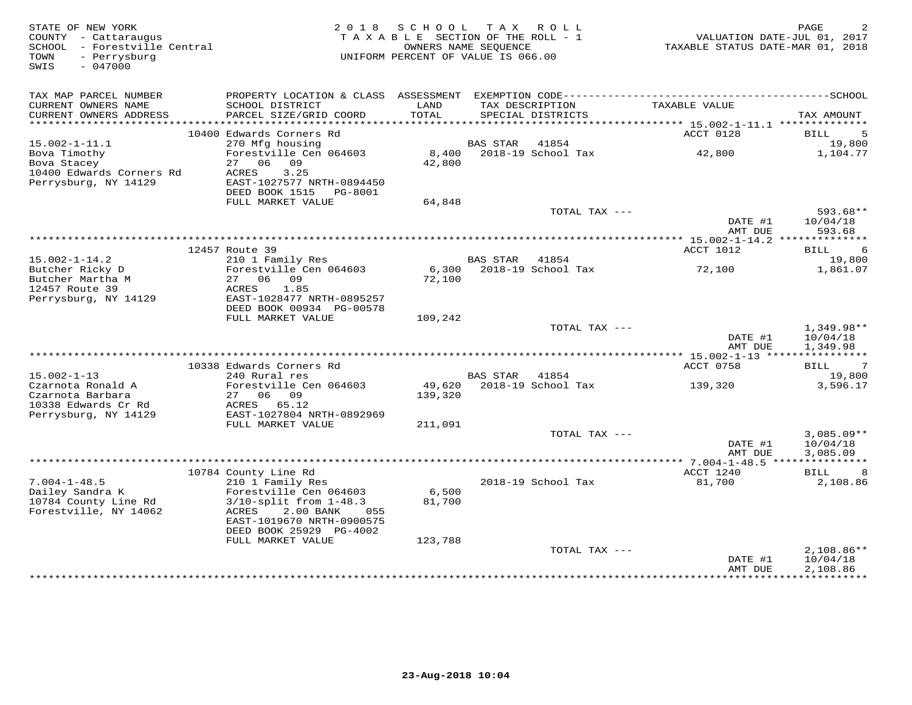STATE OF NEW YORK
COUNTY - Cattaraugus
SCHOOL - Forestville Central
TOWN - Perrysburg
SWIS - 047000

2018 SCHOOL TAX ROLL
TAXABLE SECTION OF THE ROLL - 1
OWNERS NAME SEQUENCE
UNIFORM PERCENT OF VALUE IS 066.00

VALUATION DATE-JUL 01, 2017
TAXABLE STATUS DATE-MAR 01, 2018

| TAX MAP PARCEL NUMBER / CURRENT OWNERS NAME / CURRENT OWNERS ADDRESS | PROPERTY LOCATION & CLASS / SCHOOL DISTRICT / PARCEL SIZE/GRID COORD | ASSESSMENT LAND / TOTAL | EXEMPTION CODE / TAX DESCRIPTION / SPECIAL DISTRICTS | TAXABLE VALUE | TAX AMOUNT |
|---|---|---|---|---|---|
| | 10400 Edwards Corners Rd | | | ACCT 0128 | BILL 5 |
| 15.002-1-11.1 | 270 Mfg housing | | BAS STAR 41854 | | 19,800 |
| Bova Timothy | Forestville Cen 064603 | 8,400 | 2018-19 School Tax | 42,800 | 1,104.77 |
| Bova Stacey | 27 06 09 | 42,800 | | | |
| 10400 Edwards Corners Rd | ACRES 3.25 | | | | |
| Perrysburg, NY 14129 | EAST-1027577 NRTH-0894450 | | | | |
| | DEED BOOK 1515 PG-8001 | | | | |
| | FULL MARKET VALUE | 64,848 | | | |
| | | | TOTAL TAX --- | | 593.68** |
| | | | | DATE #1 | 10/04/18 |
| | | | | AMT DUE | 593.68 |
| | 12457 Route 39 | | | ACCT 1012 | BILL 6 |
| 15.002-1-14.2 | 210 1 Family Res | | BAS STAR 41854 | | 19,800 |
| Butcher Ricky D | Forestville Cen 064603 | 6,300 | 2018-19 School Tax | 72,100 | 1,861.07 |
| Butcher Martha M | 27 06 09 | 72,100 | | | |
| 12457 Route 39 | ACRES 1.85 | | | | |
| Perrysburg, NY 14129 | EAST-1028477 NRTH-0895257 | | | | |
| | DEED BOOK 00934 PG-00578 | | | | |
| | FULL MARKET VALUE | 109,242 | | | |
| | | | TOTAL TAX --- | | 1,349.98** |
| | | | | DATE #1 | 10/04/18 |
| | | | | AMT DUE | 1,349.98 |
| | 10338 Edwards Corners Rd | | | ACCT 0758 | BILL 7 |
| 15.002-1-13 | 240 Rural res | | BAS STAR 41854 | | 19,800 |
| Czarnota Ronald A | Forestville Cen 064603 | 49,620 | 2018-19 School Tax | 139,320 | 3,596.17 |
| Czarnota Barbara | 27 06 09 | 139,320 | | | |
| 10338 Edwards Cr Rd | ACRES 65.12 | | | | |
| Perrysburg, NY 14129 | EAST-1027804 NRTH-0892969 | | | | |
| | FULL MARKET VALUE | 211,091 | | | |
| | | | TOTAL TAX --- | | 3,085.09** |
| | | | | DATE #1 | 10/04/18 |
| | | | | AMT DUE | 3,085.09 |
| | 10784 County Line Rd | | | ACCT 1240 | BILL 8 |
| 7.004-1-48.5 | 210 1 Family Res | | 2018-19 School Tax | 81,700 | 2,108.86 |
| Dailey Sandra K | Forestville Cen 064603 | 6,500 | | | |
| 10784 County Line Rd | 3/10-split from 1-48.3 | 81,700 | | | |
| Forestville, NY 14062 | ACRES 2.00 BANK 055 | | | | |
| | EAST-1019670 NRTH-0900575 | | | | |
| | DEED BOOK 25929 PG-4002 | | | | |
| | FULL MARKET VALUE | 123,788 | | | |
| | | | TOTAL TAX --- | | 2,108.86** |
| | | | | DATE #1 | 10/04/18 |
| | | | | AMT DUE | 2,108.86 |

23-Aug-2018 10:04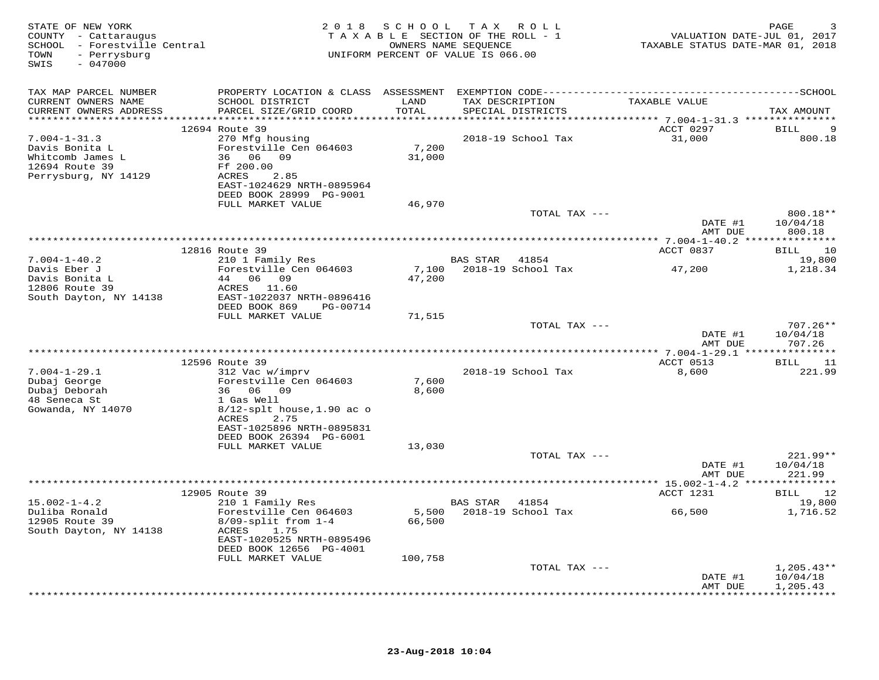STATE OF NEW YORK
COUNTY - Cattaraugus
SCHOOL - Forestville Central
TOWN - Perrysburg
SWIS - 047000

2018 SCHOOL TAX ROLL
TAXABLE SECTION OF THE ROLL - 1
OWNERS NAME SEQUENCE
UNIFORM PERCENT OF VALUE IS 066.00

VALUATION DATE-JUL 01, 2017
TAXABLE STATUS DATE-MAR 01, 2018

| TAX MAP PARCEL NUMBER / CURRENT OWNERS NAME / CURRENT OWNERS ADDRESS | PROPERTY LOCATION & CLASS / SCHOOL DISTRICT / PARCEL SIZE/GRID COORD | ASSESSMENT LAND / TOTAL | EXEMPTION CODE / TAX DESCRIPTION / SPECIAL DISTRICTS | TAXABLE VALUE | TAX AMOUNT |
|---|---|---|---|---|---|
| | 12694 Route 39 | | | ACCT 0297 | BILL 9 |
| 7.004-1-31.3 | 270 Mfg housing | | 2018-19 School Tax | 31,000 | 800.18 |
| Davis Bonita L | Forestville Cen 064603 | 7,200 | | | |
| Whitcomb James L | 36 06 09 | 31,000 | | | |
| 12694 Route 39 | Ff 200.00 | | | | |
| Perrysburg, NY 14129 | ACRES 2.85 | | | | |
| | EAST-1024629 NRTH-0895964 | | | | |
| | DEED BOOK 28999 PG-9001 | | | | |
| | FULL MARKET VALUE | 46,970 | | | |
| | | | TOTAL TAX --- | | 800.18** |
| | | | | DATE #1 | 10/04/18 |
| | | | | AMT DUE | 800.18 |
| | 12816 Route 39 | | | ACCT 0837 | BILL 10 |
| 7.004-1-40.2 | 210 1 Family Res | | BAS STAR 41854 | | 19,800 |
| Davis Eber J | Forestville Cen 064603 | 7,100 | 2018-19 School Tax | 47,200 | 1,218.34 |
| Davis Bonita L | 44 06 09 | 47,200 | | | |
| 12806 Route 39 | ACRES 11.60 | | | | |
| South Dayton, NY 14138 | EAST-1022037 NRTH-0896416 | | | | |
| | DEED BOOK 869 PG-00714 | | | | |
| | FULL MARKET VALUE | 71,515 | | | |
| | | | TOTAL TAX --- | | 707.26** |
| | | | | DATE #1 | 10/04/18 |
| | | | | AMT DUE | 707.26 |
| | 12596 Route 39 | | | ACCT 0513 | BILL 11 |
| 7.004-1-29.1 | 312 Vac w/imprv | | 2018-19 School Tax | 8,600 | 221.99 |
| Dubaj George | Forestville Cen 064603 | 7,600 | | | |
| Dubaj Deborah | 36 06 09 | 8,600 | | | |
| 48 Seneca St | 1 Gas Well | | | | |
| Gowanda, NY 14070 | 8/12-splt house,1.90 ac o | | | | |
| | ACRES 2.75 | | | | |
| | EAST-1025896 NRTH-0895831 | | | | |
| | DEED BOOK 26394 PG-6001 | | | | |
| | FULL MARKET VALUE | 13,030 | | | |
| | | | TOTAL TAX --- | | 221.99** |
| | | | | DATE #1 | 10/04/18 |
| | | | | AMT DUE | 221.99 |
| | 12905 Route 39 | | | ACCT 1231 | BILL 12 |
| 15.002-1-4.2 | 210 1 Family Res | | BAS STAR 41854 | | 19,800 |
| Duliba Ronald | Forestville Cen 064603 | 5,500 | 2018-19 School Tax | 66,500 | 1,716.52 |
| 12905 Route 39 | 8/09-split from 1-4 | 66,500 | | | |
| South Dayton, NY 14138 | ACRES 1.75 | | | | |
| | EAST-1020525 NRTH-0895496 | | | | |
| | DEED BOOK 12656 PG-4001 | | | | |
| | FULL MARKET VALUE | 100,758 | | | |
| | | | TOTAL TAX --- | | 1,205.43** |
| | | | | DATE #1 | 10/04/18 |
| | | | | AMT DUE | 1,205.43 |

23-Aug-2018 10:04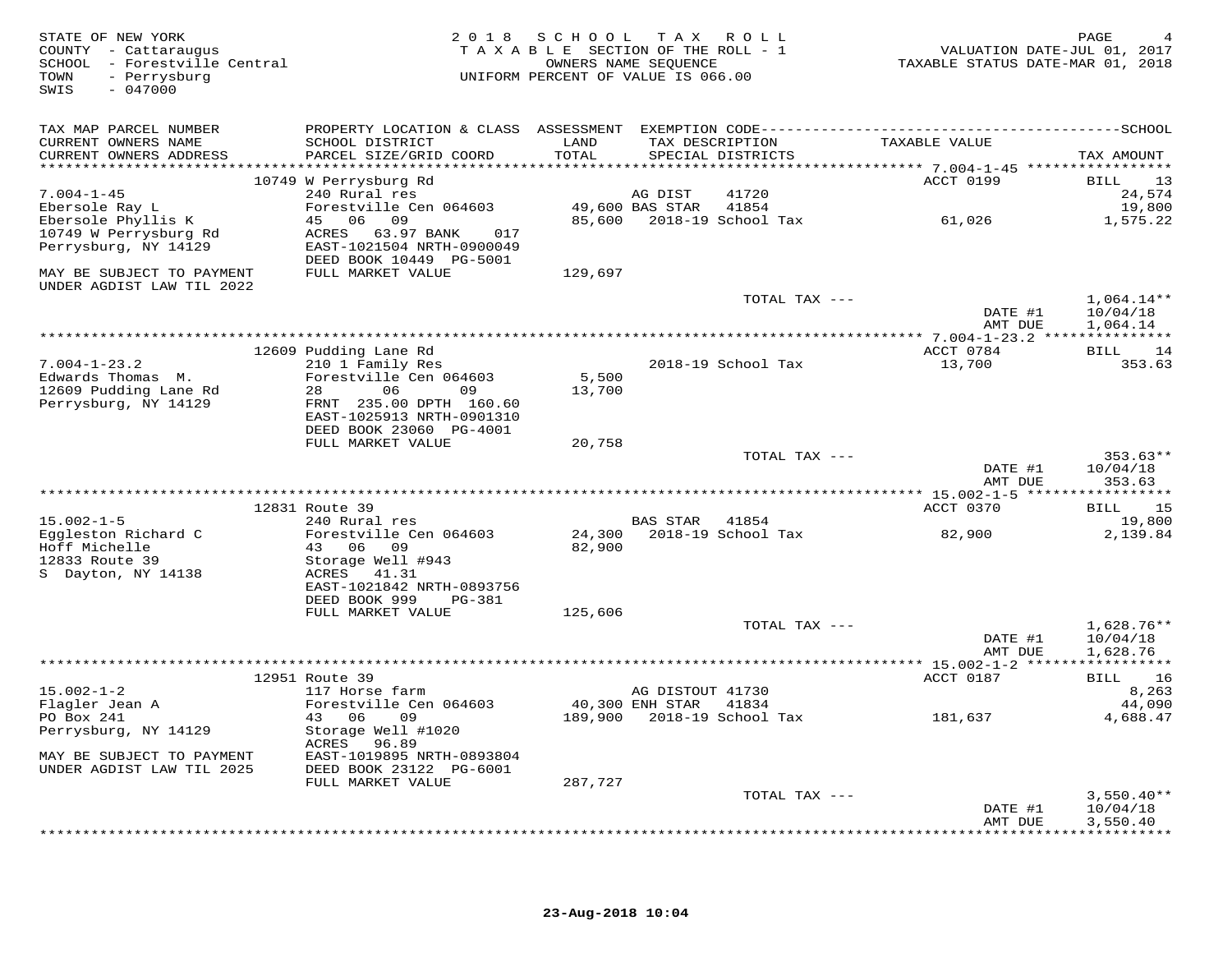STATE OF NEW YORK
COUNTY - Cattaraugus
SCHOOL - Forestville Central
TOWN - Perrysburg
SWIS - 047000

2018 SCHOOL TAX ROLL
TAXABLE SECTION OF THE ROLL - 1
OWNERS NAME SEQUENCE
UNIFORM PERCENT OF VALUE IS 066.00

VALUATION DATE-JUL 01, 2017
TAXABLE STATUS DATE-MAR 01, 2018

```
TAX MAP PARCEL NUMBER          PROPERTY LOCATION & CLASS  ASSESSMENT  EXEMPTION CODE------------------------------------------------SCHOOL
CURRENT OWNERS NAME            SCHOOL DISTRICT               LAND      TAX DESCRIPTION                 TAXABLE VALUE
CURRENT OWNERS ADDRESS         PARCEL SIZE/GRID COORD        TOTAL     SPECIAL DISTRICTS                                            TAX AMOUNT
****************************************************************************************************** 7.004-1-45 *****************
                               10749 W Perrysburg Rd                                                   ACCT 0199            BILL    13
7.004-1-45                     240 Rural res                           AG DIST      41720                                        24,574
Ebersole Ray L                 Forestville Cen 064603       49,600 BAS STAR     41854                                            19,800
Ebersole Phyllis K             45   06   09                 85,600    2018-19 School Tax                61,026                 1,575.22
10749 W Perrysburg Rd          ACRES   63.97 BANK     017
Perrysburg, NY 14129           EAST-1021504 NRTH-0900049
                               DEED BOOK 10449  PG-5001
MAY BE SUBJECT TO PAYMENT      FULL MARKET VALUE           129,697
UNDER AGDIST LAW TIL 2022
                                                                              TOTAL TAX ---                                 1,064.14**
                                                                                                       DATE #1             10/04/18
                                                                                                       AMT DUE             1,064.14
****************************************************************************************************** 7.004-1-23.2 ***************
                               12609 Pudding Lane Rd                                                   ACCT 0784            BILL    14
7.004-1-23.2                   210 1 Family Res                           2018-19 School Tax                13,700                   353.63
Edwards Thomas  M.             Forestville Cen 064603        5,500
12609 Pudding Lane Rd          28        06        09       13,700
Perrysburg, NY 14129           FRNT  235.00 DPTH  160.60
                               EAST-1025913 NRTH-0901310
                               DEED BOOK 23060  PG-4001
                               FULL MARKET VALUE            20,758
                                                                              TOTAL TAX ---                                   353.63**
                                                                                                       DATE #1             10/04/18
                                                                                                       AMT DUE               353.63
****************************************************************************************************** 15.002-1-5 *****************
                               12831 Route 39                                                          ACCT 0370            BILL    15
15.002-1-5                     240 Rural res                           BAS STAR     41854                                        19,800
Eggleston Richard C            Forestville Cen 064603       24,300    2018-19 School Tax                82,900                 2,139.84
Hoff Michelle                  43   06   09                 82,900
12833 Route 39                 Storage Well #943
S  Dayton, NY 14138            ACRES   41.31
                               EAST-1021842 NRTH-0893756
                               DEED BOOK 999     PG-381
                               FULL MARKET VALUE           125,606
                                                                              TOTAL TAX ---                                 1,628.76**
                                                                                                       DATE #1             10/04/18
                                                                                                       AMT DUE             1,628.76
****************************************************************************************************** 15.002-1-2 *****************
                               12951 Route 39                                                          ACCT 0187            BILL    16
15.002-1-2                     117 Horse farm                          AG DISTOUT 41730                                          8,263
Flagler Jean A                 Forestville Cen 064603       40,300 ENH STAR     41834                                            44,090
PO Box 241                     43   06    09               189,900    2018-19 School Tax               181,637                 4,688.47
Perrysburg, NY 14129           Storage Well #1020
                               ACRES   96.89
MAY BE SUBJECT TO PAYMENT      EAST-1019895 NRTH-0893804
UNDER AGDIST LAW TIL 2025      DEED BOOK 23122  PG-6001
                               FULL MARKET VALUE           287,727
                                                                              TOTAL TAX ---                                 3,550.40**
                                                                                                       DATE #1             10/04/18
                                                                                                       AMT DUE             3,550.40
************************************************************************************************************************************
```

23-Aug-2018 10:04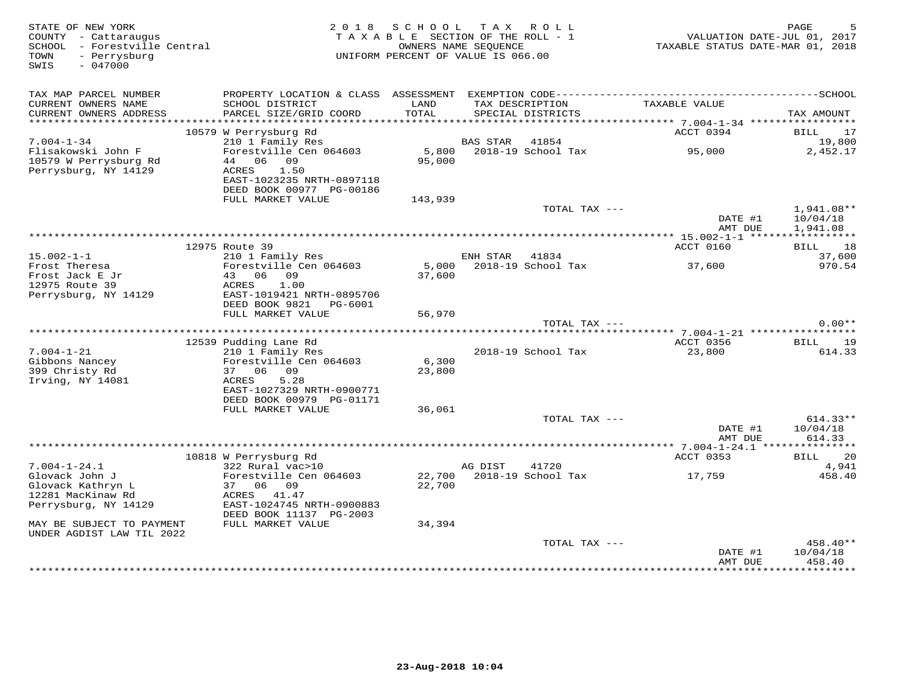STATE OF NEW YORK
COUNTY - Cattaraugus
SCHOOL - Forestville Central
TOWN - Perrysburg
SWIS - 047000

2018 SCHOOL TAX ROLL
TAXABLE SECTION OF THE ROLL - 1
OWNERS NAME SEQUENCE
UNIFORM PERCENT OF VALUE IS 066.00

VALUATION DATE-JUL 01, 2017
TAXABLE STATUS DATE-MAR 01, 2018

| TAX MAP PARCEL NUMBER / CURRENT OWNERS NAME / CURRENT OWNERS ADDRESS | PROPERTY LOCATION & CLASS / SCHOOL DISTRICT / PARCEL SIZE/GRID COORD | ASSESSMENT LAND / TOTAL | EXEMPTION CODE / TAX DESCRIPTION / SPECIAL DISTRICTS | TAXABLE VALUE | TAX AMOUNT |
|---|---|---|---|---|---|
| | 10579 W Perrysburg Rd | | | ACCT 0394 | BILL 17 |
| 7.004-1-34 | 210 1 Family Res | | BAS STAR 41854 | | 19,800 |
| Flisakowski John F | Forestville Cen 064603 | 5,800 | 2018-19 School Tax | 95,000 | 2,452.17 |
| 10579 W Perrysburg Rd | 44 06 09 | 95,000 | | | |
| Perrysburg, NY 14129 | ACRES 1.50 | | | | |
| | EAST-1023235 NRTH-0897118 | | | | |
| | DEED BOOK 00977 PG-00186 | | | | |
| | FULL MARKET VALUE | 143,939 | | | |
| | | | TOTAL TAX --- | | 1,941.08** |
| | | | | DATE #1 | 10/04/18 |
| | | | | AMT DUE | 1,941.08 |
| | 12975 Route 39 | | | ACCT 0160 | BILL 18 |
| 15.002-1-1 | 210 1 Family Res | | ENH STAR 41834 | | 37,600 |
| Frost Theresa | Forestville Cen 064603 | 5,000 | 2018-19 School Tax | 37,600 | 970.54 |
| Frost Jack E Jr | 43 06 09 | 37,600 | | | |
| 12975 Route 39 | ACRES 1.00 | | | | |
| Perrysburg, NY 14129 | EAST-1019421 NRTH-0895706 | | | | |
| | DEED BOOK 9821 PG-6001 | | | | |
| | FULL MARKET VALUE | 56,970 | | | |
| | | | TOTAL TAX --- | | 0.00** |
| | 12539 Pudding Lane Rd | | | ACCT 0356 | BILL 19 |
| 7.004-1-21 | 210 1 Family Res | | 2018-19 School Tax | 23,800 | 614.33 |
| Gibbons Nancey | Forestville Cen 064603 | 6,300 | | | |
| 399 Christy Rd | 37 06 09 | 23,800 | | | |
| Irving, NY 14081 | ACRES 5.28 | | | | |
| | EAST-1027329 NRTH-0900771 | | | | |
| | DEED BOOK 00979 PG-01171 | | | | |
| | FULL MARKET VALUE | 36,061 | | | |
| | | | TOTAL TAX --- | | 614.33** |
| | | | | DATE #1 | 10/04/18 |
| | | | | AMT DUE | 614.33 |
| | 10818 W Perrysburg Rd | | | ACCT 0353 | BILL 20 |
| 7.004-1-24.1 | 322 Rural vac>10 | | AG DIST 41720 | | 4,941 |
| Glovack John J | Forestville Cen 064603 | 22,700 | 2018-19 School Tax | 17,759 | 458.40 |
| Glovack Kathryn L | 37 06 09 | 22,700 | | | |
| 12281 MacKinaw Rd | ACRES 41.47 | | | | |
| Perrysburg, NY 14129 | EAST-1024745 NRTH-0900883 | | | | |
| | DEED BOOK 11137 PG-2003 | | | | |
| MAY BE SUBJECT TO PAYMENT UNDER AGDIST LAW TIL 2022 | FULL MARKET VALUE | 34,394 | | | |
| | | | TOTAL TAX --- | | 458.40** |
| | | | | DATE #1 | 10/04/18 |
| | | | | AMT DUE | 458.40 |

23-Aug-2018 10:04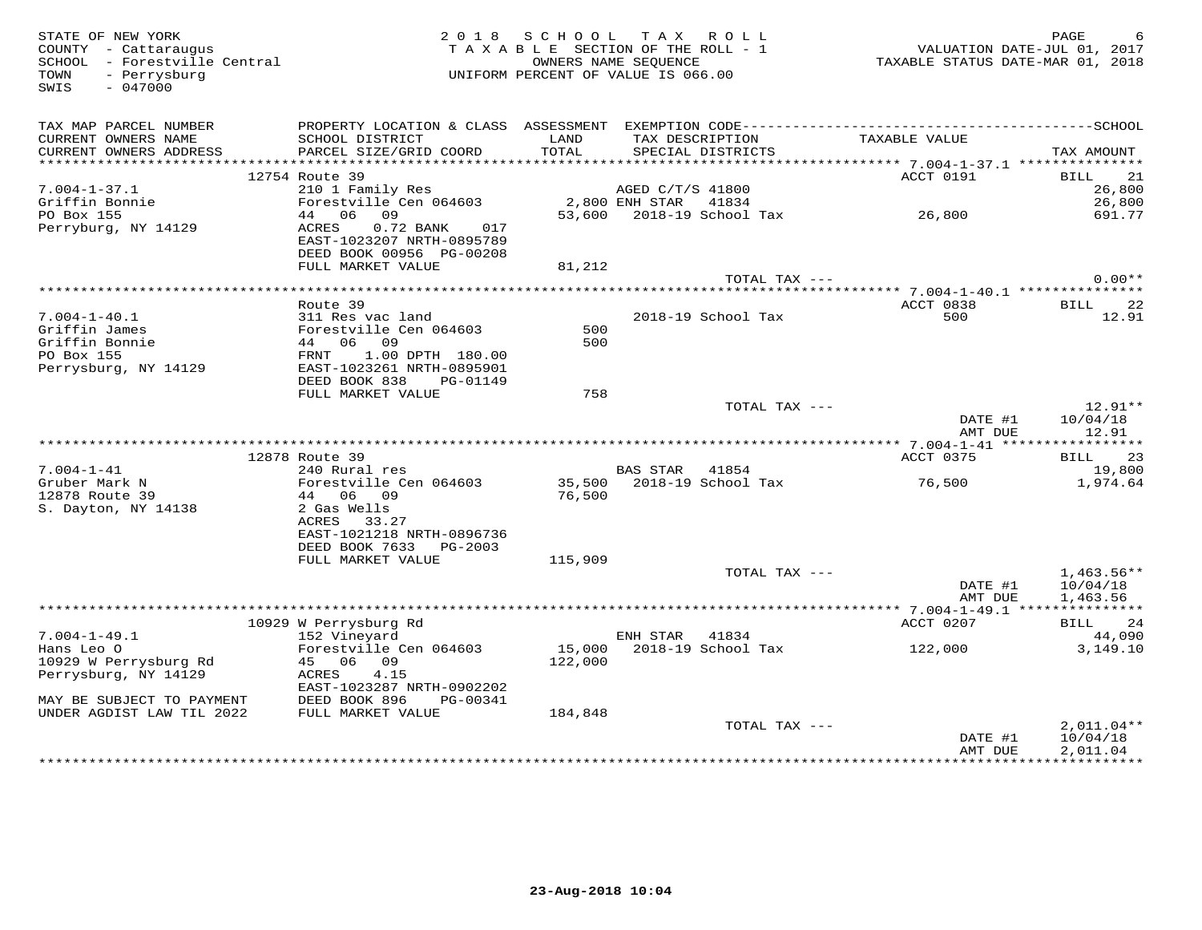STATE OF NEW YORK
COUNTY - Cattaraugus
SCHOOL - Forestville Central
TOWN - Perrysburg
SWIS - 047000

# 2018 SCHOOL TAX ROLL

TAXABLE SECTION OF THE ROLL - 1
OWNERS NAME SEQUENCE
UNIFORM PERCENT OF VALUE IS 066.00

VALUATION DATE-JUL 01, 2017
TAXABLE STATUS DATE-MAR 01, 2018

| TAX MAP PARCEL NUMBER / CURRENT OWNERS NAME / CURRENT OWNERS ADDRESS | PROPERTY LOCATION & CLASS / SCHOOL DISTRICT / PARCEL SIZE/GRID COORD | ASSESSMENT LAND / TOTAL | EXEMPTION CODE / TAX DESCRIPTION / SPECIAL DISTRICTS | TAXABLE VALUE | TAX AMOUNT |
|---|---|---|---|---|---|
| | 12754 Route 39 | | | ACCT 0191 | BILL 21 |
| 7.004-1-37.1 | 210 1 Family Res | | AGED C/T/S 41800 | | 26,800 |
| Griffin Bonnie | Forestville Cen 064603 | 2,800 | ENH STAR 41834 | | 26,800 |
| PO Box 155 | 44 06 09 | 53,600 | 2018-19 School Tax | 26,800 | 691.77 |
| Perryburg, NY 14129 | ACRES 0.72 BANK 017 | | | | |
| | EAST-1023207 NRTH-0895789 | | | | |
| | DEED BOOK 00956 PG-00208 | | | | |
| | FULL MARKET VALUE | 81,212 | | | |
| | | | TOTAL TAX --- | | 0.00** |
| | Route 39 | | | ACCT 0838 | BILL 22 |
| 7.004-1-40.1 | 311 Res vac land | | 2018-19 School Tax | 500 | 12.91 |
| Griffin James | Forestville Cen 064603 | 500 | | | |
| Griffin Bonnie | 44 06 09 | 500 | | | |
| PO Box 155 | FRNT 1.00 DPTH 180.00 | | | | |
| Perrysburg, NY 14129 | EAST-1023261 NRTH-0895901 | | | | |
| | DEED BOOK 838 PG-01149 | | | | |
| | FULL MARKET VALUE | 758 | | | |
| | | | TOTAL TAX --- | | 12.91** |
| | | | | DATE #1 | 10/04/18 |
| | | | | AMT DUE | 12.91 |
| | 12878 Route 39 | | | ACCT 0375 | BILL 23 |
| 7.004-1-41 | 240 Rural res | | BAS STAR 41854 | | 19,800 |
| Gruber Mark N | Forestville Cen 064603 | 35,500 | 2018-19 School Tax | 76,500 | 1,974.64 |
| 12878 Route 39 | 44 06 09 | 76,500 | | | |
| S. Dayton, NY 14138 | 2 Gas Wells | | | | |
| | ACRES 33.27 | | | | |
| | EAST-1021218 NRTH-0896736 | | | | |
| | DEED BOOK 7633 PG-2003 | | | | |
| | FULL MARKET VALUE | 115,909 | | | |
| | | | TOTAL TAX --- | | 1,463.56** |
| | | | | DATE #1 | 10/04/18 |
| | | | | AMT DUE | 1,463.56 |
| | 10929 W Perrysburg Rd | | | ACCT 0207 | BILL 24 |
| 7.004-1-49.1 | 152 Vineyard | | ENH STAR 41834 | | 44,090 |
| Hans Leo O | Forestville Cen 064603 | 15,000 | 2018-19 School Tax | 122,000 | 3,149.10 |
| 10929 W Perrysburg Rd | 45 06 09 | 122,000 | | | |
| Perrysburg, NY 14129 | ACRES 4.15 | | | | |
| | EAST-1023287 NRTH-0902202 | | | | |
| MAY BE SUBJECT TO PAYMENT | DEED BOOK 896 PG-00341 | | | | |
| UNDER AGDIST LAW TIL 2022 | FULL MARKET VALUE | 184,848 | | | |
| | | | TOTAL TAX --- | | 2,011.04** |
| | | | | DATE #1 | 10/04/18 |
| | | | | AMT DUE | 2,011.04 |

23-Aug-2018 10:04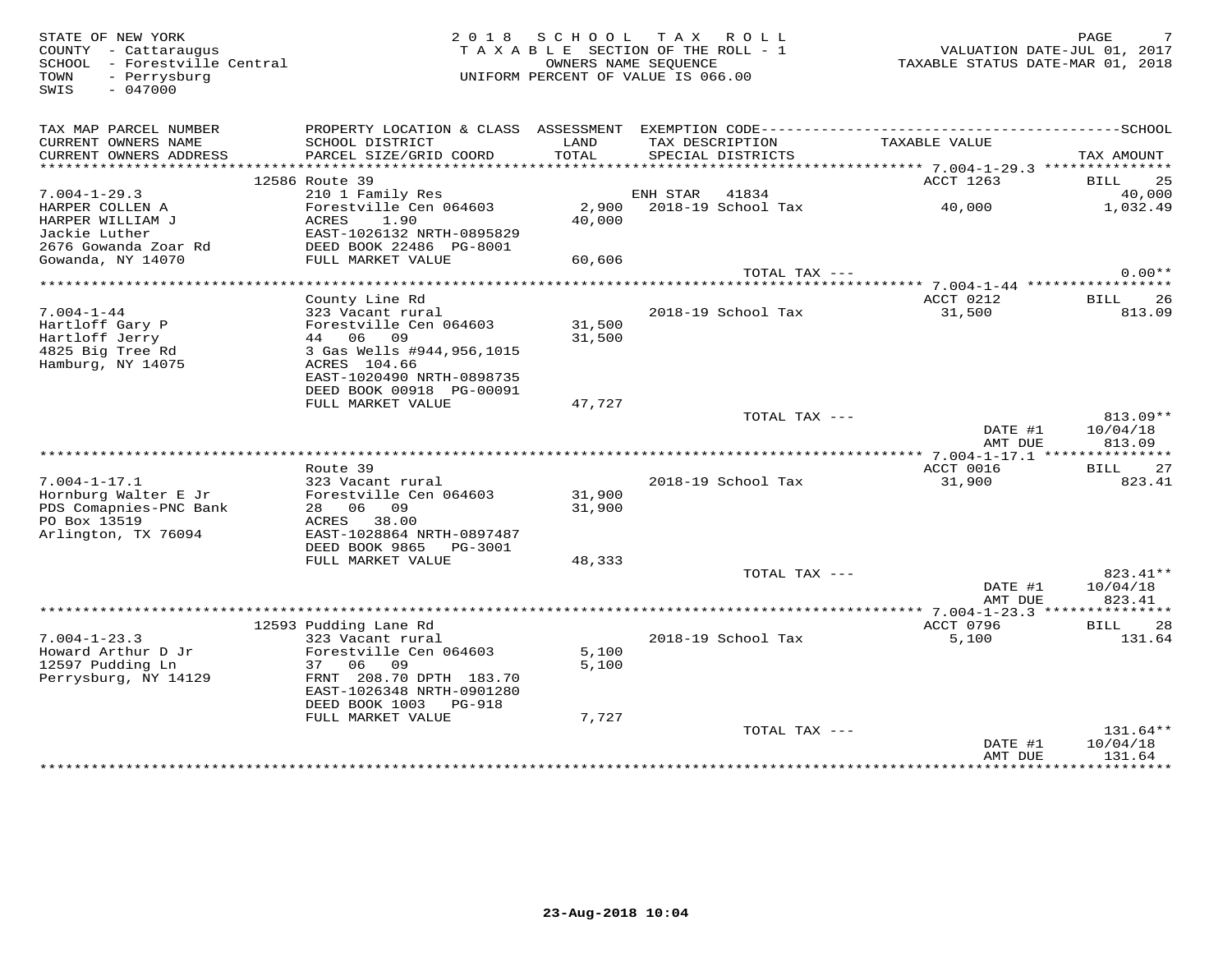STATE OF NEW YORK
COUNTY - Cattaraugus
SCHOOL - Forestville Central
TOWN - Perrysburg
SWIS - 047000

2018 SCHOOL TAX ROLL
TAXABLE SECTION OF THE ROLL - 1
OWNERS NAME SEQUENCE
UNIFORM PERCENT OF VALUE IS 066.00

VALUATION DATE-JUL 01, 2017
TAXABLE STATUS DATE-MAR 01, 2018

| TAX MAP PARCEL NUMBER / CURRENT OWNERS NAME / CURRENT OWNERS ADDRESS | PROPERTY LOCATION & CLASS / SCHOOL DISTRICT / PARCEL SIZE/GRID COORD | ASSESSMENT LAND / TOTAL | EXEMPTION CODE / TAX DESCRIPTION / SPECIAL DISTRICTS | TAXABLE VALUE | TAX AMOUNT |
|---|---|---|---|---|---|
| | 12586 Route 39 | | | ACCT 1263 | BILL 25 |
| 7.004-1-29.3 | 210 1 Family Res | | ENH STAR 41834 | | 40,000 |
| HARPER COLLEN A | Forestville Cen 064603 | 2,900 | 2018-19 School Tax | 40,000 | 1,032.49 |
| HARPER WILLIAM J | ACRES 1.90 | 40,000 | | | |
| Jackie Luther | EAST-1026132 NRTH-0895829 | | | | |
| 2676 Gowanda Zoar Rd | DEED BOOK 22486 PG-8001 | | | | |
| Gowanda, NY 14070 | FULL MARKET VALUE | 60,606 | | | |
| | | | TOTAL TAX --- | | 0.00** |
| | County Line Rd | | | ACCT 0212 | BILL 26 |
| 7.004-1-44 | 323 Vacant rural | | 2018-19 School Tax | 31,500 | 813.09 |
| Hartloff Gary P | Forestville Cen 064603 | 31,500 | | | |
| Hartloff Jerry | 44 06 09 | 31,500 | | | |
| 4825 Big Tree Rd | 3 Gas Wells #944,956,1015 | | | | |
| Hamburg, NY 14075 | ACRES 104.66 | | | | |
| | EAST-1020490 NRTH-0898735 | | | | |
| | DEED BOOK 00918 PG-00091 | | | | |
| | FULL MARKET VALUE | 47,727 | | | |
| | | | TOTAL TAX --- | | 813.09** |
| | | | | DATE #1 | 10/04/18 |
| | | | | AMT DUE | 813.09 |
| | Route 39 | | | ACCT 0016 | BILL 27 |
| 7.004-1-17.1 | 323 Vacant rural | | 2018-19 School Tax | 31,900 | 823.41 |
| Hornburg Walter E Jr | Forestville Cen 064603 | 31,900 | | | |
| PDS Comapnies-PNC Bank | 28 06 09 | 31,900 | | | |
| PO Box 13519 | ACRES 38.00 | | | | |
| Arlington, TX 76094 | EAST-1028864 NRTH-0897487 | | | | |
| | DEED BOOK 9865 PG-3001 | | | | |
| | FULL MARKET VALUE | 48,333 | | | |
| | | | TOTAL TAX --- | | 823.41** |
| | | | | DATE #1 | 10/04/18 |
| | | | | AMT DUE | 823.41 |
| | 12593 Pudding Lane Rd | | | ACCT 0796 | BILL 28 |
| 7.004-1-23.3 | 323 Vacant rural | | 2018-19 School Tax | 5,100 | 131.64 |
| Howard Arthur D Jr | Forestville Cen 064603 | 5,100 | | | |
| 12597 Pudding Ln | 37 06 09 | 5,100 | | | |
| Perrysburg, NY 14129 | FRNT 208.70 DPTH 183.70 | | | | |
| | EAST-1026348 NRTH-0901280 | | | | |
| | DEED BOOK 1003 PG-918 | | | | |
| | FULL MARKET VALUE | 7,727 | | | |
| | | | TOTAL TAX --- | | 131.64** |
| | | | | DATE #1 | 10/04/18 |
| | | | | AMT DUE | 131.64 |

23-Aug-2018 10:04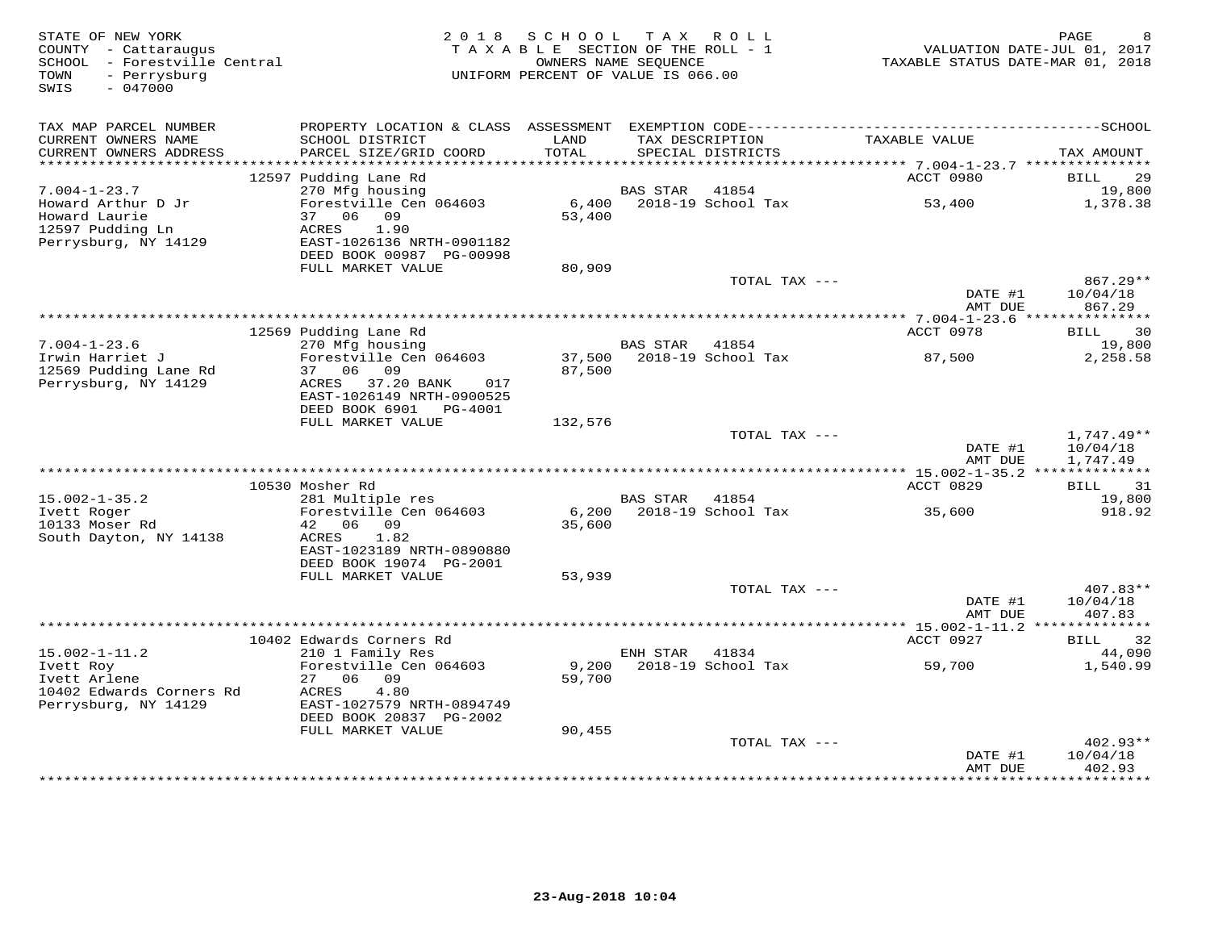STATE OF NEW YORK
COUNTY - Cattaraugus
SCHOOL - Forestville Central
TOWN - Perrysburg
SWIS - 047000

2 0 1 8 S C H O O L T A X R O L L
T A X A B L E SECTION OF THE ROLL - 1
OWNERS NAME SEQUENCE
UNIFORM PERCENT OF VALUE IS 066.00

VALUATION DATE-JUL 01, 2017
TAXABLE STATUS DATE-MAR 01, 2018

| TAX MAP PARCEL NUMBER / CURRENT OWNERS NAME / CURRENT OWNERS ADDRESS | PROPERTY LOCATION & CLASS / SCHOOL DISTRICT / PARCEL SIZE/GRID COORD | ASSESSMENT LAND / TOTAL | EXEMPTION CODE / TAX DESCRIPTION / SPECIAL DISTRICTS | TAXABLE VALUE | TAX AMOUNT |
|---|---|---|---|---|---|
| 7.004-1-23.7 | 12597 Pudding Lane Rd | | | ACCT 0980 | BILL 29 |
| Howard Arthur D Jr | 270 Mfg housing | | BAS STAR 41854 | | 19,800 |
| Howard Laurie | Forestville Cen 064603 | 6,400 | 2018-19 School Tax | 53,400 | 1,378.38 |
| 12597 Pudding Ln | 37 06 09 | 53,400 | | | |
| Perrysburg, NY 14129 | ACRES 1.90 | | | | |
| | EAST-1026136 NRTH-0901182 | | | | |
| | DEED BOOK 00987 PG-00998 | | | | |
| | FULL MARKET VALUE | 80,909 | | | |
| | | | TOTAL TAX --- | | 867.29** |
| | | | | DATE #1 | 10/04/18 |
| | | | | AMT DUE | 867.29 |
| 7.004-1-23.6 | 12569 Pudding Lane Rd | | | ACCT 0978 | BILL 30 |
| Irwin Harriet J | 270 Mfg housing | | BAS STAR 41854 | | 19,800 |
| 12569 Pudding Lane Rd | Forestville Cen 064603 | 37,500 | 2018-19 School Tax | 87,500 | 2,258.58 |
| Perrysburg, NY 14129 | 37 06 09 | 87,500 | | | |
| | ACRES 37.20 BANK 017 | | | | |
| | EAST-1026149 NRTH-0900525 | | | | |
| | DEED BOOK 6901 PG-4001 | | | | |
| | FULL MARKET VALUE | 132,576 | | | |
| | | | TOTAL TAX --- | | 1,747.49** |
| | | | | DATE #1 | 10/04/18 |
| | | | | AMT DUE | 1,747.49 |
| 15.002-1-35.2 | 10530 Mosher Rd | | | ACCT 0829 | BILL 31 |
| Ivett Roger | 281 Multiple res | | BAS STAR 41854 | | 19,800 |
| 10133 Moser Rd | Forestville Cen 064603 | 6,200 | 2018-19 School Tax | 35,600 | 918.92 |
| South Dayton, NY 14138 | 42 06 09 | 35,600 | | | |
| | ACRES 1.82 | | | | |
| | EAST-1023189 NRTH-0890880 | | | | |
| | DEED BOOK 19074 PG-2001 | | | | |
| | FULL MARKET VALUE | 53,939 | | | |
| | | | TOTAL TAX --- | | 407.83** |
| | | | | DATE #1 | 10/04/18 |
| | | | | AMT DUE | 407.83 |
| 15.002-1-11.2 | 10402 Edwards Corners Rd | | | ACCT 0927 | BILL 32 |
| Ivett Roy | 210 1 Family Res | | ENH STAR 41834 | | 44,090 |
| Ivett Arlene | Forestville Cen 064603 | 9,200 | 2018-19 School Tax | 59,700 | 1,540.99 |
| 10402 Edwards Corners Rd | 27 06 09 | 59,700 | | | |
| Perrysburg, NY 14129 | ACRES 4.80 | | | | |
| | EAST-1027579 NRTH-0894749 | | | | |
| | DEED BOOK 20837 PG-2002 | | | | |
| | FULL MARKET VALUE | 90,455 | | | |
| | | | TOTAL TAX --- | | 402.93** |
| | | | | DATE #1 | 10/04/18 |
| | | | | AMT DUE | 402.93 |

23-Aug-2018 10:04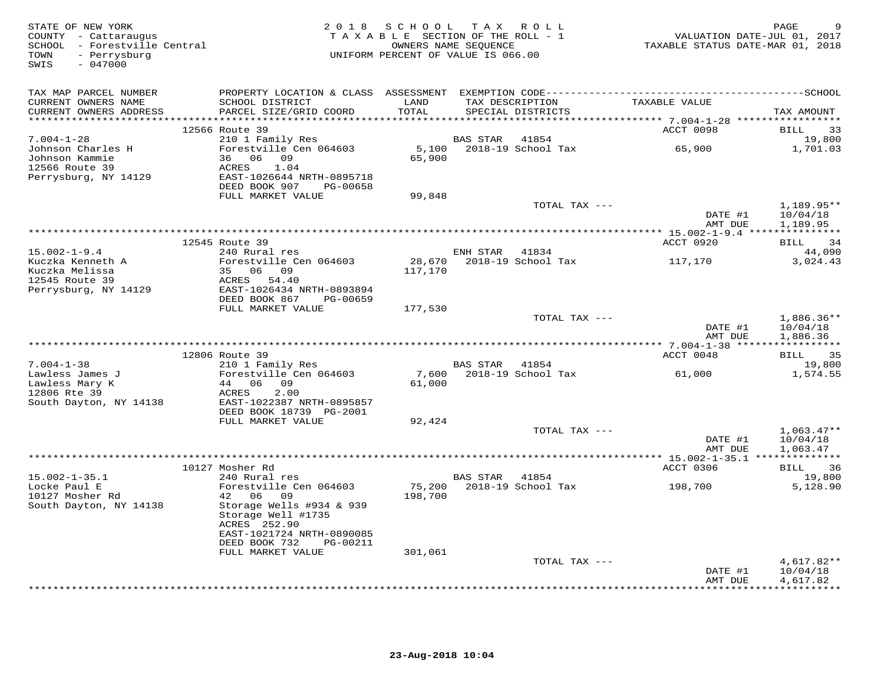STATE OF NEW YORK
COUNTY - Cattaraugus
SCHOOL - Forestville Central
TOWN - Perrysburg
SWIS - 047000

2 0 1 8 S C H O O L T A X R O L L
T A X A B L E SECTION OF THE ROLL - 1
OWNERS NAME SEQUENCE
UNIFORM PERCENT OF VALUE IS 066.00

VALUATION DATE-JUL 01, 2017
TAXABLE STATUS DATE-MAR 01, 2018

| TAX MAP PARCEL NUMBER / CURRENT OWNERS NAME / CURRENT OWNERS ADDRESS | PROPERTY LOCATION & CLASS / SCHOOL DISTRICT / PARCEL SIZE/GRID COORD | ASSESSMENT LAND / TOTAL | EXEMPTION CODE / TAX DESCRIPTION / SPECIAL DISTRICTS | TAXABLE VALUE | TAX AMOUNT |
|---|---|---|---|---|---|
| | 12566 Route 39 | | | ACCT 0098 | BILL 33 |
| 7.004-1-28 | 210 1 Family Res | | BAS STAR 41854 | | 19,800 |
| Johnson Charles H | Forestville Cen 064603 | 5,100 | 2018-19 School Tax | 65,900 | 1,701.03 |
| Johnson Kammie | 36 06 09 | 65,900 | | | |
| 12566 Route 39 | ACRES 1.04 | | | | |
| Perrysburg, NY 14129 | EAST-1026644 NRTH-0895718 | | | | |
| | DEED BOOK 907 PG-00658 | | | | |
| | FULL MARKET VALUE | 99,848 | | | |
| | | | TOTAL TAX --- | | 1,189.95** |
| | | | | DATE #1 | 10/04/18 |
| | | | | AMT DUE | 1,189.95 |
| | 12545 Route 39 | | | ACCT 0920 | BILL 34 |
| 15.002-1-9.4 | 240 Rural res | | ENH STAR 41834 | | 44,090 |
| Kuczka Kenneth A | Forestville Cen 064603 | 28,670 | 2018-19 School Tax | 117,170 | 3,024.43 |
| Kuczka Melissa | 35 06 09 | 117,170 | | | |
| 12545 Route 39 | ACRES 54.40 | | | | |
| Perrysburg, NY 14129 | EAST-1026434 NRTH-0893894 | | | | |
| | DEED BOOK 867 PG-00659 | | | | |
| | FULL MARKET VALUE | 177,530 | | | |
| | | | TOTAL TAX --- | | 1,886.36** |
| | | | | DATE #1 | 10/04/18 |
| | | | | AMT DUE | 1,886.36 |
| | 12806 Route 39 | | | ACCT 0048 | BILL 35 |
| 7.004-1-38 | 210 1 Family Res | | BAS STAR 41854 | | 19,800 |
| Lawless James J | Forestville Cen 064603 | 7,600 | 2018-19 School Tax | 61,000 | 1,574.55 |
| Lawless Mary K | 44 06 09 | 61,000 | | | |
| 12806 Rte 39 | ACRES 2.00 | | | | |
| South Dayton, NY 14138 | EAST-1022387 NRTH-0895857 | | | | |
| | DEED BOOK 18739 PG-2001 | | | | |
| | FULL MARKET VALUE | 92,424 | | | |
| | | | TOTAL TAX --- | | 1,063.47** |
| | | | | DATE #1 | 10/04/18 |
| | | | | AMT DUE | 1,063.47 |
| | 10127 Mosher Rd | | | ACCT 0306 | BILL 36 |
| 15.002-1-35.1 | 240 Rural res | | BAS STAR 41854 | | 19,800 |
| Locke Paul E | Forestville Cen 064603 | 75,200 | 2018-19 School Tax | 198,700 | 5,128.90 |
| 10127 Mosher Rd | 42 06 09 | 198,700 | | | |
| South Dayton, NY 14138 | Storage Wells #934 & 939 | | | | |
| | Storage Well #1735 | | | | |
| | ACRES 252.90 | | | | |
| | EAST-1021724 NRTH-0890085 | | | | |
| | DEED BOOK 732 PG-00211 | | | | |
| | FULL MARKET VALUE | 301,061 | | | |
| | | | TOTAL TAX --- | | 4,617.82** |
| | | | | DATE #1 | 10/04/18 |
| | | | | AMT DUE | 4,617.82 |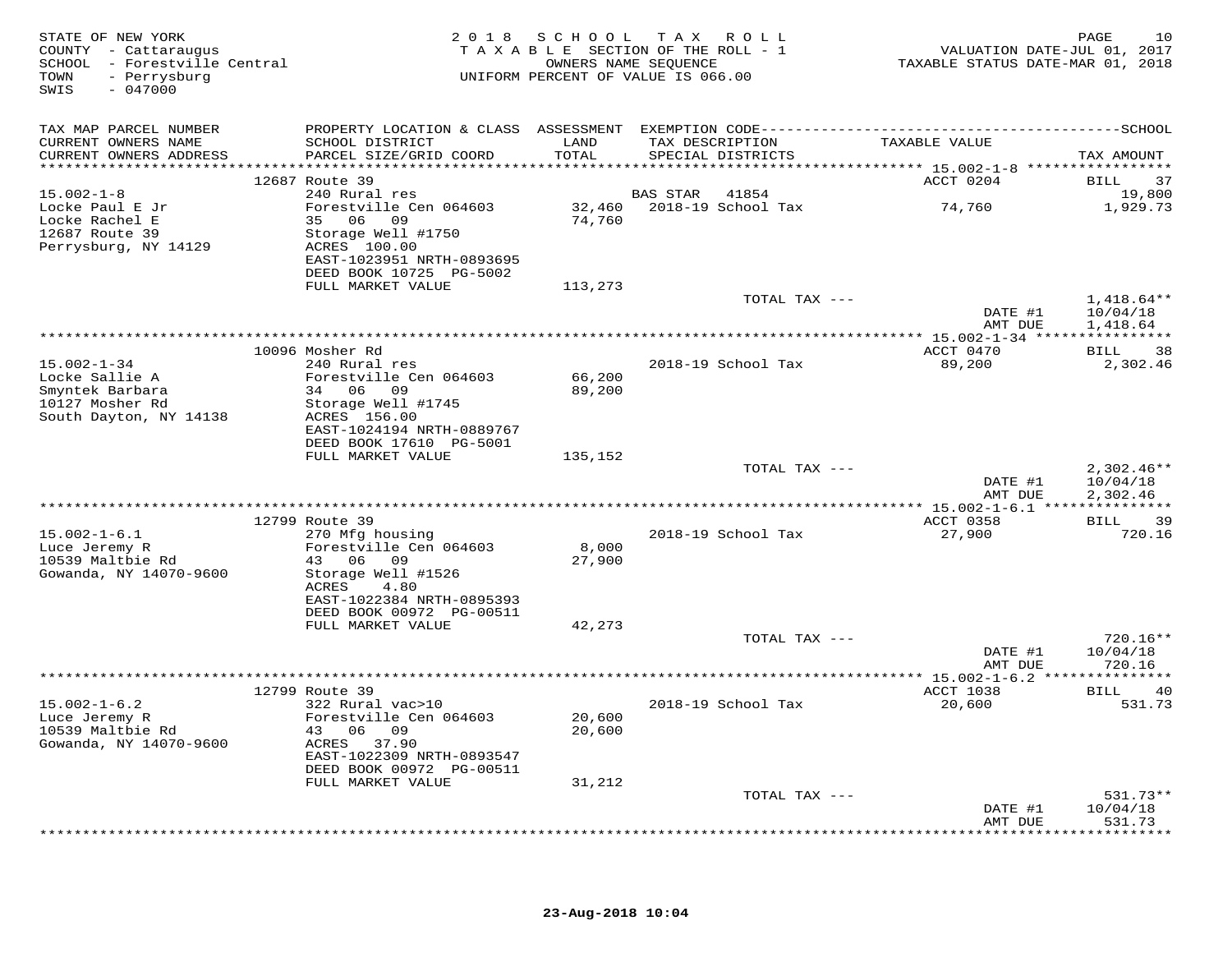STATE OF NEW YORK
COUNTY - Cattaraugus
SCHOOL - Forestville Central
TOWN - Perrysburg
SWIS - 047000

2 0 1 8 S C H O O L T A X R O L L
T A X A B L E SECTION OF THE ROLL - 1
OWNERS NAME SEQUENCE
UNIFORM PERCENT OF VALUE IS 066.00

VALUATION DATE-JUL 01, 2017
TAXABLE STATUS DATE-MAR 01, 2018

| TAX MAP PARCEL NUMBER / CURRENT OWNERS NAME / CURRENT OWNERS ADDRESS | PROPERTY LOCATION & CLASS / SCHOOL DISTRICT / PARCEL SIZE/GRID COORD | ASSESSMENT LAND / TOTAL | EXEMPTION CODE / TAX DESCRIPTION / SPECIAL DISTRICTS | TAXABLE VALUE | TAX AMOUNT |
|---|---|---|---|---|---|
| 15.002-1-8 | 12687 Route 39 | | | ACCT 0204 | BILL 37 |
| Locke Paul E Jr | 240 Rural res | | BAS STAR 41854 | | 19,800 |
| Locke Rachel E | Forestville Cen 064603 | 32,460 | 2018-19 School Tax | 74,760 | 1,929.73 |
| 12687 Route 39 | 35 06 09 | 74,760 | | | |
| Perrysburg, NY 14129 | Storage Well #1750 | | | | |
| | ACRES 100.00 | | | | |
| | EAST-1023951 NRTH-0893695 | | | | |
| | DEED BOOK 10725 PG-5002 | | | | |
| | FULL MARKET VALUE | 113,273 | | | |
| | | | TOTAL TAX --- | | 1,418.64** |
| | | | | DATE #1 | 10/04/18 |
| | | | | AMT DUE | 1,418.64 |
| 15.002-1-34 | 10096 Mosher Rd | | | ACCT 0470 | BILL 38 |
| Locke Sallie A | 240 Rural res | | 2018-19 School Tax | 89,200 | 2,302.46 |
| Smyntek Barbara | Forestville Cen 064603 | 66,200 | | | |
| 10127 Mosher Rd | 34 06 09 | 89,200 | | | |
| South Dayton, NY 14138 | Storage Well #1745 | | | | |
| | ACRES 156.00 | | | | |
| | EAST-1024194 NRTH-0889767 | | | | |
| | DEED BOOK 17610 PG-5001 | | | | |
| | FULL MARKET VALUE | 135,152 | | | |
| | | | TOTAL TAX --- | | 2,302.46** |
| | | | | DATE #1 | 10/04/18 |
| | | | | AMT DUE | 2,302.46 |
| 15.002-1-6.1 | 12799 Route 39 | | | ACCT 0358 | BILL 39 |
| Luce Jeremy R | 270 Mfg housing | | 2018-19 School Tax | 27,900 | 720.16 |
| 10539 Maltbie Rd | Forestville Cen 064603 | 8,000 | | | |
| Gowanda, NY 14070-9600 | 43 06 09 | 27,900 | | | |
| | Storage Well #1526 | | | | |
| | ACRES 4.80 | | | | |
| | EAST-1022384 NRTH-0895393 | | | | |
| | DEED BOOK 00972 PG-00511 | | | | |
| | FULL MARKET VALUE | 42,273 | | | |
| | | | TOTAL TAX --- | | 720.16** |
| | | | | DATE #1 | 10/04/18 |
| | | | | AMT DUE | 720.16 |
| 15.002-1-6.2 | 12799 Route 39 | | | ACCT 1038 | BILL 40 |
| Luce Jeremy R | 322 Rural vac>10 | | 2018-19 School Tax | 20,600 | 531.73 |
| 10539 Maltbie Rd | Forestville Cen 064603 | 20,600 | | | |
| Gowanda, NY 14070-9600 | 43 06 09 | 20,600 | | | |
| | ACRES 37.90 | | | | |
| | EAST-1022309 NRTH-0893547 | | | | |
| | DEED BOOK 00972 PG-00511 | | | | |
| | FULL MARKET VALUE | 31,212 | | | |
| | | | TOTAL TAX --- | | 531.73** |
| | | | | DATE #1 | 10/04/18 |
| | | | | AMT DUE | 531.73 |

23-Aug-2018 10:04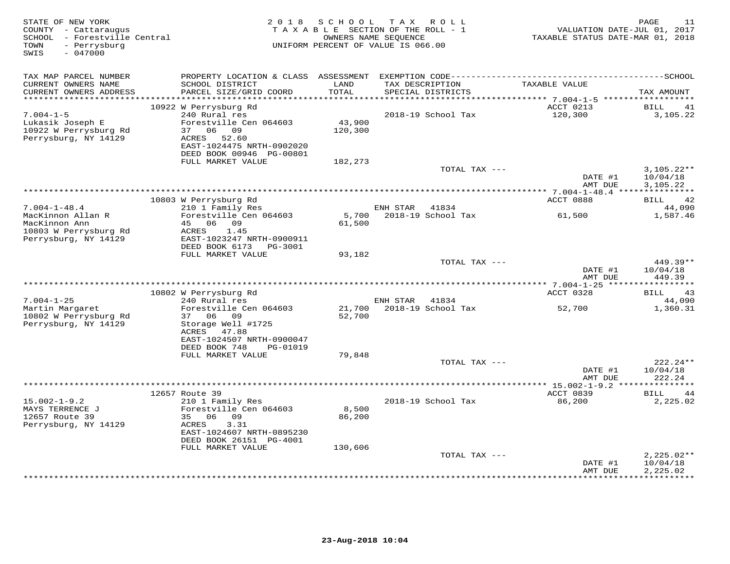STATE OF NEW YORK
COUNTY - Cattaraugus
SCHOOL - Forestville Central
TOWN - Perrysburg
SWIS - 047000

2018 SCHOOL TAX ROLL
TAXABLE SECTION OF THE ROLL - 1
OWNERS NAME SEQUENCE
UNIFORM PERCENT OF VALUE IS 066.00

VALUATION DATE-JUL 01, 2017
TAXABLE STATUS DATE-MAR 01, 2018

| TAX MAP PARCEL NUMBER / CURRENT OWNERS NAME / CURRENT OWNERS ADDRESS | PROPERTY LOCATION & CLASS / SCHOOL DISTRICT / PARCEL SIZE/GRID COORD | ASSESSMENT LAND / TOTAL | EXEMPTION CODE / TAX DESCRIPTION / SPECIAL DISTRICTS | TAXABLE VALUE | TAX AMOUNT |
|---|---|---|---|---|---|
| 7.004-1-5 | 10922 W Perrysburg Rd | | | ACCT 0213 | BILL 41 |
| Lukasik Joseph E | 240 Rural res | | 2018-19 School Tax | 120,300 | 3,105.22 |
| 10922 W Perrysburg Rd | Forestville Cen 064603 | 43,900 | | | |
| Perrysburg, NY 14129 | 37 06 09 | 120,300 | | | |
| | ACRES 52.60 | | | | |
| | EAST-1024475 NRTH-0902020 | | | | |
| | DEED BOOK 00946 PG-00801 | | | | |
| | FULL MARKET VALUE | 182,273 | | | |
| | | | TOTAL TAX --- | | 3,105.22** |
| | | | | DATE #1 | 10/04/18 |
| | | | | AMT DUE | 3,105.22 |
| 7.004-1-48.4 | 10803 W Perrysburg Rd | | | ACCT 0888 | BILL 42 |
| MacKinnon Allan R | 210 1 Family Res | | ENH STAR 41834 | | 44,090 |
| MacKinnon Ann | Forestville Cen 064603 | 5,700 | 2018-19 School Tax | 61,500 | 1,587.46 |
| 10803 W Perrysburg Rd | 45 06 09 | 61,500 | | | |
| Perrysburg, NY 14129 | ACRES 1.45 | | | | |
| | EAST-1023247 NRTH-0900911 | | | | |
| | DEED BOOK 6173 PG-3001 | | | | |
| | FULL MARKET VALUE | 93,182 | | | |
| | | | TOTAL TAX --- | | 449.39** |
| | | | | DATE #1 | 10/04/18 |
| | | | | AMT DUE | 449.39 |
| 7.004-1-25 | 10802 W Perrysburg Rd | | | ACCT 0328 | BILL 43 |
| Martin Margaret | 240 Rural res | | ENH STAR 41834 | | 44,090 |
| 10802 W Perrysburg Rd | Forestville Cen 064603 | 21,700 | 2018-19 School Tax | 52,700 | 1,360.31 |
| Perrysburg, NY 14129 | 37 06 09 | 52,700 | | | |
| | Storage Well #1725 | | | | |
| | ACRES 47.88 | | | | |
| | EAST-1024507 NRTH-0900047 | | | | |
| | DEED BOOK 748 PG-01019 | | | | |
| | FULL MARKET VALUE | 79,848 | | | |
| | | | TOTAL TAX --- | | 222.24** |
| | | | | DATE #1 | 10/04/18 |
| | | | | AMT DUE | 222.24 |
| 15.002-1-9.2 | 12657 Route 39 | | | ACCT 0839 | BILL 44 |
| MAYS TERRENCE J | 210 1 Family Res | | 2018-19 School Tax | 86,200 | 2,225.02 |
| 12657 Route 39 | Forestville Cen 064603 | 8,500 | | | |
| Perrysburg, NY 14129 | 35 06 09 | 86,200 | | | |
| | ACRES 3.31 | | | | |
| | EAST-1024607 NRTH-0895230 | | | | |
| | DEED BOOK 26151 PG-4001 | | | | |
| | FULL MARKET VALUE | 130,606 | | | |
| | | | TOTAL TAX --- | | 2,225.02** |
| | | | | DATE #1 | 10/04/18 |
| | | | | AMT DUE | 2,225.02 |

23-Aug-2018 10:04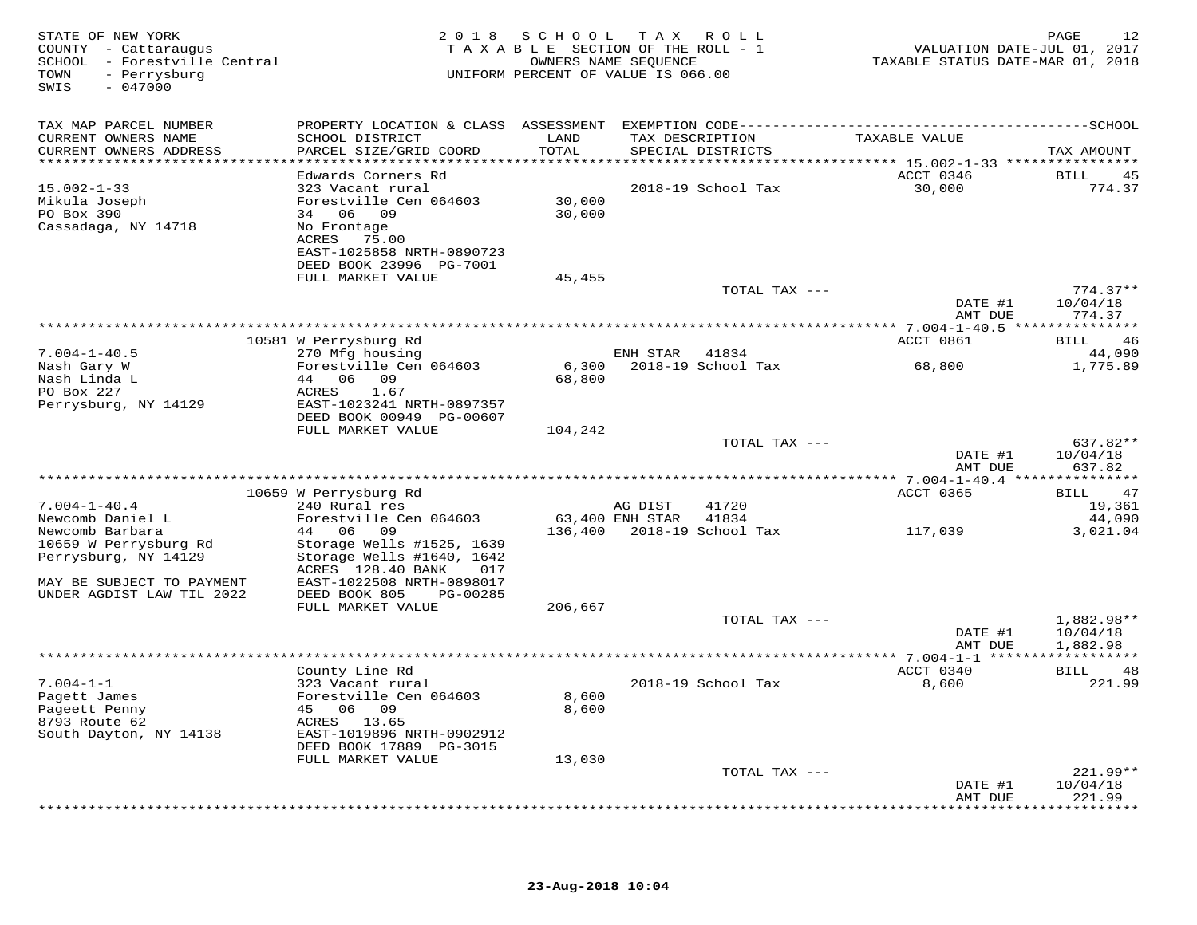STATE OF NEW YORK
COUNTY - Cattaraugus
SCHOOL - Forestville Central
TOWN - Perrysburg
SWIS - 047000

2018 SCHOOL TAX ROLL
TAXABLE SECTION OF THE ROLL - 1
OWNERS NAME SEQUENCE
UNIFORM PERCENT OF VALUE IS 066.00

VALUATION DATE-JUL 01, 2017
TAXABLE STATUS DATE-MAR 01, 2018

| TAX MAP PARCEL NUMBER / CURRENT OWNERS NAME / CURRENT OWNERS ADDRESS | PROPERTY LOCATION & CLASS / SCHOOL DISTRICT / PARCEL SIZE/GRID COORD | ASSESSMENT LAND / TOTAL | EXEMPTION CODE / TAX DESCRIPTION / SPECIAL DISTRICTS | TAXABLE VALUE | TAX AMOUNT |
|---|---|---|---|---|---|
| **15.002-1-33** | Edwards Corners Rd | | | ACCT 0346 | BILL 45 |
| 15.002-1-33 | 323 Vacant rural | | 2018-19 School Tax | 30,000 | 774.37 |
| Mikula Joseph | Forestville Cen 064603 | 30,000 | | | |
| PO Box 390 | 34 06 09 | 30,000 | | | |
| Cassadaga, NY 14718 | No Frontage | | | | |
| | ACRES 75.00 | | | | |
| | EAST-1025858 NRTH-0890723 | | | | |
| | DEED BOOK 23996 PG-7001 | | | | |
| | FULL MARKET VALUE | 45,455 | | | |
| | | | TOTAL TAX --- | | 774.37** |
| | | | | DATE #1 | 10/04/18 |
| | | | | AMT DUE | 774.37 |
| **7.004-1-40.5** | 10581 W Perrysburg Rd | | | ACCT 0861 | BILL 46 |
| 7.004-1-40.5 | 270 Mfg housing | | ENH STAR 41834 | | 44,090 |
| Nash Gary W | Forestville Cen 064603 | 6,300 | 2018-19 School Tax | 68,800 | 1,775.89 |
| Nash Linda L | 44 06 09 | 68,800 | | | |
| PO Box 227 | ACRES 1.67 | | | | |
| Perrysburg, NY 14129 | EAST-1023241 NRTH-0897357 | | | | |
| | DEED BOOK 00949 PG-00607 | | | | |
| | FULL MARKET VALUE | 104,242 | | | |
| | | | TOTAL TAX --- | | 637.82** |
| | | | | DATE #1 | 10/04/18 |
| | | | | AMT DUE | 637.82 |
| **7.004-1-40.4** | 10659 W Perrysburg Rd | | | ACCT 0365 | BILL 47 |
| 7.004-1-40.4 | 240 Rural res | | AG DIST 41720 | | 19,361 |
| Newcomb Daniel L | Forestville Cen 064603 | 63,400 | ENH STAR 41834 | | 44,090 |
| Newcomb Barbara | 44 06 09 | 136,400 | 2018-19 School Tax | 117,039 | 3,021.04 |
| 10659 W Perrysburg Rd | Storage Wells #1525, 1639 | | | | |
| Perrysburg, NY 14129 | Storage Wells #1640, 1642 | | | | |
| | ACRES 128.40 BANK 017 | | | | |
| MAY BE SUBJECT TO PAYMENT | EAST-1022508 NRTH-0898017 | | | | |
| UNDER AGDIST LAW TIL 2022 | DEED BOOK 805 PG-00285 | | | | |
| | FULL MARKET VALUE | 206,667 | | | |
| | | | TOTAL TAX --- | | 1,882.98** |
| | | | | DATE #1 | 10/04/18 |
| | | | | AMT DUE | 1,882.98 |
| **7.004-1-1** | County Line Rd | | | ACCT 0340 | BILL 48 |
| 7.004-1-1 | 323 Vacant rural | | 2018-19 School Tax | 8,600 | 221.99 |
| Pagett James | Forestville Cen 064603 | 8,600 | | | |
| Pageett Penny | 45 06 09 | 8,600 | | | |
| 8793 Route 62 | ACRES 13.65 | | | | |
| South Dayton, NY 14138 | EAST-1019896 NRTH-0902912 | | | | |
| | DEED BOOK 17889 PG-3015 | | | | |
| | FULL MARKET VALUE | 13,030 | | | |
| | | | TOTAL TAX --- | | 221.99** |
| | | | | DATE #1 | 10/04/18 |
| | | | | AMT DUE | 221.99 |

23-Aug-2018 10:04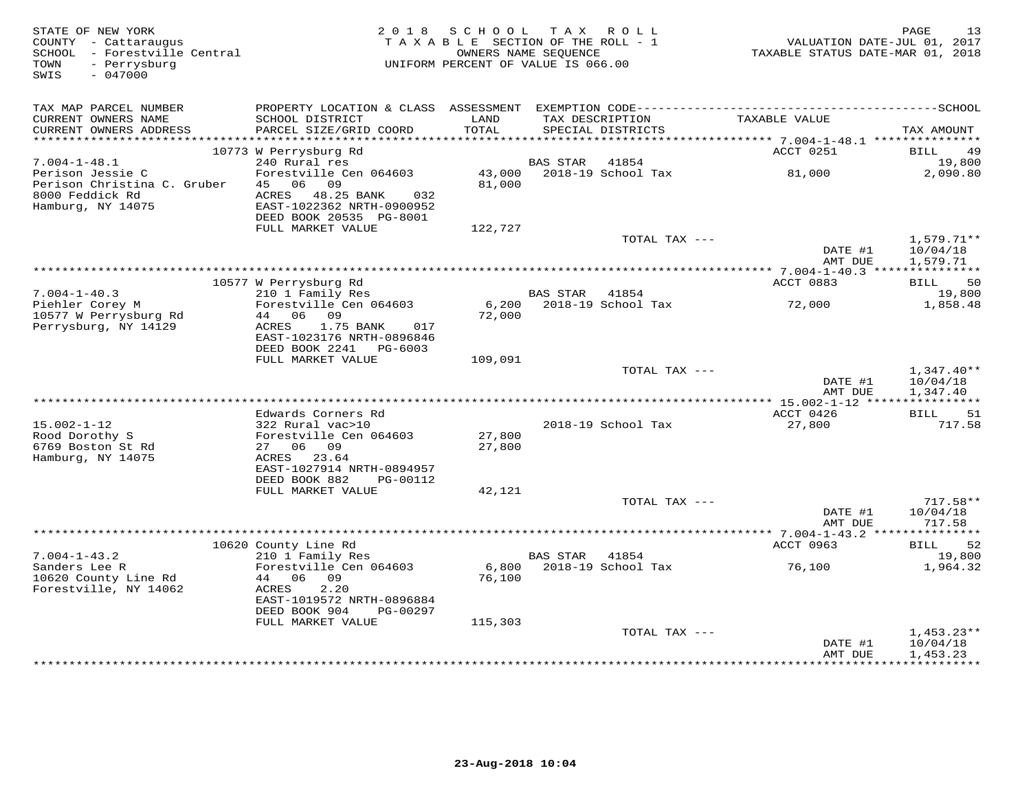STATE OF NEW YORK — 2018 SCHOOL TAX ROLL
COUNTY - Cattaraugus — TAXABLE SECTION OF THE ROLL - 1 — VALUATION DATE-JUL 01, 2017
SCHOOL - Forestville Central — OWNERS NAME SEQUENCE — TAXABLE STATUS DATE-MAR 01, 2018
TOWN - Perrysburg — UNIFORM PERCENT OF VALUE IS 066.00
SWIS - 047000

| TAX MAP PARCEL NUMBER / CURRENT OWNERS NAME / CURRENT OWNERS ADDRESS | PROPERTY LOCATION & CLASS / SCHOOL DISTRICT / PARCEL SIZE/GRID COORD | ASSESSMENT LAND / TOTAL | EXEMPTION CODE / TAX DESCRIPTION / SPECIAL DISTRICTS | TAXABLE VALUE | TAX AMOUNT |
|---|---|---|---|---|---|
| 7.004-1-48.1 | 10773 W Perrysburg Rd | | | ACCT 0251 | BILL 49 |
| Perison Jessie C | 240 Rural res | | BAS STAR 41854 | | 19,800 |
| Perison Christina C. Gruber | Forestville Cen 064603 | 43,000 | 2018-19 School Tax | 81,000 | 2,090.80 |
| 8000 Feddick Rd | 45 06 09 | 81,000 | | | |
| Hamburg, NY 14075 | ACRES 48.25 BANK 032 | | | | |
| | EAST-1022362 NRTH-0900952 | | | | |
| | DEED BOOK 20535 PG-8001 | | | | |
| | FULL MARKET VALUE | 122,727 | | | |
| | | | TOTAL TAX --- | | 1,579.71** |
| | | | | DATE #1 | 10/04/18 |
| | | | | AMT DUE | 1,579.71 |
| 7.004-1-40.3 | 10577 W Perrysburg Rd | | | ACCT 0883 | BILL 50 |
| Piehler Corey M | 210 1 Family Res | | BAS STAR 41854 | | 19,800 |
| 10577 W Perrysburg Rd | Forestville Cen 064603 | 6,200 | 2018-19 School Tax | 72,000 | 1,858.48 |
| Perrysburg, NY 14129 | 44 06 09 | 72,000 | | | |
| | ACRES 1.75 BANK 017 | | | | |
| | EAST-1023176 NRTH-0896846 | | | | |
| | DEED BOOK 2241 PG-6003 | | | | |
| | FULL MARKET VALUE | 109,091 | | | |
| | | | TOTAL TAX --- | | 1,347.40** |
| | | | | DATE #1 | 10/04/18 |
| | | | | AMT DUE | 1,347.40 |
| 15.002-1-12 | Edwards Corners Rd | | | ACCT 0426 | BILL 51 |
| Rood Dorothy S | 322 Rural vac>10 | | 2018-19 School Tax | 27,800 | 717.58 |
| 6769 Boston St Rd | Forestville Cen 064603 | 27,800 | | | |
| Hamburg, NY 14075 | 27 06 09 | 27,800 | | | |
| | ACRES 23.64 | | | | |
| | EAST-1027914 NRTH-0894957 | | | | |
| | DEED BOOK 882 PG-00112 | | | | |
| | FULL MARKET VALUE | 42,121 | | | |
| | | | TOTAL TAX --- | | 717.58** |
| | | | | DATE #1 | 10/04/18 |
| | | | | AMT DUE | 717.58 |
| 7.004-1-43.2 | 10620 County Line Rd | | | ACCT 0963 | BILL 52 |
| Sanders Lee R | 210 1 Family Res | | BAS STAR 41854 | | 19,800 |
| 10620 County Line Rd | Forestville Cen 064603 | 6,800 | 2018-19 School Tax | 76,100 | 1,964.32 |
| Forestville, NY 14062 | 44 06 09 | 76,100 | | | |
| | ACRES 2.20 | | | | |
| | EAST-1019572 NRTH-0896884 | | | | |
| | DEED BOOK 904 PG-00297 | | | | |
| | FULL MARKET VALUE | 115,303 | | | |
| | | | TOTAL TAX --- | | 1,453.23** |
| | | | | DATE #1 | 10/04/18 |
| | | | | AMT DUE | 1,453.23 |

23-Aug-2018 10:04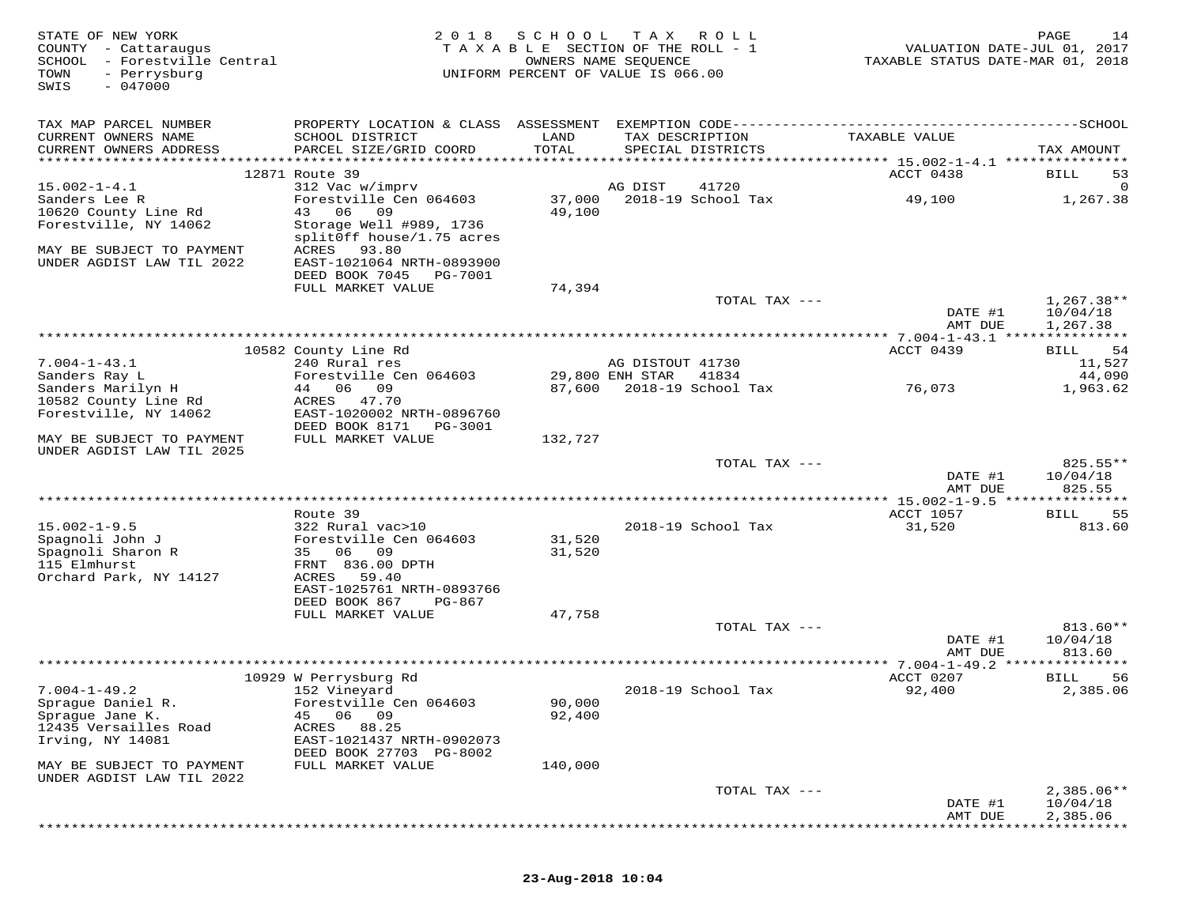STATE OF NEW YORK
COUNTY - Cattaraugus
SCHOOL - Forestville Central
TOWN - Perrysburg
SWIS - 047000

**2018 SCHOOL TAX ROLL**
TAXABLE SECTION OF THE ROLL - 1
OWNERS NAME SEQUENCE
UNIFORM PERCENT OF VALUE IS 066.00

VALUATION DATE-JUL 01, 2017
TAXABLE STATUS DATE-MAR 01, 2018

| TAX MAP PARCEL NUMBER / CURRENT OWNERS NAME / CURRENT OWNERS ADDRESS | PROPERTY LOCATION & CLASS / SCHOOL DISTRICT / PARCEL SIZE/GRID COORD | ASSESSMENT LAND / TOTAL | EXEMPTION CODE / TAX DESCRIPTION / SPECIAL DISTRICTS | TAXABLE VALUE | TAX AMOUNT |
|---|---|---|---|---|---|
| **15.002-1-4.1** | 12871 Route 39 | | | ACCT 0438 | BILL 53 |
| Sanders Lee R | 312 Vac w/imprv | | AG DIST 41720 | | 0 |
| 10620 County Line Rd | Forestville Cen 064603 | 37,000 | 2018-19 School Tax | 49,100 | 1,267.38 |
| Forestville, NY 14062 | 43 06 09 | 49,100 | | | |
| | Storage Well #989, 1736 | | | | |
| | split0ff house/1.75 acres | | | | |
| MAY BE SUBJECT TO PAYMENT | ACRES 93.80 | | | | |
| UNDER AGDIST LAW TIL 2022 | EAST-1021064 NRTH-0893900 | | | | |
| | DEED BOOK 7045 PG-7001 | | | | |
| | FULL MARKET VALUE | 74,394 | | | |
| | | | TOTAL TAX --- | | 1,267.38** |
| | | | | DATE #1 | 10/04/18 |
| | | | | AMT DUE | 1,267.38 |
| **7.004-1-43.1** | 10582 County Line Rd | | | ACCT 0439 | BILL 54 |
| Sanders Ray L | 240 Rural res | | AG DISTOUT 41730 | | 11,527 |
| Sanders Marilyn H | Forestville Cen 064603 | 29,800 | ENH STAR 41834 | | 44,090 |
| 10582 County Line Rd | 44 06 09 | 87,600 | 2018-19 School Tax | 76,073 | 1,963.62 |
| Forestville, NY 14062 | ACRES 47.70 | | | | |
| | EAST-1020002 NRTH-0896760 | | | | |
| | DEED BOOK 8171 PG-3001 | | | | |
| MAY BE SUBJECT TO PAYMENT | FULL MARKET VALUE | 132,727 | | | |
| UNDER AGDIST LAW TIL 2025 | | | | | |
| | | | TOTAL TAX --- | | 825.55** |
| | | | | DATE #1 | 10/04/18 |
| | | | | AMT DUE | 825.55 |
| **15.002-1-9.5** | Route 39 | | | ACCT 1057 | BILL 55 |
| Spagnoli John J | 322 Rural vac>10 | | 2018-19 School Tax | 31,520 | 813.60 |
| Spagnoli Sharon R | Forestville Cen 064603 | 31,520 | | | |
| 115 Elmhurst | 35 06 09 | 31,520 | | | |
| Orchard Park, NY 14127 | FRNT 836.00 DPTH | | | | |
| | ACRES 59.40 | | | | |
| | EAST-1025761 NRTH-0893766 | | | | |
| | DEED BOOK 867 PG-867 | | | | |
| | FULL MARKET VALUE | 47,758 | | | |
| | | | TOTAL TAX --- | | 813.60** |
| | | | | DATE #1 | 10/04/18 |
| | | | | AMT DUE | 813.60 |
| **7.004-1-49.2** | 10929 W Perrysburg Rd | | | ACCT 0207 | BILL 56 |
| Sprague Daniel R. | 152 Vineyard | | 2018-19 School Tax | 92,400 | 2,385.06 |
| Sprague Jane K. | Forestville Cen 064603 | 90,000 | | | |
| 12435 Versailles Road | 45 06 09 | 92,400 | | | |
| Irving, NY 14081 | ACRES 88.25 | | | | |
| | EAST-1021437 NRTH-0902073 | | | | |
| | DEED BOOK 27703 PG-8002 | | | | |
| MAY BE SUBJECT TO PAYMENT | FULL MARKET VALUE | 140,000 | | | |
| UNDER AGDIST LAW TIL 2022 | | | | | |
| | | | TOTAL TAX --- | | 2,385.06** |
| | | | | DATE #1 | 10/04/18 |
| | | | | AMT DUE | 2,385.06 |

23-Aug-2018 10:04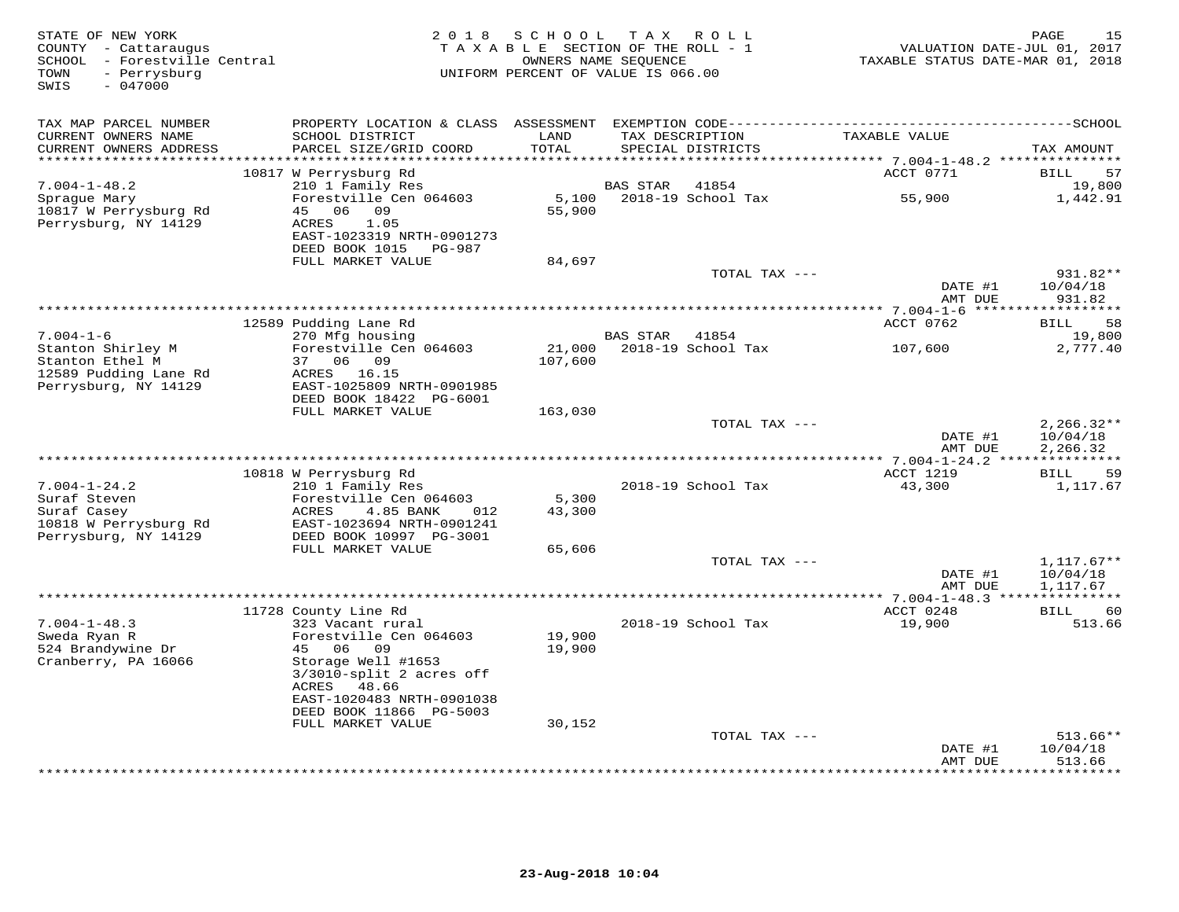STATE OF NEW YORK
COUNTY - Cattaraugus
SCHOOL - Forestville Central
TOWN - Perrysburg
SWIS - 047000

2018 SCHOOL TAX ROLL
TAXABLE SECTION OF THE ROLL - 1
OWNERS NAME SEQUENCE
UNIFORM PERCENT OF VALUE IS 066.00

VALUATION DATE-JUL 01, 2017
TAXABLE STATUS DATE-MAR 01, 2018

| TAX MAP PARCEL NUMBER / CURRENT OWNERS NAME / CURRENT OWNERS ADDRESS | PROPERTY LOCATION & CLASS / SCHOOL DISTRICT / PARCEL SIZE/GRID COORD | ASSESSMENT LAND / TOTAL | EXEMPTION CODE / TAX DESCRIPTION / SPECIAL DISTRICTS | TAXABLE VALUE | TAX AMOUNT |
|---|---|---|---|---|---|
| | 10817 W Perrysburg Rd | | | ACCT 0771 | BILL 57 |
| 7.004-1-48.2 | 210 1 Family Res | | BAS STAR 41854 | | 19,800 |
| Sprague Mary | Forestville Cen 064603 | 5,100 | 2018-19 School Tax | 55,900 | 1,442.91 |
| 10817 W Perrysburg Rd | 45 06 09 | 55,900 | | | |
| Perrysburg, NY 14129 | ACRES 1.05 | | | | |
| | EAST-1023319 NRTH-0901273 | | | | |
| | DEED BOOK 1015 PG-987 | | | | |
| | FULL MARKET VALUE | 84,697 | | | |
| | | | TOTAL TAX --- | | 931.82** |
| | | | | DATE #1 | 10/04/18 |
| | | | | AMT DUE | 931.82 |
| | 12589 Pudding Lane Rd | | | ACCT 0762 | BILL 58 |
| 7.004-1-6 | 270 Mfg housing | | BAS STAR 41854 | | 19,800 |
| Stanton Shirley M | Forestville Cen 064603 | 21,000 | 2018-19 School Tax | 107,600 | 2,777.40 |
| Stanton Ethel M | 37 06 09 | 107,600 | | | |
| 12589 Pudding Lane Rd | ACRES 16.15 | | | | |
| Perrysburg, NY 14129 | EAST-1025809 NRTH-0901985 | | | | |
| | DEED BOOK 18422 PG-6001 | | | | |
| | FULL MARKET VALUE | 163,030 | | | |
| | | | TOTAL TAX --- | | 2,266.32** |
| | | | | DATE #1 | 10/04/18 |
| | | | | AMT DUE | 2,266.32 |
| | 10818 W Perrysburg Rd | | | ACCT 1219 | BILL 59 |
| 7.004-1-24.2 | 210 1 Family Res | | 2018-19 School Tax | 43,300 | 1,117.67 |
| Suraf Steven | Forestville Cen 064603 | 5,300 | | | |
| Suraf Casey | ACRES 4.85 BANK 012 | 43,300 | | | |
| 10818 W Perrysburg Rd | EAST-1023694 NRTH-0901241 | | | | |
| Perrysburg, NY 14129 | DEED BOOK 10997 PG-3001 | | | | |
| | FULL MARKET VALUE | 65,606 | | | |
| | | | TOTAL TAX --- | | 1,117.67** |
| | | | | DATE #1 | 10/04/18 |
| | | | | AMT DUE | 1,117.67 |
| | 11728 County Line Rd | | | ACCT 0248 | BILL 60 |
| 7.004-1-48.3 | 323 Vacant rural | | 2018-19 School Tax | 19,900 | 513.66 |
| Sweda Ryan R | Forestville Cen 064603 | 19,900 | | | |
| 524 Brandywine Dr | 45 06 09 | 19,900 | | | |
| Cranberry, PA 16066 | Storage Well #1653 | | | | |
| | 3/3010-split 2 acres off | | | | |
| | ACRES 48.66 | | | | |
| | EAST-1020483 NRTH-0901038 | | | | |
| | DEED BOOK 11866 PG-5003 | | | | |
| | FULL MARKET VALUE | 30,152 | | | |
| | | | TOTAL TAX --- | | 513.66** |
| | | | | DATE #1 | 10/04/18 |
| | | | | AMT DUE | 513.66 |

23-Aug-2018 10:04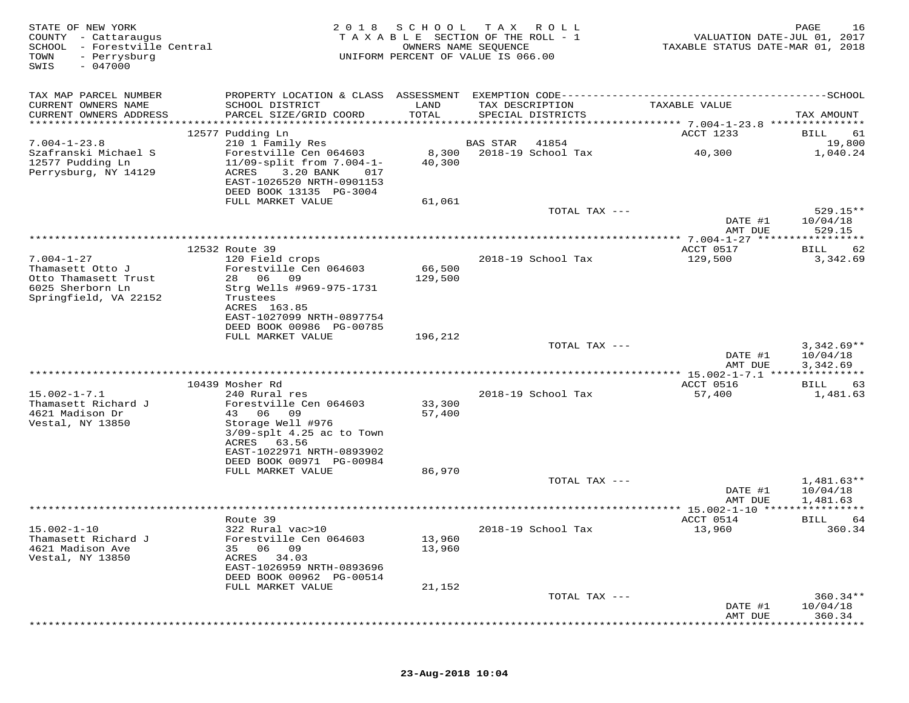STATE OF NEW YORK
COUNTY - Cattaraugus
SCHOOL - Forestville Central
TOWN - Perrysburg
SWIS - 047000

2018 SCHOOL TAX ROLL
TAXABLE SECTION OF THE ROLL - 1
OWNERS NAME SEQUENCE
UNIFORM PERCENT OF VALUE IS 066.00

VALUATION DATE-JUL 01, 2017
TAXABLE STATUS DATE-MAR 01, 2018

| TAX MAP PARCEL NUMBER / CURRENT OWNERS NAME / CURRENT OWNERS ADDRESS | PROPERTY LOCATION & CLASS / SCHOOL DISTRICT / PARCEL SIZE/GRID COORD | ASSESSMENT LAND / TOTAL | EXEMPTION CODE / TAX DESCRIPTION / SPECIAL DISTRICTS | TAXABLE VALUE | TAX AMOUNT |
|---|---|---|---|---|---|
| | 12577 Pudding Ln | | | ACCT 1233 | BILL 61 |
| 7.004-1-23.8 | 210 1 Family Res | | BAS STAR 41854 | | 19,800 |
| Szafranski Michael S | Forestville Cen 064603 | 8,300 | 2018-19 School Tax | 40,300 | 1,040.24 |
| 12577 Pudding Ln | 11/09-split from 7.004-1- | 40,300 | | | |
| Perrysburg, NY 14129 | ACRES 3.20 BANK 017 | | | | |
| | EAST-1026520 NRTH-0901153 | | | | |
| | DEED BOOK 13135 PG-3004 | | | | |
| | FULL MARKET VALUE | 61,061 | | | |
| | | | TOTAL TAX --- | | 529.15** |
| | | | | DATE #1 | 10/04/18 |
| | | | | AMT DUE | 529.15 |
| | 12532 Route 39 | | | ACCT 0517 | BILL 62 |
| 7.004-1-27 | 120 Field crops | | 2018-19 School Tax | 129,500 | 3,342.69 |
| Thamasett Otto J | Forestville Cen 064603 | 66,500 | | | |
| Otto Thamasett Trust | 28 06 09 | 129,500 | | | |
| 6025 Sherborn Ln | Strg Wells #969-975-1731 | | | | |
| Springfield, VA 22152 | Trustees | | | | |
| | ACRES 163.85 | | | | |
| | EAST-1027099 NRTH-0897754 | | | | |
| | DEED BOOK 00986 PG-00785 | | | | |
| | FULL MARKET VALUE | 196,212 | | | |
| | | | TOTAL TAX --- | | 3,342.69** |
| | | | | DATE #1 | 10/04/18 |
| | | | | AMT DUE | 3,342.69 |
| | 10439 Mosher Rd | | | ACCT 0516 | BILL 63 |
| 15.002-1-7.1 | 240 Rural res | | 2018-19 School Tax | 57,400 | 1,481.63 |
| Thamasett Richard J | Forestville Cen 064603 | 33,300 | | | |
| 4621 Madison Dr | 43 06 09 | 57,400 | | | |
| Vestal, NY 13850 | Storage Well #976 | | | | |
| | 3/09-splt 4.25 ac to Town | | | | |
| | ACRES 63.56 | | | | |
| | EAST-1022971 NRTH-0893902 | | | | |
| | DEED BOOK 00971 PG-00984 | | | | |
| | FULL MARKET VALUE | 86,970 | | | |
| | | | TOTAL TAX --- | | 1,481.63** |
| | | | | DATE #1 | 10/04/18 |
| | | | | AMT DUE | 1,481.63 |
| | Route 39 | | | ACCT 0514 | BILL 64 |
| 15.002-1-10 | 322 Rural vac>10 | | 2018-19 School Tax | 13,960 | 360.34 |
| Thamasett Richard J | Forestville Cen 064603 | 13,960 | | | |
| 4621 Madison Ave | 35 06 09 | 13,960 | | | |
| Vestal, NY 13850 | ACRES 34.03 | | | | |
| | EAST-1026959 NRTH-0893696 | | | | |
| | DEED BOOK 00962 PG-00514 | | | | |
| | FULL MARKET VALUE | 21,152 | | | |
| | | | TOTAL TAX --- | | 360.34** |
| | | | | DATE #1 | 10/04/18 |
| | | | | AMT DUE | 360.34 |

23-Aug-2018 10:04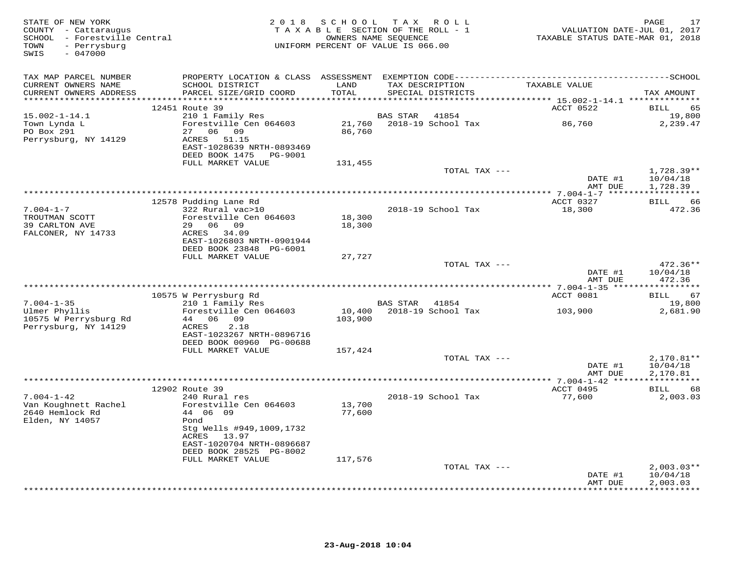STATE OF NEW YORK
COUNTY - Cattaraugus
SCHOOL - Forestville Central
TOWN - Perrysburg
SWIS - 047000

2018 SCHOOL TAX ROLL
TAXABLE SECTION OF THE ROLL - 1
OWNERS NAME SEQUENCE
UNIFORM PERCENT OF VALUE IS 066.00

VALUATION DATE-JUL 01, 2017
TAXABLE STATUS DATE-MAR 01, 2018

| TAX MAP PARCEL NUMBER / CURRENT OWNERS NAME / CURRENT OWNERS ADDRESS | PROPERTY LOCATION & CLASS / SCHOOL DISTRICT / PARCEL SIZE/GRID COORD | ASSESSMENT LAND / TOTAL | EXEMPTION CODE / TAX DESCRIPTION / SPECIAL DISTRICTS | TAXABLE VALUE | SCHOOL TAX AMOUNT |
|---|---|---|---|---|---|
| 15.002-1-14.1 | 12451 Route 39 | | | ACCT 0522 | BILL 65 |
| Town Lynda L | 210 1 Family Res | | BAS STAR 41854 | | 19,800 |
| PO Box 291 | Forestville Cen 064603 | 21,760 | 2018-19 School Tax | 86,760 | 2,239.47 |
| Perrysburg, NY 14129 | 27 06 09 | 86,760 | | | |
| | ACRES 51.15 | | | | |
| | EAST-1028639 NRTH-0893469 | | | | |
| | DEED BOOK 1475 PG-9001 | | | | |
| | FULL MARKET VALUE | 131,455 | | | |
| | | | TOTAL TAX --- | | 1,728.39** |
| | | | | DATE #1 | 10/04/18 |
| | | | | AMT DUE | 1,728.39 |
| 7.004-1-7 | 12578 Pudding Lane Rd | | | ACCT 0327 | BILL 66 |
| TROUTMAN SCOTT | 322 Rural vac>10 | | 2018-19 School Tax | 18,300 | 472.36 |
| 39 CARLTON AVE | Forestville Cen 064603 | 18,300 | | | |
| FALCONER, NY 14733 | 29 06 09 | 18,300 | | | |
| | ACRES 34.09 | | | | |
| | EAST-1026803 NRTH-0901944 | | | | |
| | DEED BOOK 23848 PG-6001 | | | | |
| | FULL MARKET VALUE | 27,727 | | | |
| | | | TOTAL TAX --- | | 472.36** |
| | | | | DATE #1 | 10/04/18 |
| | | | | AMT DUE | 472.36 |
| 7.004-1-35 | 10575 W Perrysburg Rd | | | ACCT 0081 | BILL 67 |
| Ulmer Phyllis | 210 1 Family Res | | BAS STAR 41854 | | 19,800 |
| 10575 W Perrysburg Rd | Forestville Cen 064603 | 10,400 | 2018-19 School Tax | 103,900 | 2,681.90 |
| Perrysburg, NY 14129 | 44 06 09 | 103,900 | | | |
| | ACRES 2.18 | | | | |
| | EAST-1023267 NRTH-0896716 | | | | |
| | DEED BOOK 00960 PG-00688 | | | | |
| | FULL MARKET VALUE | 157,424 | | | |
| | | | TOTAL TAX --- | | 2,170.81** |
| | | | | DATE #1 | 10/04/18 |
| | | | | AMT DUE | 2,170.81 |
| 7.004-1-42 | 12902 Route 39 | | | ACCT 0495 | BILL 68 |
| Van Koughnett Rachel | 240 Rural res | | 2018-19 School Tax | 77,600 | 2,003.03 |
| 2640 Hemlock Rd | Forestville Cen 064603 | 13,700 | | | |
| Elden, NY 14057 | 44 06 09 | 77,600 | | | |
| | Pond | | | | |
| | Stg Wells #949,1009,1732 | | | | |
| | ACRES 13.97 | | | | |
| | EAST-1020704 NRTH-0896687 | | | | |
| | DEED BOOK 28525 PG-8002 | | | | |
| | FULL MARKET VALUE | 117,576 | | | |
| | | | TOTAL TAX --- | | 2,003.03** |
| | | | | DATE #1 | 10/04/18 |
| | | | | AMT DUE | 2,003.03 |

23-Aug-2018 10:04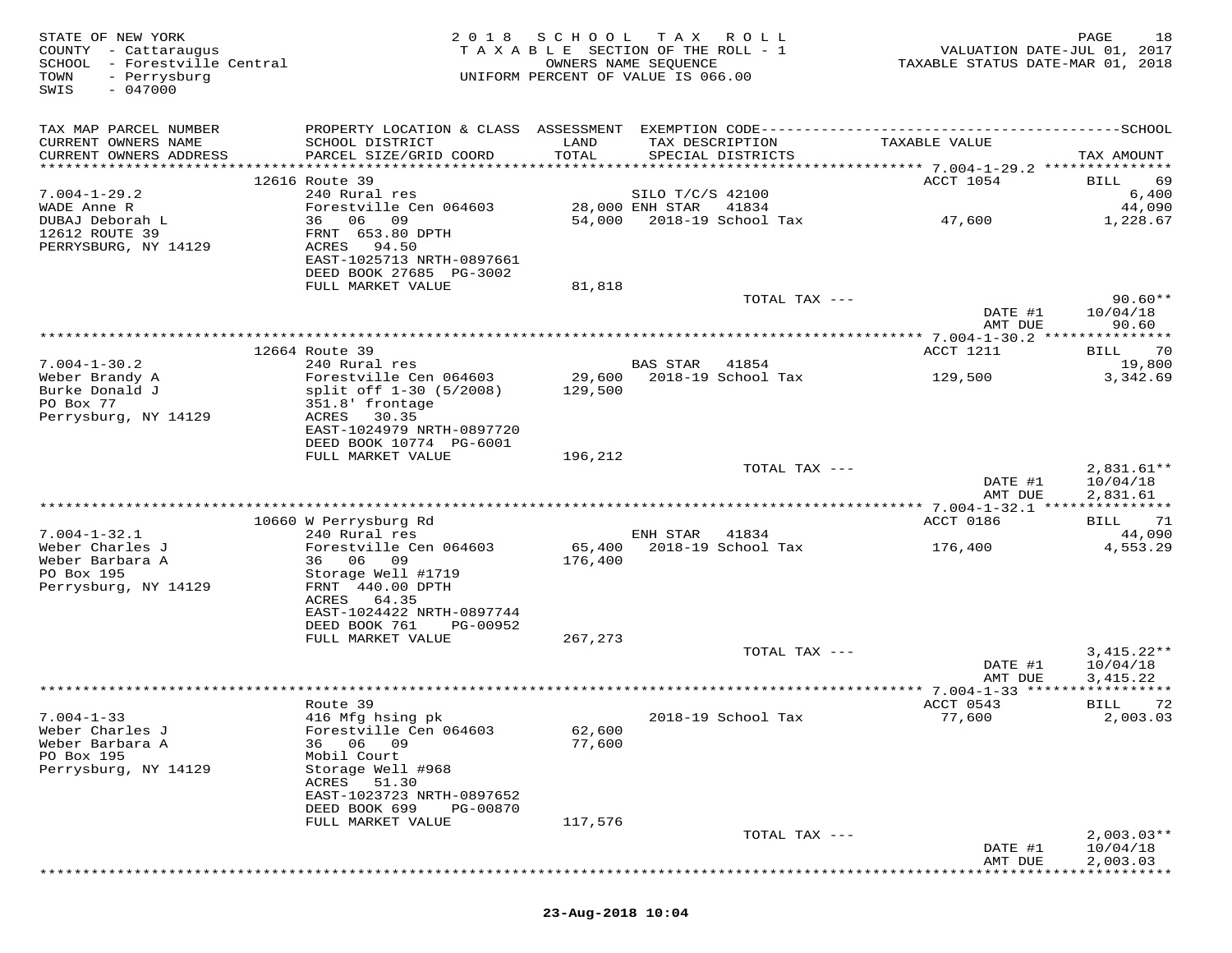STATE OF NEW YORK
COUNTY - Cattaraugus
SCHOOL - Forestville Central
TOWN - Perrysburg
SWIS - 047000

2 0 1 8 S C H O O L T A X R O L L
T A X A B L E SECTION OF THE ROLL - 1
OWNERS NAME SEQUENCE
UNIFORM PERCENT OF VALUE IS 066.00

VALUATION DATE-JUL 01, 2017
TAXABLE STATUS DATE-MAR 01, 2018

| TAX MAP PARCEL NUMBER / CURRENT OWNERS NAME / CURRENT OWNERS ADDRESS | PROPERTY LOCATION & CLASS / SCHOOL DISTRICT / PARCEL SIZE/GRID COORD | ASSESSMENT LAND / TOTAL | EXEMPTION CODE / TAX DESCRIPTION / SPECIAL DISTRICTS | TAXABLE VALUE | TAX AMOUNT |
|---|---|---|---|---|---|
| 7.004-1-29.2 | 12616 Route 39 | | | ACCT 1054 | BILL 69 |
| WADE Anne R | 240 Rural res | | SILO T/C/S 42100 | | 6,400 |
| DUBAJ Deborah L | Forestville Cen 064603 | 28,000 | ENH STAR 41834 | | 44,090 |
| 12612 ROUTE 39 | 36 06 09 | 54,000 | 2018-19 School Tax | 47,600 | 1,228.67 |
| PERRYSBURG, NY 14129 | FRNT 653.80 DPTH | | | | |
| | ACRES 94.50 | | | | |
| | EAST-1025713 NRTH-0897661 | | | | |
| | DEED BOOK 27685 PG-3002 | | | | |
| | FULL MARKET VALUE | 81,818 | | | |
| | | | TOTAL TAX --- | | 90.60** |
| | | | | DATE #1 | 10/04/18 |
| | | | | AMT DUE | 90.60 |
| 7.004-1-30.2 | 12664 Route 39 | | | ACCT 1211 | BILL 70 |
| Weber Brandy A | 240 Rural res | | BAS STAR 41854 | | 19,800 |
| Burke Donald J | Forestville Cen 064603 | 29,600 | 2018-19 School Tax | 129,500 | 3,342.69 |
| PO Box 77 | split off 1-30 (5/2008) | 129,500 | | | |
| Perrysburg, NY 14129 | 351.8' frontage | | | | |
| | ACRES 30.35 | | | | |
| | EAST-1024979 NRTH-0897720 | | | | |
| | DEED BOOK 10774 PG-6001 | | | | |
| | FULL MARKET VALUE | 196,212 | | | |
| | | | TOTAL TAX --- | | 2,831.61** |
| | | | | DATE #1 | 10/04/18 |
| | | | | AMT DUE | 2,831.61 |
| 7.004-1-32.1 | 10660 W Perrysburg Rd | | | ACCT 0186 | BILL 71 |
| Weber Charles J | 240 Rural res | | ENH STAR 41834 | | 44,090 |
| Weber Barbara A | Forestville Cen 064603 | 65,400 | 2018-19 School Tax | 176,400 | 4,553.29 |
| PO Box 195 | 36 06 09 | 176,400 | | | |
| Perrysburg, NY 14129 | Storage Well #1719 | | | | |
| | FRNT 440.00 DPTH | | | | |
| | ACRES 64.35 | | | | |
| | EAST-1024422 NRTH-0897744 | | | | |
| | DEED BOOK 761 PG-00952 | | | | |
| | FULL MARKET VALUE | 267,273 | | | |
| | | | TOTAL TAX --- | | 3,415.22** |
| | | | | DATE #1 | 10/04/18 |
| | | | | AMT DUE | 3,415.22 |
| 7.004-1-33 | Route 39 | | | ACCT 0543 | BILL 72 |
| Weber Charles J | 416 Mfg hsing pk | | 2018-19 School Tax | 77,600 | 2,003.03 |
| Weber Barbara A | Forestville Cen 064603 | 62,600 | | | |
| PO Box 195 | 36 06 09 | 77,600 | | | |
| Perrysburg, NY 14129 | Mobil Court | | | | |
| | Storage Well #968 | | | | |
| | ACRES 51.30 | | | | |
| | EAST-1023723 NRTH-0897652 | | | | |
| | DEED BOOK 699 PG-00870 | | | | |
| | FULL MARKET VALUE | 117,576 | | | |
| | | | TOTAL TAX --- | | 2,003.03** |
| | | | | DATE #1 | 10/04/18 |
| | | | | AMT DUE | 2,003.03 |

23-Aug-2018 10:04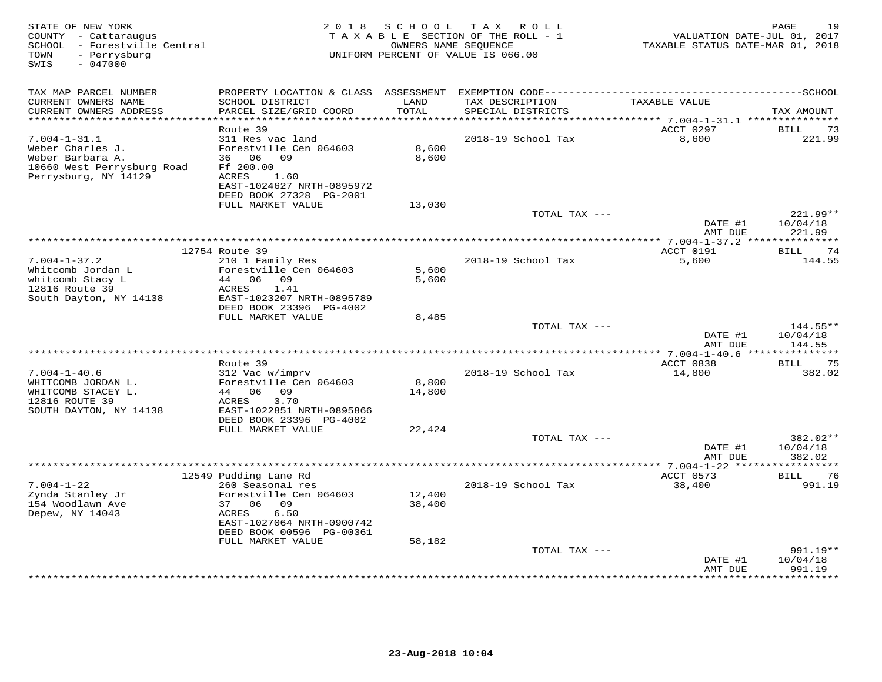STATE OF NEW YORK
COUNTY - Cattaraugus
SCHOOL - Forestville Central
TOWN - Perrysburg
SWIS - 047000

**2018 SCHOOL TAX ROLL**
TAXABLE SECTION OF THE ROLL - 1
OWNERS NAME SEQUENCE
UNIFORM PERCENT OF VALUE IS 066.00

VALUATION DATE-JUL 01, 2017
TAXABLE STATUS DATE-MAR 01, 2018

| TAX MAP PARCEL NUMBER / CURRENT OWNERS NAME / CURRENT OWNERS ADDRESS | PROPERTY LOCATION & CLASS / SCHOOL DISTRICT / PARCEL SIZE/GRID COORD | ASSESSMENT LAND / TOTAL | EXEMPTION CODE / TAX DESCRIPTION / SPECIAL DISTRICTS | TAXABLE VALUE | TAX AMOUNT |
|---|---|---|---|---|---|
| 7.004-1-31.1 | Route 39 | | | ACCT 0297 | BILL 73 |
| 7.004-1-31.1 | 311 Res vac land | | 2018-19 School Tax | 8,600 | 221.99 |
| Weber Charles J. | Forestville Cen 064603 | 8,600 | | | |
| Weber Barbara A. | 36 06 09 | 8,600 | | | |
| 10660 West Perrysburg Road | Ff 200.00 | | | | |
| Perrysburg, NY 14129 | ACRES 1.60 | | | | |
| | EAST-1024627 NRTH-0895972 | | | | |
| | DEED BOOK 27328 PG-2001 | | | | |
| | FULL MARKET VALUE | 13,030 | | | |
| | | | TOTAL TAX --- | | 221.99** |
| | | | | DATE #1 | 10/04/18 |
| | | | | AMT DUE | 221.99 |
| 7.004-1-37.2 | 12754 Route 39 | | | ACCT 0191 | BILL 74 |
| 7.004-1-37.2 | 210 1 Family Res | | 2018-19 School Tax | 5,600 | 144.55 |
| Whitcomb Jordan L | Forestville Cen 064603 | 5,600 | | | |
| whitcomb Stacy L | 44 06 09 | 5,600 | | | |
| 12816 Route 39 | ACRES 1.41 | | | | |
| South Dayton, NY 14138 | EAST-1023207 NRTH-0895789 | | | | |
| | DEED BOOK 23396 PG-4002 | | | | |
| | FULL MARKET VALUE | 8,485 | | | |
| | | | TOTAL TAX --- | | 144.55** |
| | | | | DATE #1 | 10/04/18 |
| | | | | AMT DUE | 144.55 |
| 7.004-1-40.6 | Route 39 | | | ACCT 0838 | BILL 75 |
| 7.004-1-40.6 | 312 Vac w/imprv | | 2018-19 School Tax | 14,800 | 382.02 |
| WHITCOMB JORDAN L. | Forestville Cen 064603 | 8,800 | | | |
| WHITCOMB STACEY L. | 44 06 09 | 14,800 | | | |
| 12816 ROUTE 39 | ACRES 3.70 | | | | |
| SOUTH DAYTON, NY 14138 | EAST-1022851 NRTH-0895866 | | | | |
| | DEED BOOK 23396 PG-4002 | | | | |
| | FULL MARKET VALUE | 22,424 | | | |
| | | | TOTAL TAX --- | | 382.02** |
| | | | | DATE #1 | 10/04/18 |
| | | | | AMT DUE | 382.02 |
| 7.004-1-22 | 12549 Pudding Lane Rd | | | ACCT 0573 | BILL 76 |
| 7.004-1-22 | 260 Seasonal res | | 2018-19 School Tax | 38,400 | 991.19 |
| Zynda Stanley Jr | Forestville Cen 064603 | 12,400 | | | |
| 154 Woodlawn Ave | 37 06 09 | 38,400 | | | |
| Depew, NY 14043 | ACRES 6.50 | | | | |
| | EAST-1027064 NRTH-0900742 | | | | |
| | DEED BOOK 00596 PG-00361 | | | | |
| | FULL MARKET VALUE | 58,182 | | | |
| | | | TOTAL TAX --- | | 991.19** |
| | | | | DATE #1 | 10/04/18 |
| | | | | AMT DUE | 991.19 |

23-Aug-2018 10:04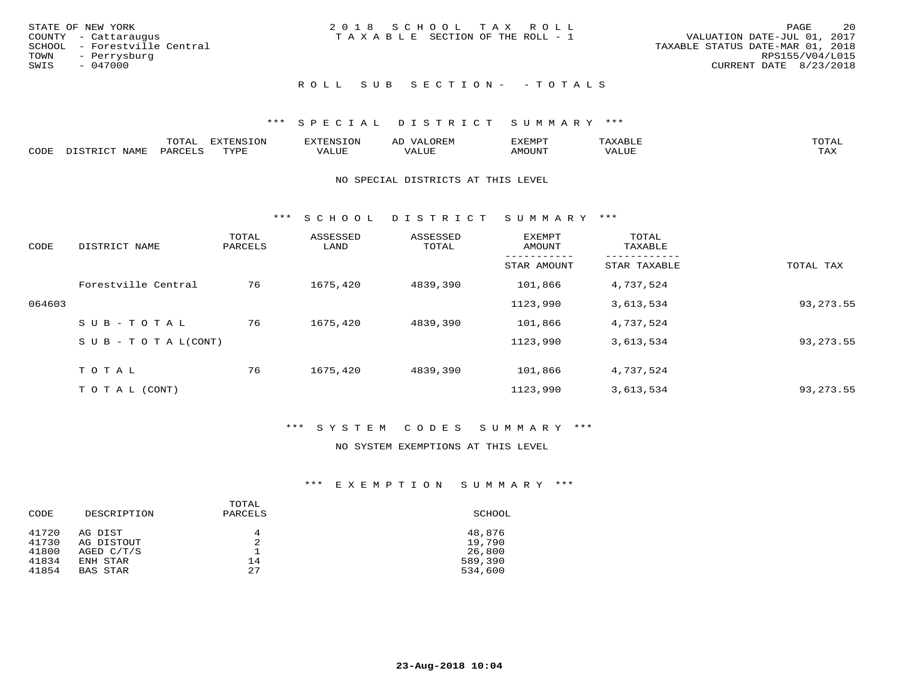STATE OF NEW YORK
COUNTY - Cattaraugus
SCHOOL - Forestville Central
TOWN - Perrysburg
SWIS - 047000

2 0 1 8 S C H O O L T A X R O L L
T A X A B L E SECTION OF THE ROLL - 1

VALUATION DATE-JUL 01, 2017
TAXABLE STATUS DATE-MAR 01, 2018
RPS155/V04/L015
CURRENT DATE 8/23/2018

## R O L L S U B S E C T I O N - - T O T A L S

### *** S P E C I A L D I S T R I C T S U M M A R Y ***

| CODE | DISTRICT NAME | TOTAL PARCELS | EXTENSION TYPE | EXTENSION VALUE | AD VALOREM VALUE | EXEMPT AMOUNT | TAXABLE VALUE | TOTAL TAX |
|---|---|---|---|---|---|---|---|---|

NO SPECIAL DISTRICTS AT THIS LEVEL

### *** S C H O O L D I S T R I C T S U M M A R Y ***

| CODE | DISTRICT NAME | TOTAL PARCELS | ASSESSED LAND | ASSESSED TOTAL | EXEMPT AMOUNT / STAR AMOUNT | TOTAL TAXABLE / STAR TAXABLE | TOTAL TAX |
|---|---|---|---|---|---|---|---|
| | Forestville Central | 76 | 1675,420 | 4839,390 | 101,866 | 4,737,524 | |
| 064603 | | | | | 1123,990 | 3,613,534 | 93,273.55 |
| | S U B - T O T A L | 76 | 1675,420 | 4839,390 | 101,866 | 4,737,524 | |
| | S U B - T O T A L(CONT) | | | | 1123,990 | 3,613,534 | 93,273.55 |
| | T O T A L | 76 | 1675,420 | 4839,390 | 101,866 | 4,737,524 | |
| | T O T A L (CONT) | | | | 1123,990 | 3,613,534 | 93,273.55 |

### *** S Y S T E M C O D E S S U M M A R Y ***

NO SYSTEM EXEMPTIONS AT THIS LEVEL

### *** E X E M P T I O N S U M M A R Y ***

| CODE | DESCRIPTION | TOTAL PARCELS | SCHOOL |
|---|---|---|---|
| 41720 | AG DIST | 4 | 48,876 |
| 41730 | AG DISTOUT | 2 | 19,790 |
| 41800 | AGED C/T/S | 1 | 26,800 |
| 41834 | ENH STAR | 14 | 589,390 |
| 41854 | BAS STAR | 27 | 534,600 |

23-Aug-2018 10:04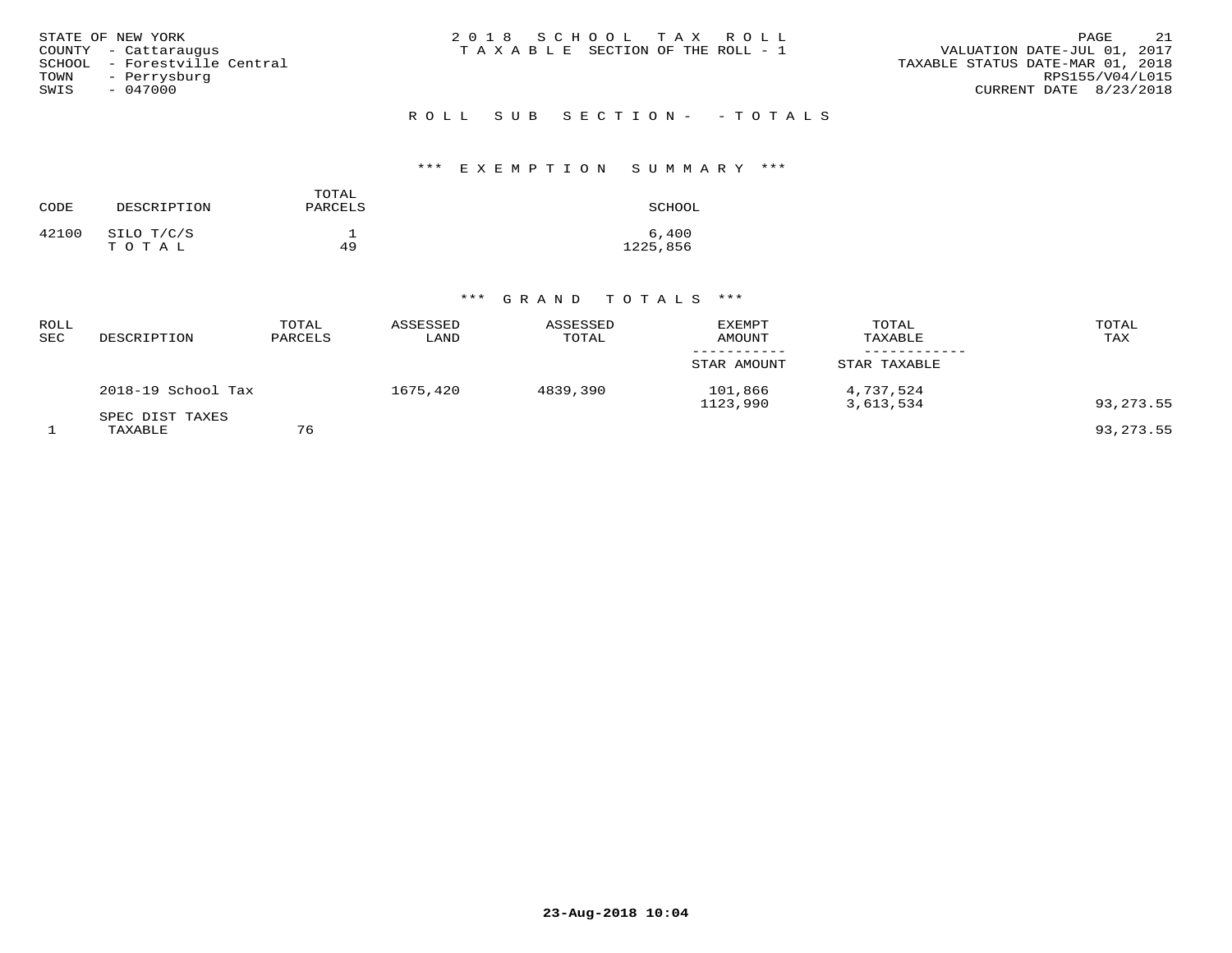STATE OF NEW YORK
COUNTY - Cattaraugus
SCHOOL - Forestville Central
TOWN - Perrysburg
SWIS - 047000

2 0 1 8 S C H O O L T A X R O L L
T A X A B L E SECTION OF THE ROLL - 1

VALUATION DATE-JUL 01, 2017
TAXABLE STATUS DATE-MAR 01, 2018
RPS155/V04/L015
CURRENT DATE 8/23/2018

## R O L L S U B S E C T I O N - - T O T A L S

### *** E X E M P T I O N S U M M A R Y ***

| CODE | DESCRIPTION | TOTAL PARCELS | SCHOOL |
|---|---|---|---|
| 42100 | SILO T/C/S | 1 | 6,400 |
| | T O T A L | 49 | 1225,856 |

### *** G R A N D T O T A L S ***

| ROLL SEC | DESCRIPTION | TOTAL PARCELS | ASSESSED LAND | ASSESSED TOTAL | EXEMPT AMOUNT / STAR AMOUNT | TOTAL TAXABLE / STAR TAXABLE | TOTAL TAX |
|---|---|---|---|---|---|---|---|
| | 2018-19 School Tax | | 1675,420 | 4839,390 | 101,866 | 4,737,524 | |
| | | | | | 1123,990 | 3,613,534 | 93,273.55 |
| | SPEC DIST TAXES | | | | | | |
| 1 | TAXABLE | 76 | | | | | 93,273.55 |

23-Aug-2018 10:04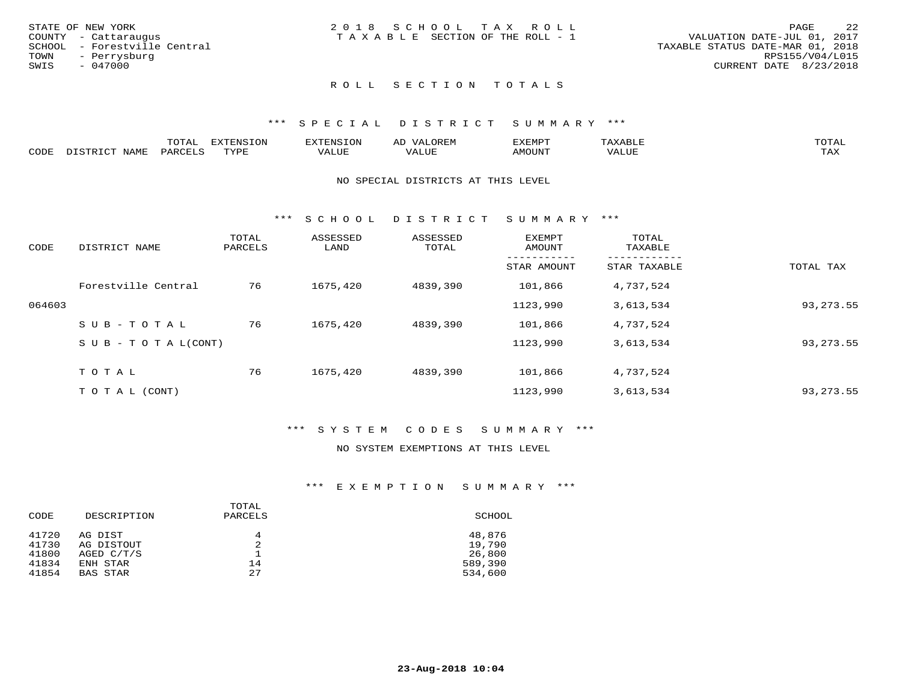STATE OF NEW YORK
COUNTY - Cattaraugus
SCHOOL - Forestville Central
TOWN - Perrysburg
SWIS - 047000

2 0 1 8 S C H O O L T A X R O L L
T A X A B L E SECTION OF THE ROLL - 1

VALUATION DATE-JUL 01, 2017
TAXABLE STATUS DATE-MAR 01, 2018
RPS155/V04/L015
CURRENT DATE 8/23/2018

## R O L L S E C T I O N T O T A L S

### *** S P E C I A L D I S T R I C T S U M M A R Y ***

| CODE | DISTRICT NAME | TOTAL PARCELS | EXTENSION TYPE | EXTENSION VALUE | AD VALOREM VALUE | EXEMPT AMOUNT | TAXABLE VALUE | TOTAL TAX |
|---|---|---|---|---|---|---|---|---|

NO SPECIAL DISTRICTS AT THIS LEVEL

### *** S C H O O L D I S T R I C T S U M M A R Y ***

| CODE | DISTRICT NAME | TOTAL PARCELS | ASSESSED LAND | ASSESSED TOTAL | EXEMPT AMOUNT / STAR AMOUNT | TOTAL TAXABLE / STAR TAXABLE | TOTAL TAX |
|---|---|---|---|---|---|---|---|
| | Forestville Central | 76 | 1675,420 | 4839,390 | 101,866 | 4,737,524 | |
| 064603 | | | | | 1123,990 | 3,613,534 | 93,273.55 |
| | S U B - T O T A L | 76 | 1675,420 | 4839,390 | 101,866 | 4,737,524 | |
| | S U B - T O T A L(CONT) | | | | 1123,990 | 3,613,534 | 93,273.55 |
| | T O T A L | 76 | 1675,420 | 4839,390 | 101,866 | 4,737,524 | |
| | T O T A L (CONT) | | | | 1123,990 | 3,613,534 | 93,273.55 |

### *** S Y S T E M C O D E S S U M M A R Y ***

NO SYSTEM EXEMPTIONS AT THIS LEVEL

### *** E X E M P T I O N S U M M A R Y ***

| CODE | DESCRIPTION | TOTAL PARCELS | SCHOOL |
|---|---|---|---|
| 41720 | AG DIST | 4 | 48,876 |
| 41730 | AG DISTOUT | 2 | 19,790 |
| 41800 | AGED C/T/S | 1 | 26,800 |
| 41834 | ENH STAR | 14 | 589,390 |
| 41854 | BAS STAR | 27 | 534,600 |

23-Aug-2018 10:04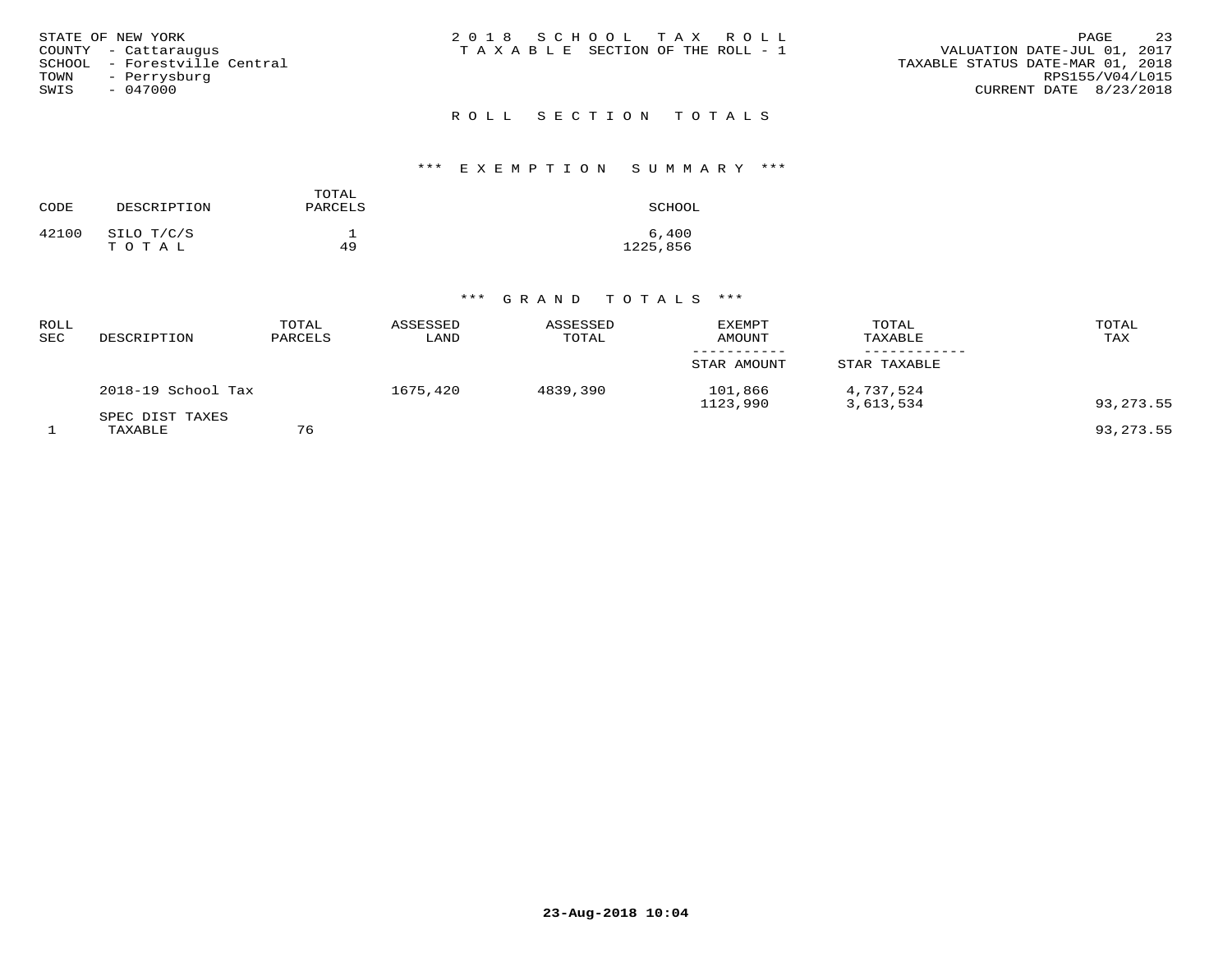STATE OF NEW YORK
COUNTY - Cattaraugus
SCHOOL - Forestville Central
TOWN - Perrysburg
SWIS - 047000

**2018 SCHOOL TAX ROLL**
**TAXABLE SECTION OF THE ROLL - 1**

VALUATION DATE-JUL 01, 2017
TAXABLE STATUS DATE-MAR 01, 2018
RPS155/V04/L015
CURRENT DATE 8/23/2018

## ROLL SECTION TOTALS

### *** EXEMPTION SUMMARY ***

| CODE | DESCRIPTION | TOTAL PARCELS | SCHOOL |
|---|---|---|---|
| 42100 | SILO T/C/S | 1 | 6,400 |
| | T O T A L | 49 | 1225,856 |

### *** GRAND TOTALS ***

| ROLL SEC | DESCRIPTION | TOTAL PARCELS | ASSESSED LAND | ASSESSED TOTAL | EXEMPT AMOUNT / STAR AMOUNT | TOTAL TAXABLE / STAR TAXABLE | TOTAL TAX |
|---|---|---|---|---|---|---|---|
| | 2018-19 School Tax | | 1675,420 | 4839,390 | 101,866 | 4,737,524 | |
| | | | | | 1123,990 | 3,613,534 | 93,273.55 |
| | SPEC DIST TAXES | | | | | | |
| 1 | TAXABLE | 76 | | | | | 93,273.55 |

23-Aug-2018 10:04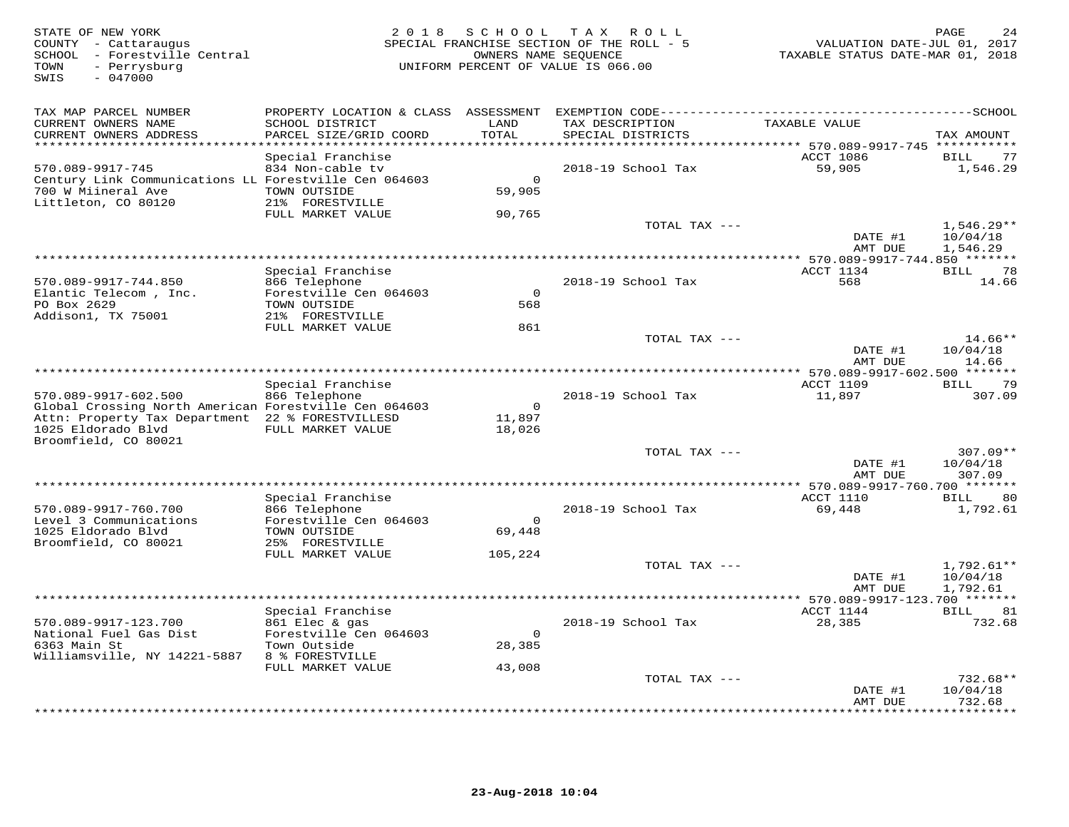STATE OF NEW YORK
COUNTY - Cattaraugus
SCHOOL - Forestville Central
TOWN - Perrysburg
SWIS - 047000

# 2018 SCHOOL TAX ROLL

SPECIAL FRANCHISE SECTION OF THE ROLL - 5
OWNERS NAME SEQUENCE
UNIFORM PERCENT OF VALUE IS 066.00

VALUATION DATE-JUL 01, 2017
TAXABLE STATUS DATE-MAR 01, 2018

| TAX MAP PARCEL NUMBER / CURRENT OWNERS NAME / CURRENT OWNERS ADDRESS | PROPERTY LOCATION & CLASS / SCHOOL DISTRICT / PARCEL SIZE/GRID COORD | ASSESSMENT LAND / TOTAL | EXEMPTION CODE / TAX DESCRIPTION / SPECIAL DISTRICTS | TAXABLE VALUE | TAX AMOUNT |
|---|---|---|---|---|---|
| 570.089-9917-745 | Special Franchise | | | ACCT 1086 | BILL 77 |
| 570.089-9917-745 | 834 Non-cable tv | | 2018-19 School Tax | 59,905 | 1,546.29 |
| Century Link Communications LL | Forestville Cen 064603 | 0 | | | |
| 700 W Miineral Ave | TOWN OUTSIDE | 59,905 | | | |
| Littleton, CO 80120 | 21% FORESTVILLE | | | | |
| | FULL MARKET VALUE | 90,765 | | | |
| | | | TOTAL TAX --- | | 1,546.29** |
| | | | | DATE #1 | 10/04/18 |
| | | | | AMT DUE | 1,546.29 |
| 570.089-9917-744.850 | Special Franchise | | | ACCT 1134 | BILL 78 |
| 570.089-9917-744.850 | 866 Telephone | | 2018-19 School Tax | 568 | 14.66 |
| Elantic Telecom , Inc. | Forestville Cen 064603 | 0 | | | |
| PO Box 2629 | TOWN OUTSIDE | 568 | | | |
| Addison1, TX 75001 | 21% FORESTVILLE | | | | |
| | FULL MARKET VALUE | 861 | | | |
| | | | TOTAL TAX --- | | 14.66** |
| | | | | DATE #1 | 10/04/18 |
| | | | | AMT DUE | 14.66 |
| 570.089-9917-602.500 | Special Franchise | | | ACCT 1109 | BILL 79 |
| 570.089-9917-602.500 | 866 Telephone | | 2018-19 School Tax | 11,897 | 307.09 |
| Global Crossing North American | Forestville Cen 064603 | 0 | | | |
| Attn: Property Tax Department | 22 % FORESTVILLESD | 11,897 | | | |
| 1025 Eldorado Blvd | FULL MARKET VALUE | 18,026 | | | |
| Broomfield, CO 80021 | | | | | |
| | | | TOTAL TAX --- | | 307.09** |
| | | | | DATE #1 | 10/04/18 |
| | | | | AMT DUE | 307.09 |
| 570.089-9917-760.700 | Special Franchise | | | ACCT 1110 | BILL 80 |
| 570.089-9917-760.700 | 866 Telephone | | 2018-19 School Tax | 69,448 | 1,792.61 |
| Level 3 Communications | Forestville Cen 064603 | 0 | | | |
| 1025 Eldorado Blvd | TOWN OUTSIDE | 69,448 | | | |
| Broomfield, CO 80021 | 25% FORESTVILLE | | | | |
| | FULL MARKET VALUE | 105,224 | | | |
| | | | TOTAL TAX --- | | 1,792.61** |
| | | | | DATE #1 | 10/04/18 |
| | | | | AMT DUE | 1,792.61 |
| 570.089-9917-123.700 | Special Franchise | | | ACCT 1144 | BILL 81 |
| 570.089-9917-123.700 | 861 Elec & gas | | 2018-19 School Tax | 28,385 | 732.68 |
| National Fuel Gas Dist | Forestville Cen 064603 | 0 | | | |
| 6363 Main St | Town Outside | 28,385 | | | |
| Williamsville, NY 14221-5887 | 8 % FORESTVILLE | | | | |
| | FULL MARKET VALUE | 43,008 | | | |
| | | | TOTAL TAX --- | | 732.68** |
| | | | | DATE #1 | 10/04/18 |
| | | | | AMT DUE | 732.68 |

23-Aug-2018 10:04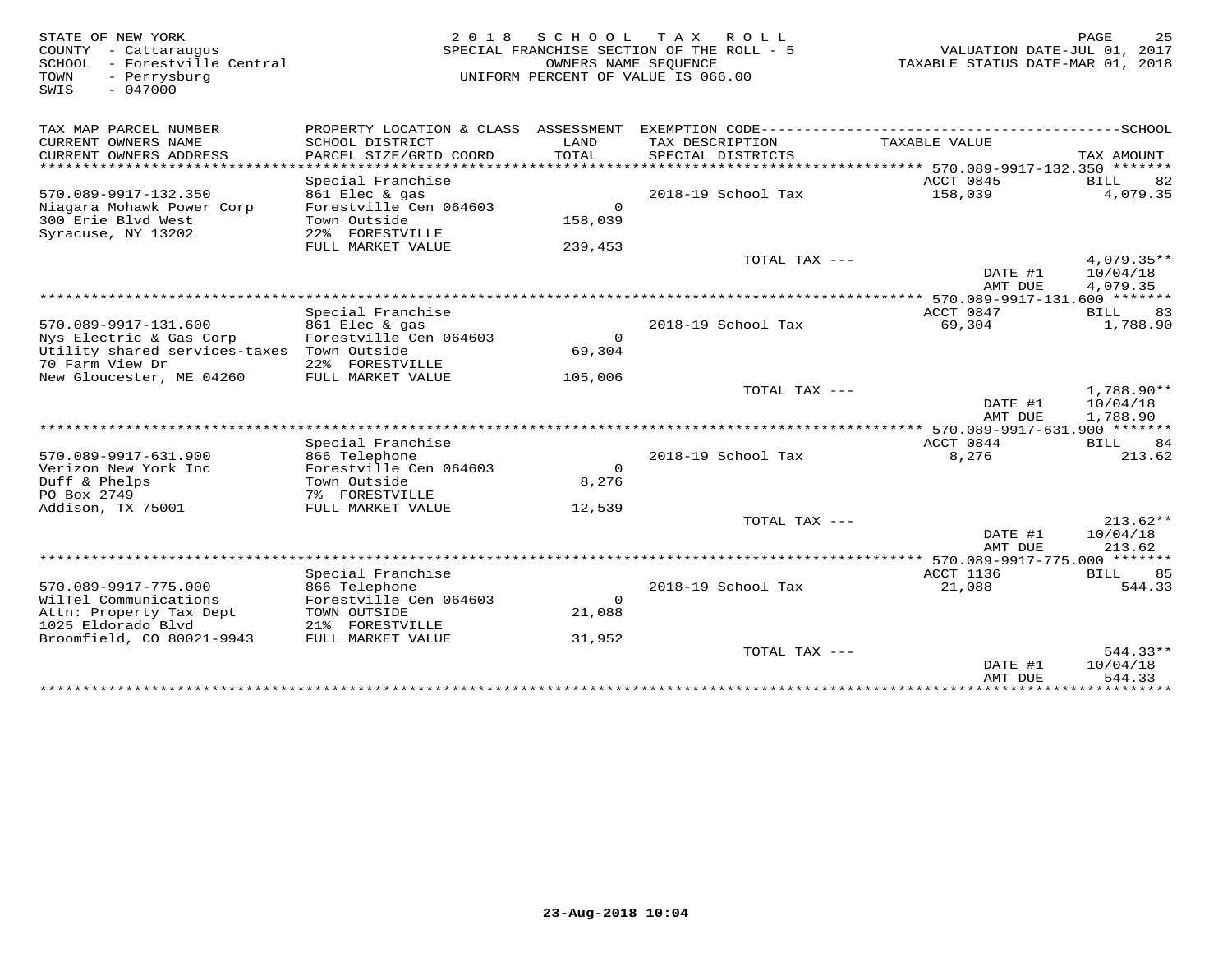STATE OF NEW YORK
COUNTY - Cattaraugus
SCHOOL - Forestville Central
TOWN - Perrysburg
SWIS - 047000

2 0 1 8 S C H O O L T A X R O L L
SPECIAL FRANCHISE SECTION OF THE ROLL - 5
OWNERS NAME SEQUENCE
UNIFORM PERCENT OF VALUE IS 066.00

VALUATION DATE-JUL 01, 2017
TAXABLE STATUS DATE-MAR 01, 2018

| TAX MAP PARCEL NUMBER / CURRENT OWNERS NAME / CURRENT OWNERS ADDRESS | PROPERTY LOCATION & CLASS / SCHOOL DISTRICT / PARCEL SIZE/GRID COORD | ASSESSMENT LAND / TOTAL | EXEMPTION CODE / TAX DESCRIPTION / SPECIAL DISTRICTS | TAXABLE VALUE | TAX AMOUNT |
|---|---|---|---|---|---|
| **570.089-9917-132.350** | Special Franchise | | | ACCT 0845 | BILL 82 |
| 570.089-9917-132.350 | 861 Elec & gas | | 2018-19 School Tax | 158,039 | 4,079.35 |
| Niagara Mohawk Power Corp | Forestville Cen 064603 | 0 | | | |
| 300 Erie Blvd West | Town Outside | 158,039 | | | |
| Syracuse, NY 13202 | 22% FORESTVILLE | | | | |
| | FULL MARKET VALUE | 239,453 | | | |
| | | | TOTAL TAX --- | | 4,079.35** |
| | | | | DATE #1 | 10/04/18 |
| | | | | AMT DUE | 4,079.35 |
| **570.089-9917-131.600** | Special Franchise | | | ACCT 0847 | BILL 83 |
| 570.089-9917-131.600 | 861 Elec & gas | | 2018-19 School Tax | 69,304 | 1,788.90 |
| Nys Electric & Gas Corp | Forestville Cen 064603 | 0 | | | |
| Utility shared services-taxes | Town Outside | 69,304 | | | |
| 70 Farm View Dr | 22% FORESTVILLE | | | | |
| New Gloucester, ME 04260 | FULL MARKET VALUE | 105,006 | | | |
| | | | TOTAL TAX --- | | 1,788.90** |
| | | | | DATE #1 | 10/04/18 |
| | | | | AMT DUE | 1,788.90 |
| **570.089-9917-631.900** | Special Franchise | | | ACCT 0844 | BILL 84 |
| 570.089-9917-631.900 | 866 Telephone | | 2018-19 School Tax | 8,276 | 213.62 |
| Verizon New York Inc | Forestville Cen 064603 | 0 | | | |
| Duff & Phelps | Town Outside | 8,276 | | | |
| PO Box 2749 | 7% FORESTVILLE | | | | |
| Addison, TX 75001 | FULL MARKET VALUE | 12,539 | | | |
| | | | TOTAL TAX --- | | 213.62** |
| | | | | DATE #1 | 10/04/18 |
| | | | | AMT DUE | 213.62 |
| **570.089-9917-775.000** | Special Franchise | | | ACCT 1136 | BILL 85 |
| 570.089-9917-775.000 | 866 Telephone | | 2018-19 School Tax | 21,088 | 544.33 |
| WilTel Communications | Forestville Cen 064603 | 0 | | | |
| Attn: Property Tax Dept | TOWN OUTSIDE | 21,088 | | | |
| 1025 Eldorado Blvd | 21% FORESTVILLE | | | | |
| Broomfield, CO 80021-9943 | FULL MARKET VALUE | 31,952 | | | |
| | | | TOTAL TAX --- | | 544.33** |
| | | | | DATE #1 | 10/04/18 |
| | | | | AMT DUE | 544.33 |

23-Aug-2018 10:04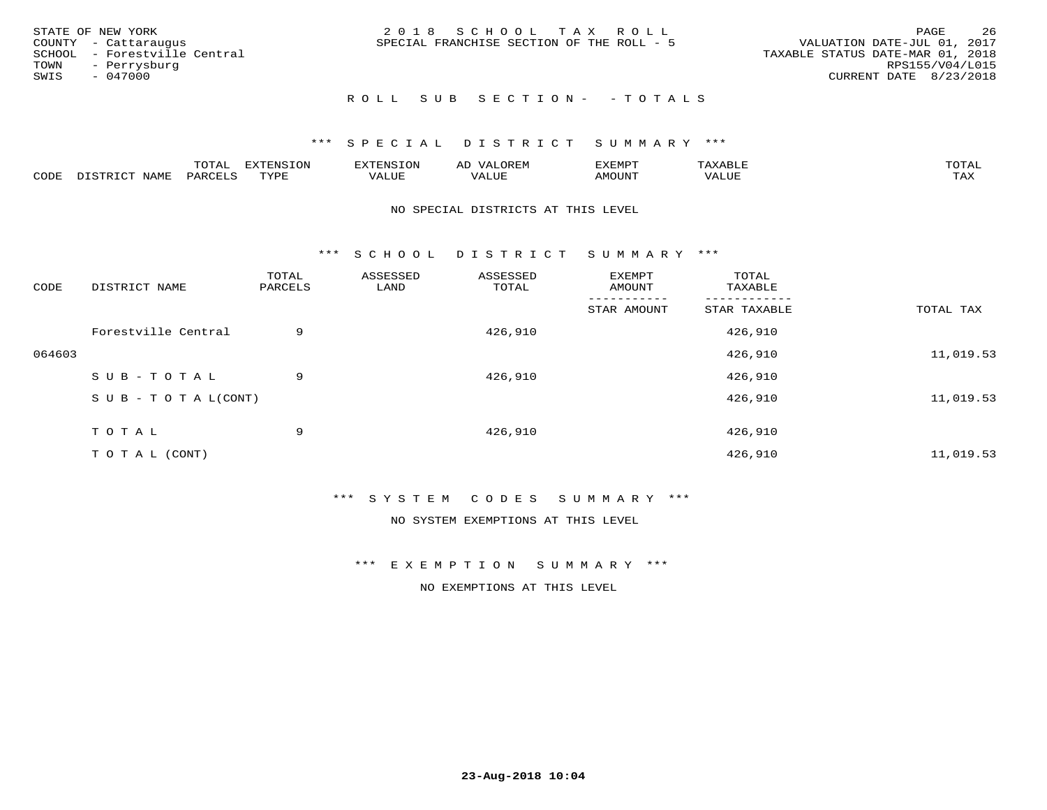STATE OF NEW YORK
COUNTY - Cattaraugus
SCHOOL - Forestville Central
TOWN - Perrysburg
SWIS - 047000

2 0 1 8 S C H O O L T A X R O L L
SPECIAL FRANCHISE SECTION OF THE ROLL - 5

VALUATION DATE-JUL 01, 2017
TAXABLE STATUS DATE-MAR 01, 2018
RPS155/V04/L015
CURRENT DATE 8/23/2018

R O L L S U B S E C T I O N - - T O T A L S

*** S P E C I A L D I S T R I C T S U M M A R Y ***

| CODE | DISTRICT NAME | TOTAL PARCELS | EXTENSION TYPE | EXTENSION VALUE | AD VALOREM VALUE | EXEMPT AMOUNT | TAXABLE VALUE | TOTAL TAX |
|---|---|---|---|---|---|---|---|---|

NO SPECIAL DISTRICTS AT THIS LEVEL

*** S C H O O L D I S T R I C T S U M M A R Y ***

| CODE | DISTRICT NAME | TOTAL PARCELS | ASSESSED LAND | ASSESSED TOTAL | EXEMPT AMOUNT / STAR AMOUNT | TOTAL TAXABLE / STAR TAXABLE | TOTAL TAX |
|---|---|---|---|---|---|---|---|
| | Forestville Central | 9 | | 426,910 | | 426,910 | |
| 064603 | | | | | | 426,910 | 11,019.53 |
| | S U B - T O T A L | 9 | | 426,910 | | 426,910 | |
| | S U B - T O T A L(CONT) | | | | | 426,910 | 11,019.53 |
| | T O T A L | 9 | | 426,910 | | 426,910 | |
| | T O T A L (CONT) | | | | | 426,910 | 11,019.53 |

*** S Y S T E M C O D E S S U M M A R Y ***

NO SYSTEM EXEMPTIONS AT THIS LEVEL

*** E X E M P T I O N S U M M A R Y ***

NO EXEMPTIONS AT THIS LEVEL

23-Aug-2018 10:04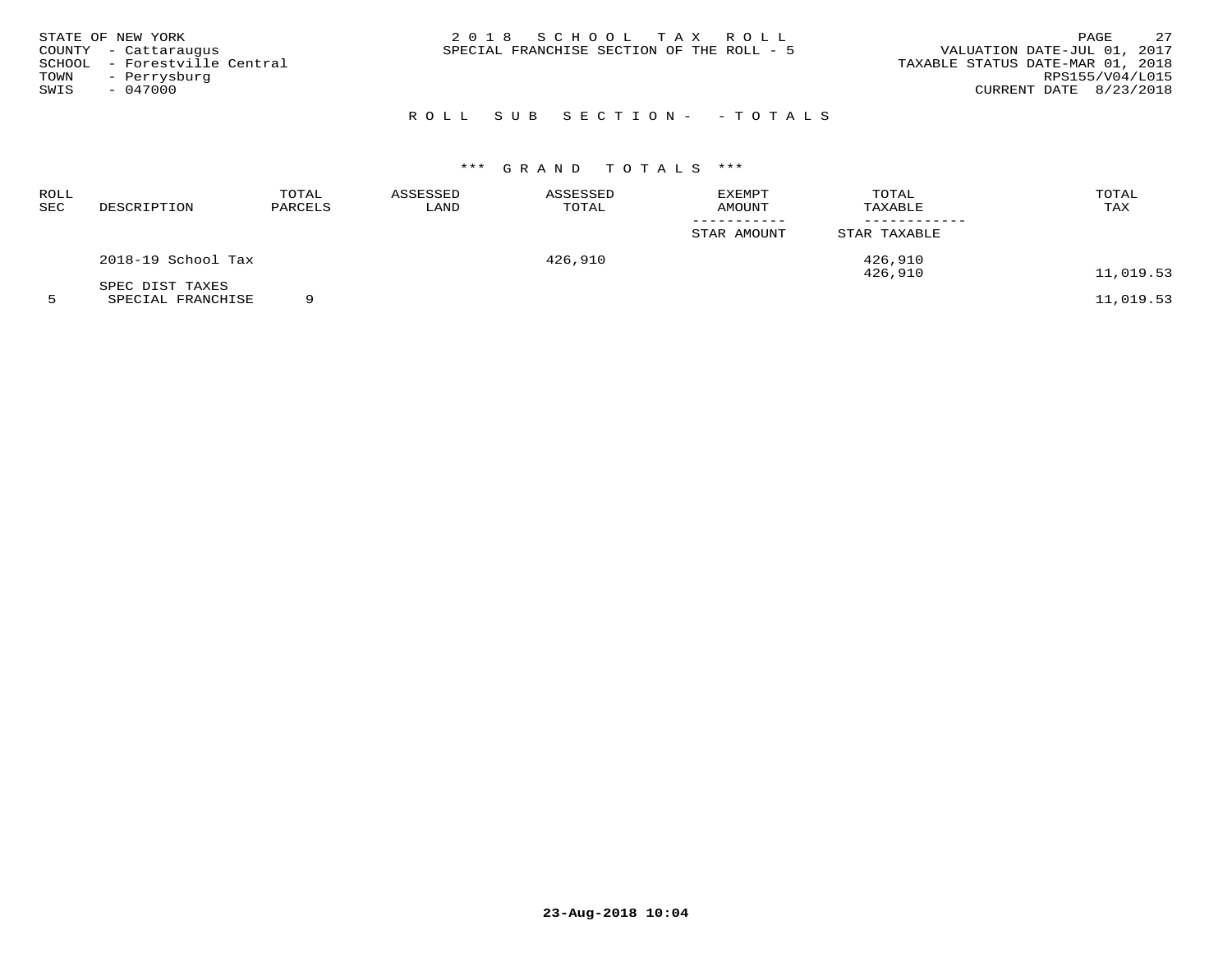STATE OF NEW YORK
COUNTY - Cattaraugus
SCHOOL - Forestville Central
TOWN - Perrysburg
SWIS - 047000

# 2018 SCHOOL TAX ROLL
SPECIAL FRANCHISE SECTION OF THE ROLL - 5

VALUATION DATE-JUL 01, 2017
TAXABLE STATUS DATE-MAR 01, 2018
RPS155/V04/L015
CURRENT DATE 8/23/2018

## ROLL SUB SECTION- - TOTALS

### *** GRAND TOTALS ***

| ROLL SEC | DESCRIPTION | TOTAL PARCELS | ASSESSED LAND | ASSESSED TOTAL | EXEMPT AMOUNT / STAR AMOUNT | TOTAL TAXABLE / STAR TAXABLE | TOTAL TAX |
|---|---|---|---|---|---|---|---|
| | 2018-19 School Tax | | | 426,910 | | 426,910 | |
| | | | | | | 426,910 | 11,019.53 |
| | SPEC DIST TAXES | | | | | | |
| 5 | SPECIAL FRANCHISE | 9 | | | | | 11,019.53 |

23-Aug-2018 10:04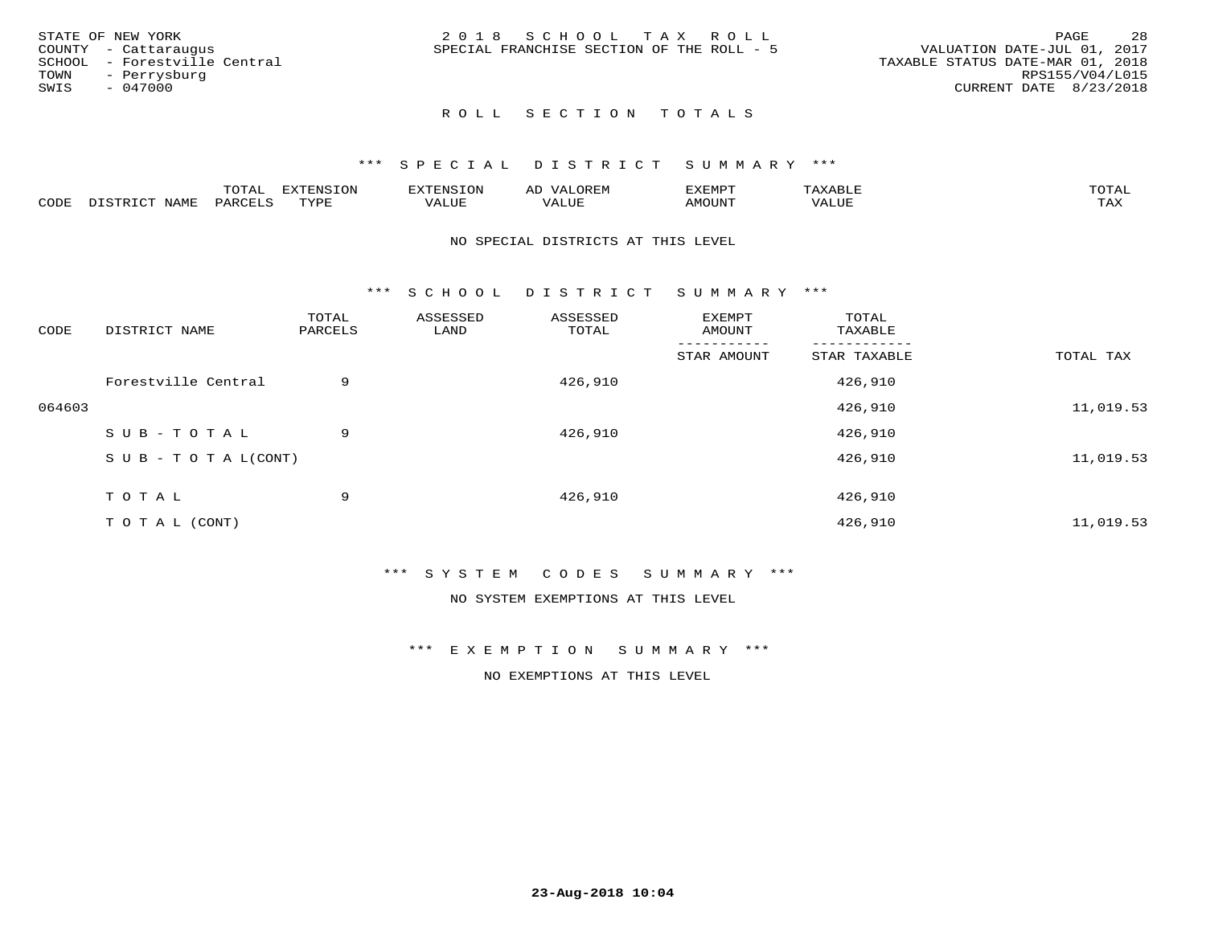STATE OF NEW YORK
COUNTY - Cattaraugus
SCHOOL - Forestville Central
TOWN - Perrysburg
SWIS - 047000

2 0 1 8 S C H O O L T A X R O L L
SPECIAL FRANCHISE SECTION OF THE ROLL - 5

VALUATION DATE-JUL 01, 2017
TAXABLE STATUS DATE-MAR 01, 2018
RPS155/V04/L015
CURRENT DATE 8/23/2018

## R O L L S E C T I O N T O T A L S

### *** S P E C I A L D I S T R I C T S U M M A R Y ***

| CODE | DISTRICT NAME | TOTAL PARCELS | EXTENSION TYPE | EXTENSION VALUE | AD VALOREM VALUE | EXEMPT AMOUNT | TAXABLE VALUE | TOTAL TAX |
|---|---|---|---|---|---|---|---|---|

NO SPECIAL DISTRICTS AT THIS LEVEL

### *** S C H O O L D I S T R I C T S U M M A R Y ***

| CODE | DISTRICT NAME | TOTAL PARCELS | ASSESSED LAND | ASSESSED TOTAL | EXEMPT AMOUNT / STAR AMOUNT | TOTAL TAXABLE / STAR TAXABLE | TOTAL TAX |
|---|---|---|---|---|---|---|---|
| | Forestville Central | 9 | | 426,910 | | 426,910 | |
| 064603 | | | | | | 426,910 | 11,019.53 |
| | S U B - T O T A L | 9 | | 426,910 | | 426,910 | |
| | S U B - T O T A L(CONT) | | | | | 426,910 | 11,019.53 |
| | T O T A L | 9 | | 426,910 | | 426,910 | |
| | T O T A L (CONT) | | | | | 426,910 | 11,019.53 |

### *** S Y S T E M C O D E S S U M M A R Y ***

NO SYSTEM EXEMPTIONS AT THIS LEVEL

### *** E X E M P T I O N S U M M A R Y ***

NO EXEMPTIONS AT THIS LEVEL

23-Aug-2018 10:04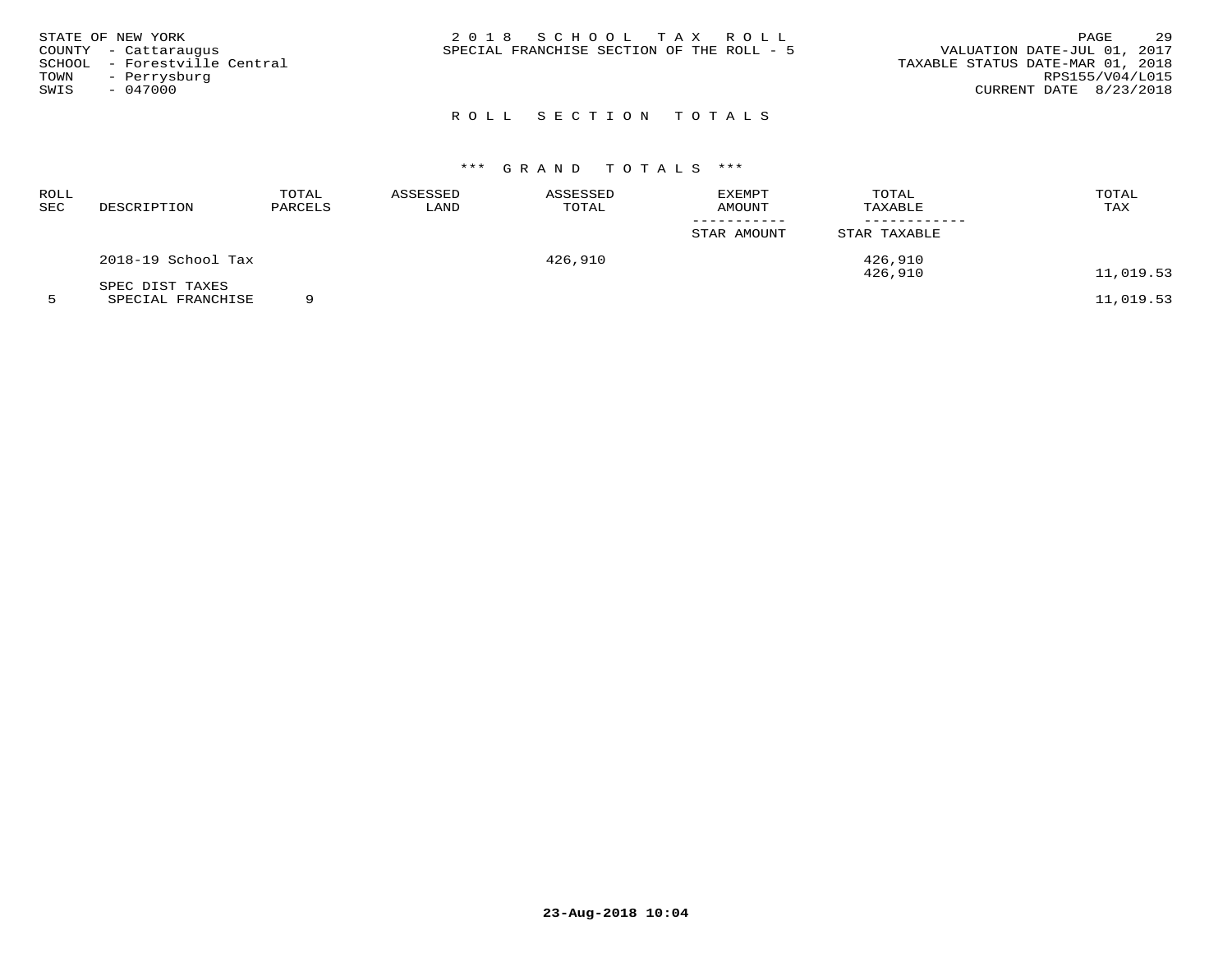STATE OF NEW YORK
COUNTY - Cattaraugus
SCHOOL - Forestville Central
TOWN - Perrysburg
SWIS - 047000

2 0 1 8 S C H O O L T A X R O L L
SPECIAL FRANCHISE SECTION OF THE ROLL - 5

VALUATION DATE-JUL 01, 2017
TAXABLE STATUS DATE-MAR 01, 2018
RPS155/V04/L015
CURRENT DATE 8/23/2018

## R O L L S E C T I O N T O T A L S

### \*\*\* G R A N D T O T A L S \*\*\*

| ROLL SEC | DESCRIPTION | TOTAL PARCELS | ASSESSED LAND | ASSESSED TOTAL | EXEMPT AMOUNT / STAR AMOUNT | TOTAL TAXABLE / STAR TAXABLE | TOTAL TAX |
|---|---|---|---|---|---|---|---|
| | 2018-19 School Tax | | | 426,910 | | 426,910 | |
| | | | | | | 426,910 | 11,019.53 |
| | SPEC DIST TAXES | | | | | | |
| 5 | SPECIAL FRANCHISE | 9 | | | | | 11,019.53 |

23-Aug-2018 10:04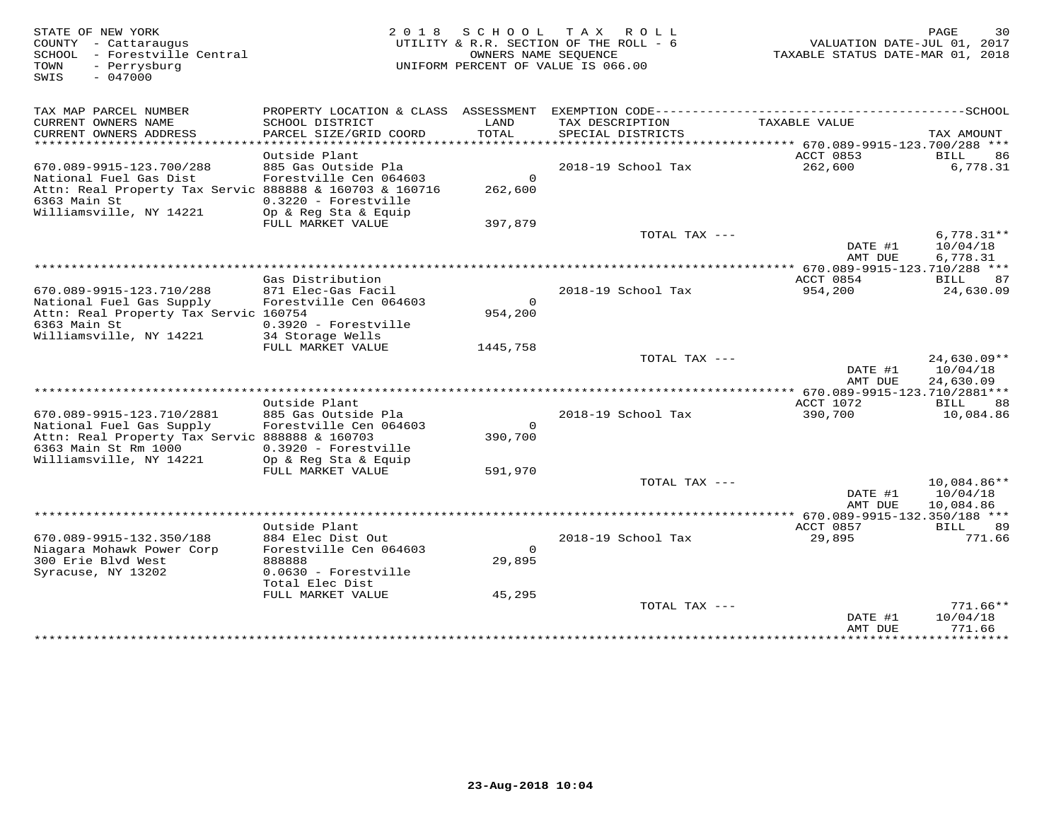STATE OF NEW YORK — 2018 SCHOOL TAX ROLL — PAGE 30
COUNTY - Cattaraugus — UTILITY & R.R. SECTION OF THE ROLL - 6 — VALUATION DATE-JUL 01, 2017
SCHOOL - Forestville Central — OWNERS NAME SEQUENCE — TAXABLE STATUS DATE-MAR 01, 2018
TOWN - Perrysburg — UNIFORM PERCENT OF VALUE IS 066.00
SWIS - 047000

| TAX MAP PARCEL NUMBER / CURRENT OWNERS NAME / CURRENT OWNERS ADDRESS | PROPERTY LOCATION & CLASS / SCHOOL DISTRICT / PARCEL SIZE/GRID COORD | ASSESSMENT LAND / TOTAL | EXEMPTION CODE / TAX DESCRIPTION / SPECIAL DISTRICTS | TAXABLE VALUE | SCHOOL TAX AMOUNT |
|---|---|---|---|---|---|
| **670.089-9915-123.700/288** | Outside Plant | | | ACCT 0853 | BILL 86 |
| 670.089-9915-123.700/288 | 885 Gas Outside Pla | | 2018-19 School Tax | 262,600 | 6,778.31 |
| National Fuel Gas Dist | Forestville Cen 064603 | 0 | | | |
| Attn: Real Property Tax Servic | 888888 & 160703 & 160716 | 262,600 | | | |
| 6363 Main St | 0.3220 - Forestville | | | | |
| Williamsville, NY 14221 | Op & Reg Sta & Equip | | | | |
| | FULL MARKET VALUE | 397,879 | | | |
| | | | TOTAL TAX --- | | 6,778.31** |
| | | | | DATE #1 | 10/04/18 |
| | | | | AMT DUE | 6,778.31 |
| **670.089-9915-123.710/288** | Gas Distribution | | | ACCT 0854 | BILL 87 |
| 670.089-9915-123.710/288 | 871 Elec-Gas Facil | | 2018-19 School Tax | 954,200 | 24,630.09 |
| National Fuel Gas Supply | Forestville Cen 064603 | 0 | | | |
| Attn: Real Property Tax Servic | 160754 | 954,200 | | | |
| 6363 Main St | 0.3920 - Forestville | | | | |
| Williamsville, NY 14221 | 34 Storage Wells | | | | |
| | FULL MARKET VALUE | 1445,758 | | | |
| | | | TOTAL TAX --- | | 24,630.09** |
| | | | | DATE #1 | 10/04/18 |
| | | | | AMT DUE | 24,630.09 |
| **670.089-9915-123.710/2881** | Outside Plant | | | ACCT 1072 | BILL 88 |
| 670.089-9915-123.710/2881 | 885 Gas Outside Pla | | 2018-19 School Tax | 390,700 | 10,084.86 |
| National Fuel Gas Supply | Forestville Cen 064603 | 0 | | | |
| Attn: Real Property Tax Servic | 888888 & 160703 | 390,700 | | | |
| 6363 Main St Rm 1000 | 0.3920 - Forestville | | | | |
| Williamsville, NY 14221 | Op & Reg Sta & Equip | | | | |
| | FULL MARKET VALUE | 591,970 | | | |
| | | | TOTAL TAX --- | | 10,084.86** |
| | | | | DATE #1 | 10/04/18 |
| | | | | AMT DUE | 10,084.86 |
| **670.089-9915-132.350/188** | Outside Plant | | | ACCT 0857 | BILL 89 |
| 670.089-9915-132.350/188 | 884 Elec Dist Out | | 2018-19 School Tax | 29,895 | 771.66 |
| Niagara Mohawk Power Corp | Forestville Cen 064603 | 0 | | | |
| 300 Erie Blvd West | 888888 | 29,895 | | | |
| Syracuse, NY 13202 | 0.0630 - Forestville | | | | |
| | Total Elec Dist | | | | |
| | FULL MARKET VALUE | 45,295 | | | |
| | | | TOTAL TAX --- | | 771.66** |
| | | | | DATE #1 | 10/04/18 |
| | | | | AMT DUE | 771.66 |

23-Aug-2018 10:04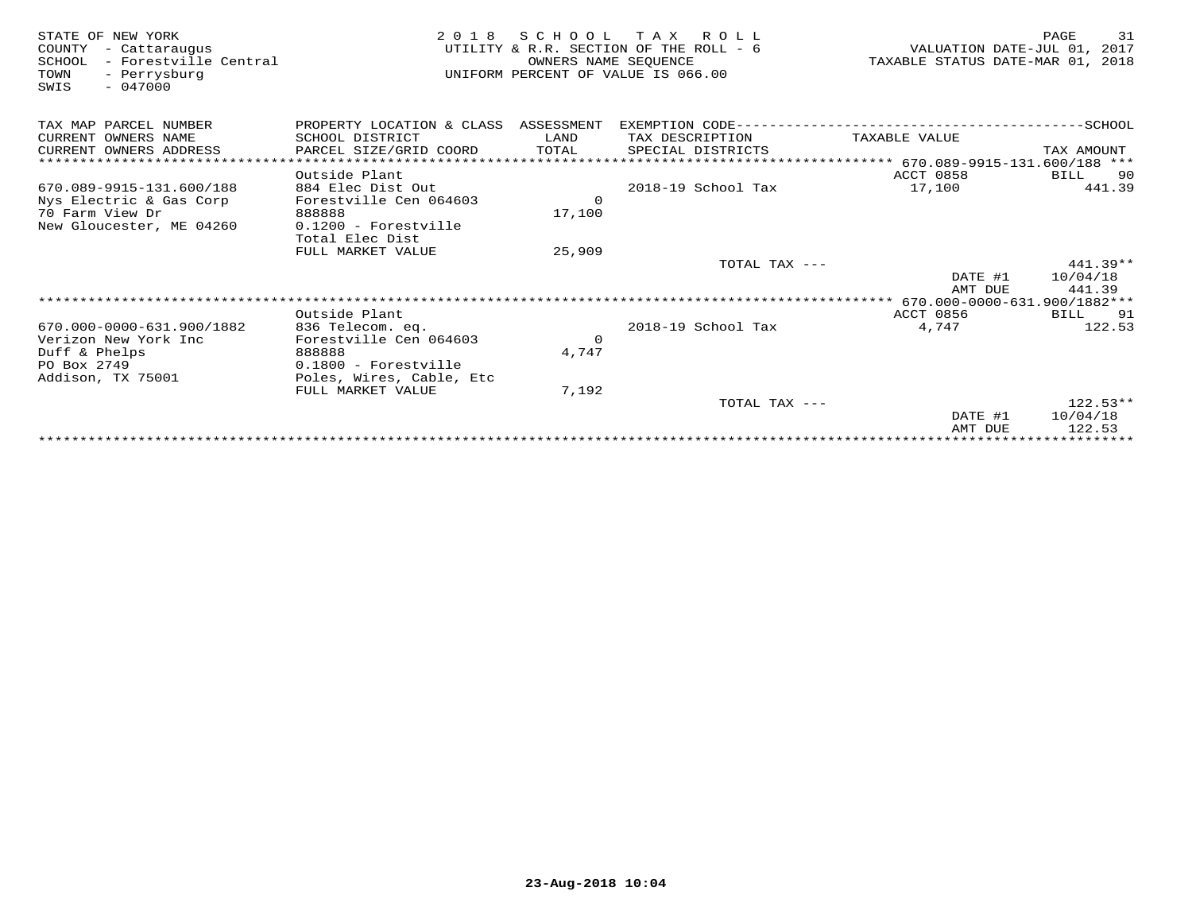STATE OF NEW YORK
COUNTY - Cattaraugus
SCHOOL - Forestville Central
TOWN - Perrysburg
SWIS - 047000

2018 SCHOOL TAX ROLL
UTILITY & R.R. SECTION OF THE ROLL - 6
OWNERS NAME SEQUENCE
UNIFORM PERCENT OF VALUE IS 066.00

VALUATION DATE-JUL 01, 2017
TAXABLE STATUS DATE-MAR 01, 2018

| TAX MAP PARCEL NUMBER / CURRENT OWNERS NAME / CURRENT OWNERS ADDRESS | PROPERTY LOCATION & CLASS / SCHOOL DISTRICT / PARCEL SIZE/GRID COORD | ASSESSMENT LAND / TOTAL | EXEMPTION CODE / TAX DESCRIPTION / SPECIAL DISTRICTS | TAXABLE VALUE | SCHOOL TAX AMOUNT |
|---|---|---|---|---|---|
| 670.089-9915-131.600/188 | Outside Plant | | | ACCT 0858 | BILL 90 |
| 670.089-9915-131.600/188 | 884 Elec Dist Out | | 2018-19 School Tax | 17,100 | 441.39 |
| Nys Electric & Gas Corp | Forestville Cen 064603 | 0 | | | |
| 70 Farm View Dr | 888888 | 17,100 | | | |
| New Gloucester, ME 04260 | 0.1200 - Forestville | | | | |
| | Total Elec Dist | | | | |
| | FULL MARKET VALUE | 25,909 | | | |
| | | | TOTAL TAX --- | | 441.39** |
| | | | | DATE #1 | 10/04/18 |
| | | | | AMT DUE | 441.39 |
| 670.000-0000-631.900/1882 | Outside Plant | | | ACCT 0856 | BILL 91 |
| 670.000-0000-631.900/1882 | 836 Telecom. eq. | | 2018-19 School Tax | 4,747 | 122.53 |
| Verizon New York Inc | Forestville Cen 064603 | 0 | | | |
| Duff & Phelps | 888888 | 4,747 | | | |
| PO Box 2749 | 0.1800 - Forestville | | | | |
| Addison, TX 75001 | Poles, Wires, Cable, Etc | | | | |
| | FULL MARKET VALUE | 7,192 | | | |
| | | | TOTAL TAX --- | | 122.53** |
| | | | | DATE #1 | 10/04/18 |
| | | | | AMT DUE | 122.53 |

23-Aug-2018 10:04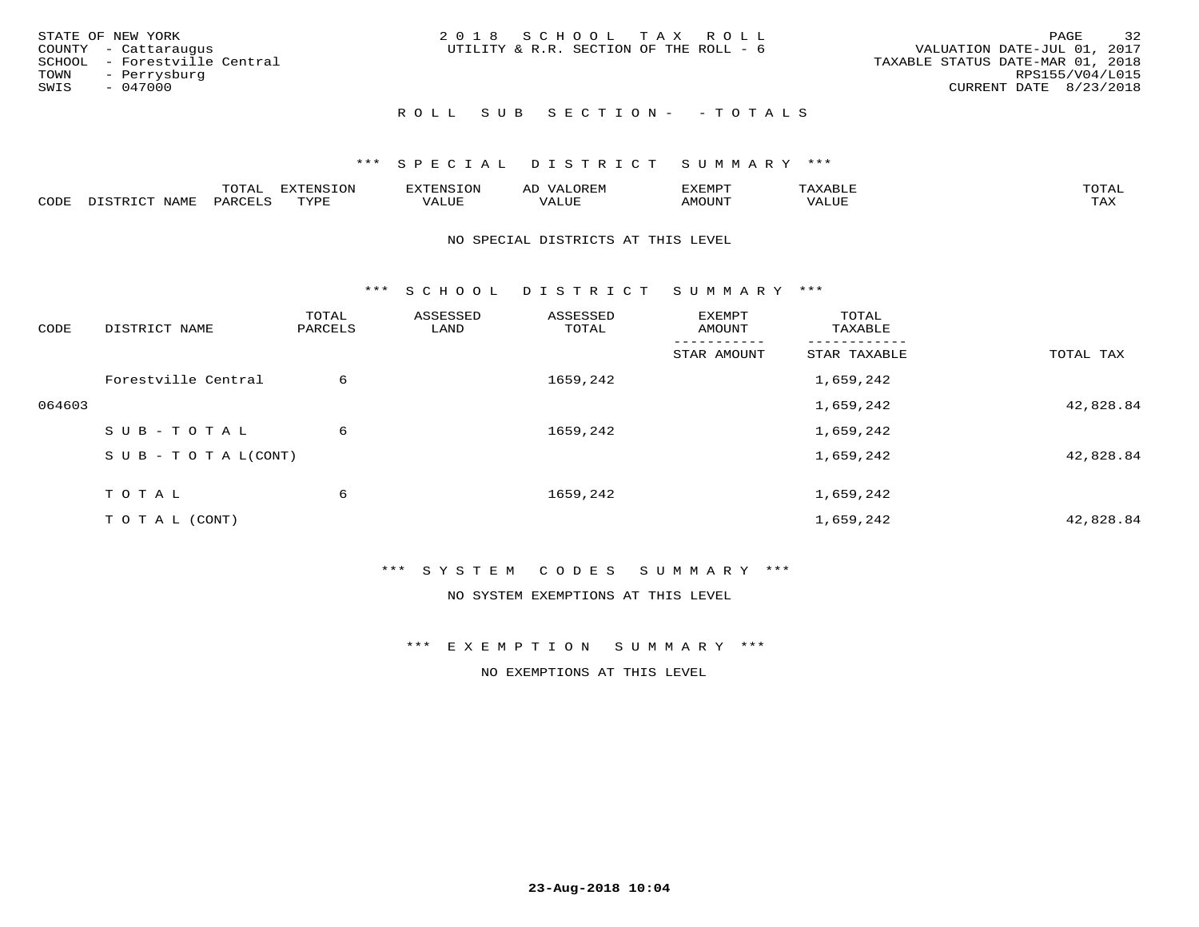STATE OF NEW YORK
COUNTY - Cattaraugus
SCHOOL - Forestville Central
TOWN - Perrysburg
SWIS - 047000

2 0 1 8 S C H O O L T A X R O L L
UTILITY & R.R. SECTION OF THE ROLL - 6

VALUATION DATE-JUL 01, 2017
TAXABLE STATUS DATE-MAR 01, 2018
RPS155/V04/L015
CURRENT DATE 8/23/2018

R O L L S U B S E C T I O N - - T O T A L S

*** S P E C I A L D I S T R I C T S U M M A R Y ***

| CODE | DISTRICT NAME | TOTAL PARCELS | EXTENSION TYPE | EXTENSION VALUE | AD VALOREM VALUE | EXEMPT AMOUNT | TAXABLE VALUE | TOTAL TAX |
|---|---|---|---|---|---|---|---|---|

NO SPECIAL DISTRICTS AT THIS LEVEL

*** S C H O O L D I S T R I C T S U M M A R Y ***

| CODE | DISTRICT NAME | TOTAL PARCELS | ASSESSED LAND | ASSESSED TOTAL | EXEMPT AMOUNT / STAR AMOUNT | TOTAL TAXABLE / STAR TAXABLE | TOTAL TAX |
|---|---|---|---|---|---|---|---|
| | Forestville Central | 6 | | 1659,242 | | 1,659,242 | |
| 064603 | | | | | | 1,659,242 | 42,828.84 |
| | S U B - T O T A L | 6 | | 1659,242 | | 1,659,242 | |
| | S U B - T O T A L(CONT) | | | | | 1,659,242 | 42,828.84 |
| | T O T A L | 6 | | 1659,242 | | 1,659,242 | |
| | T O T A L (CONT) | | | | | 1,659,242 | 42,828.84 |

*** S Y S T E M C O D E S S U M M A R Y ***

NO SYSTEM EXEMPTIONS AT THIS LEVEL

*** E X E M P T I O N S U M M A R Y ***

NO EXEMPTIONS AT THIS LEVEL

23-Aug-2018 10:04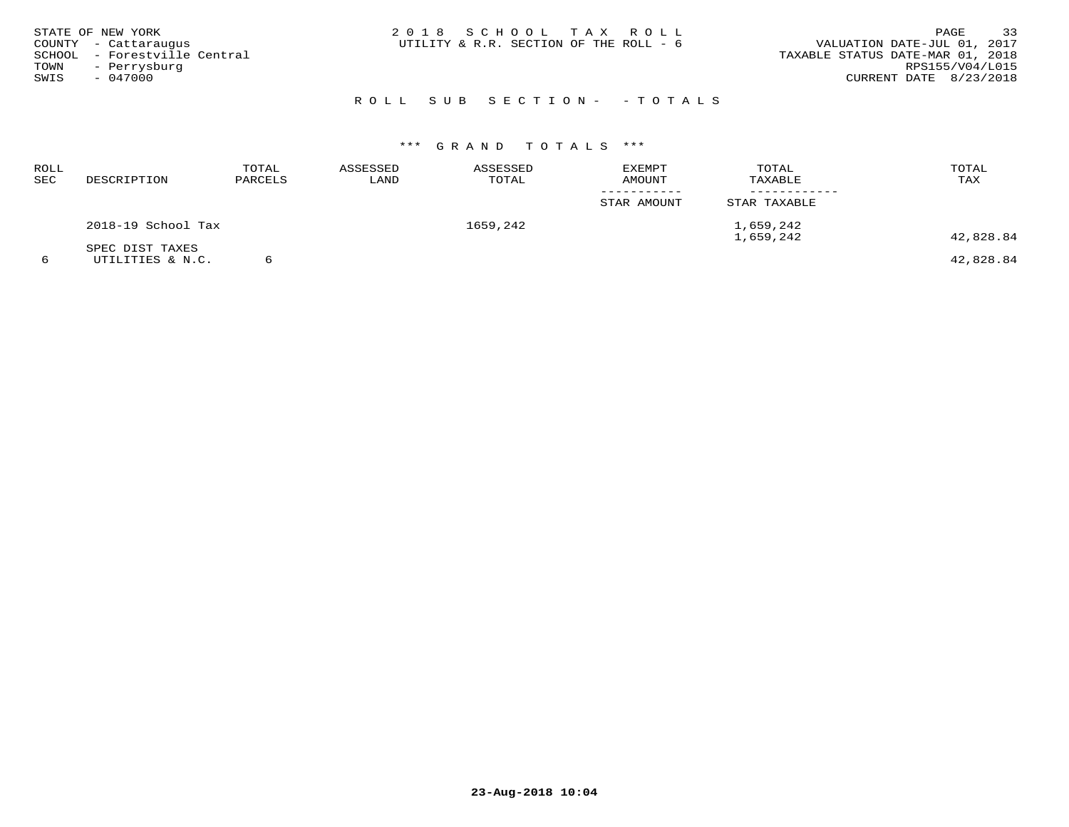STATE OF NEW YORK
COUNTY - Cattaraugus
SCHOOL - Forestville Central
TOWN - Perrysburg
SWIS - 047000

2 0 1 8 S C H O O L T A X R O L L
UTILITY & R.R. SECTION OF THE ROLL - 6

VALUATION DATE-JUL 01, 2017
TAXABLE STATUS DATE-MAR 01, 2018
RPS155/V04/L015
CURRENT DATE 8/23/2018

R O L L S U B S E C T I O N - - T O T A L S

*** G R A N D T O T A L S ***

| ROLL SEC | DESCRIPTION | TOTAL PARCELS | ASSESSED LAND | ASSESSED TOTAL | EXEMPT AMOUNT / STAR AMOUNT | TOTAL TAXABLE / STAR TAXABLE | TOTAL TAX |
|---|---|---|---|---|---|---|---|
| | 2018-19 School Tax | | | 1659,242 | | 1,659,242<br>1,659,242 | 42,828.84 |
| | SPEC DIST TAXES | | | | | | |
| 6 | UTILITIES & N.C. | 6 | | | | | 42,828.84 |

23-Aug-2018 10:04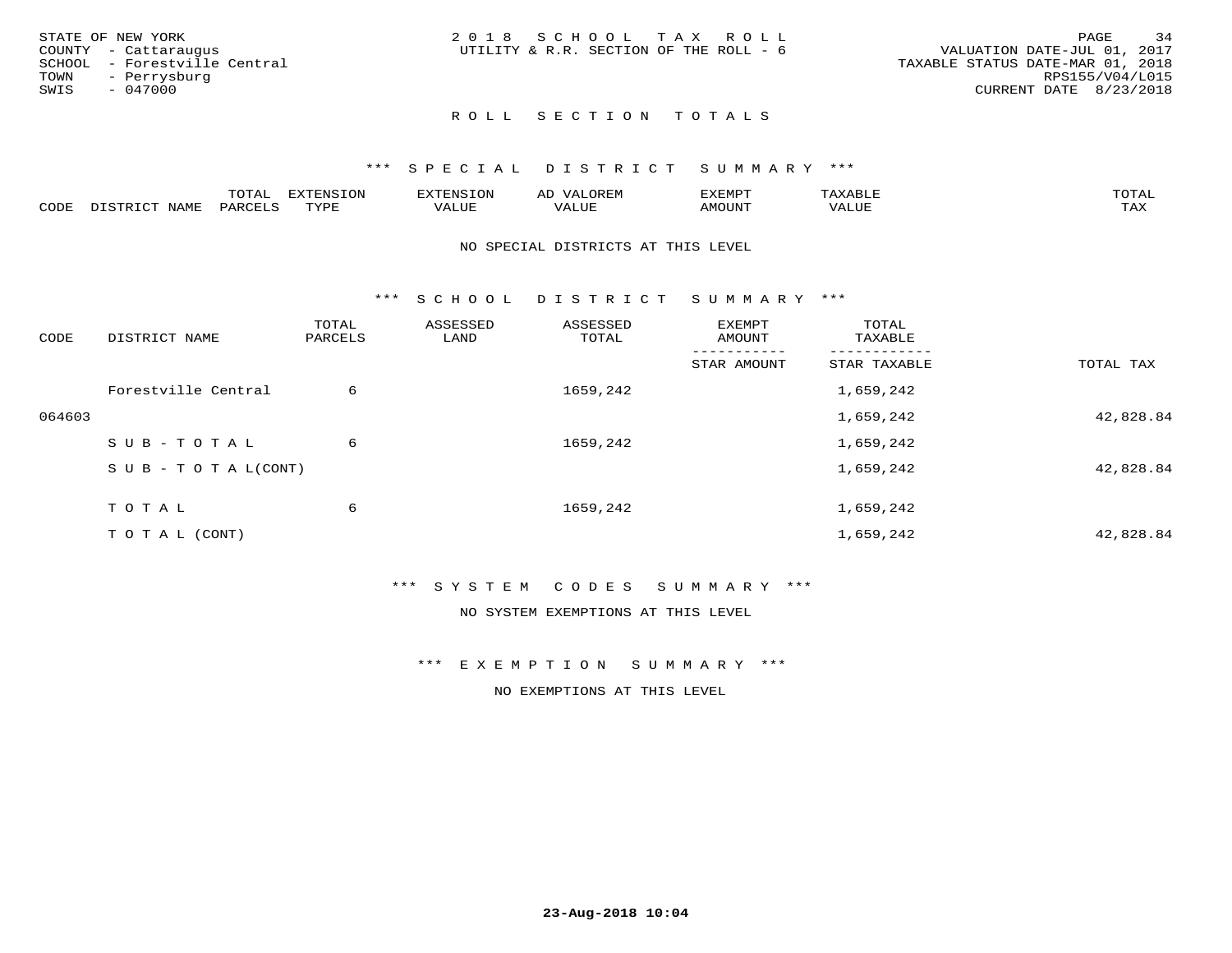STATE OF NEW YORK
COUNTY - Cattaraugus
SCHOOL - Forestville Central
TOWN - Perrysburg
SWIS - 047000

2 0 1 8 S C H O O L T A X R O L L
UTILITY & R.R. SECTION OF THE ROLL - 6

VALUATION DATE-JUL 01, 2017
TAXABLE STATUS DATE-MAR 01, 2018
RPS155/V04/L015
CURRENT DATE 8/23/2018

## R O L L S E C T I O N T O T A L S

### *** S P E C I A L D I S T R I C T S U M M A R Y ***

| CODE | DISTRICT NAME | TOTAL PARCELS | EXTENSION TYPE | EXTENSION VALUE | AD VALOREM VALUE | EXEMPT AMOUNT | TAXABLE VALUE | TOTAL TAX |
|---|---|---|---|---|---|---|---|---|

NO SPECIAL DISTRICTS AT THIS LEVEL

### *** S C H O O L D I S T R I C T S U M M A R Y ***

| CODE | DISTRICT NAME | TOTAL PARCELS | ASSESSED LAND | ASSESSED TOTAL | EXEMPT AMOUNT / STAR AMOUNT | TOTAL TAXABLE / STAR TAXABLE | TOTAL TAX |
|---|---|---|---|---|---|---|---|
| | Forestville Central | 6 | | 1659,242 | | 1,659,242 | |
| 064603 | | | | | | 1,659,242 | 42,828.84 |
| | S U B - T O T A L | 6 | | 1659,242 | | 1,659,242 | |
| | S U B - T O T A L(CONT) | | | | | 1,659,242 | 42,828.84 |
| | T O T A L | 6 | | 1659,242 | | 1,659,242 | |
| | T O T A L (CONT) | | | | | 1,659,242 | 42,828.84 |

### *** S Y S T E M C O D E S S U M M A R Y ***

NO SYSTEM EXEMPTIONS AT THIS LEVEL

### *** E X E M P T I O N S U M M A R Y ***

NO EXEMPTIONS AT THIS LEVEL

23-Aug-2018 10:04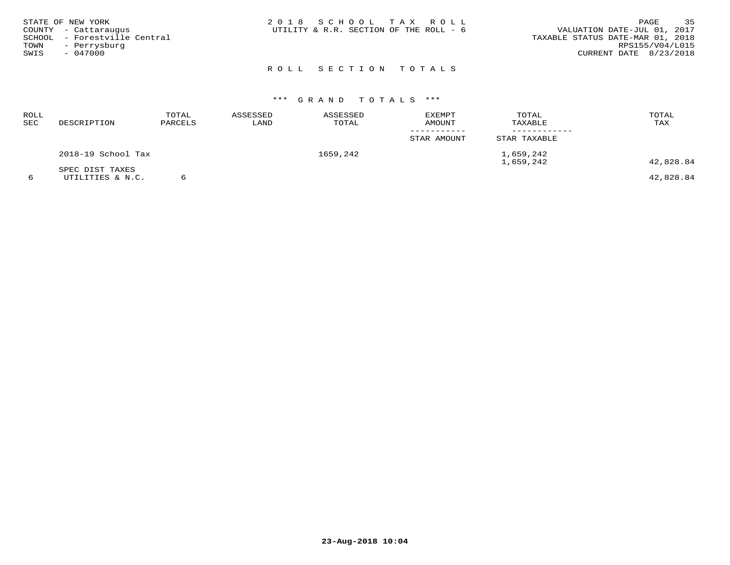STATE OF NEW YORK
COUNTY - Cattaraugus
SCHOOL - Forestville Central
TOWN - Perrysburg
SWIS - 047000

2 0 1 8 S C H O O L T A X R O L L
UTILITY & R.R. SECTION OF THE ROLL - 6

VALUATION DATE-JUL 01, 2017
TAXABLE STATUS DATE-MAR 01, 2018
RPS155/V04/L015
CURRENT DATE 8/23/2018

## R O L L S E C T I O N T O T A L S

### *** G R A N D T O T A L S ***

| ROLL SEC | DESCRIPTION | TOTAL PARCELS | ASSESSED LAND | ASSESSED TOTAL | EXEMPT AMOUNT / STAR AMOUNT | TOTAL TAXABLE / STAR TAXABLE | TOTAL TAX |
|---|---|---|---|---|---|---|---|
| | 2018-19 School Tax | | | 1659,242 | | 1,659,242<br>1,659,242 | 42,828.84 |
| 6 | SPEC DIST TAXES<br>UTILITIES & N.C. | 6 | | | | | 42,828.84 |

23-Aug-2018 10:04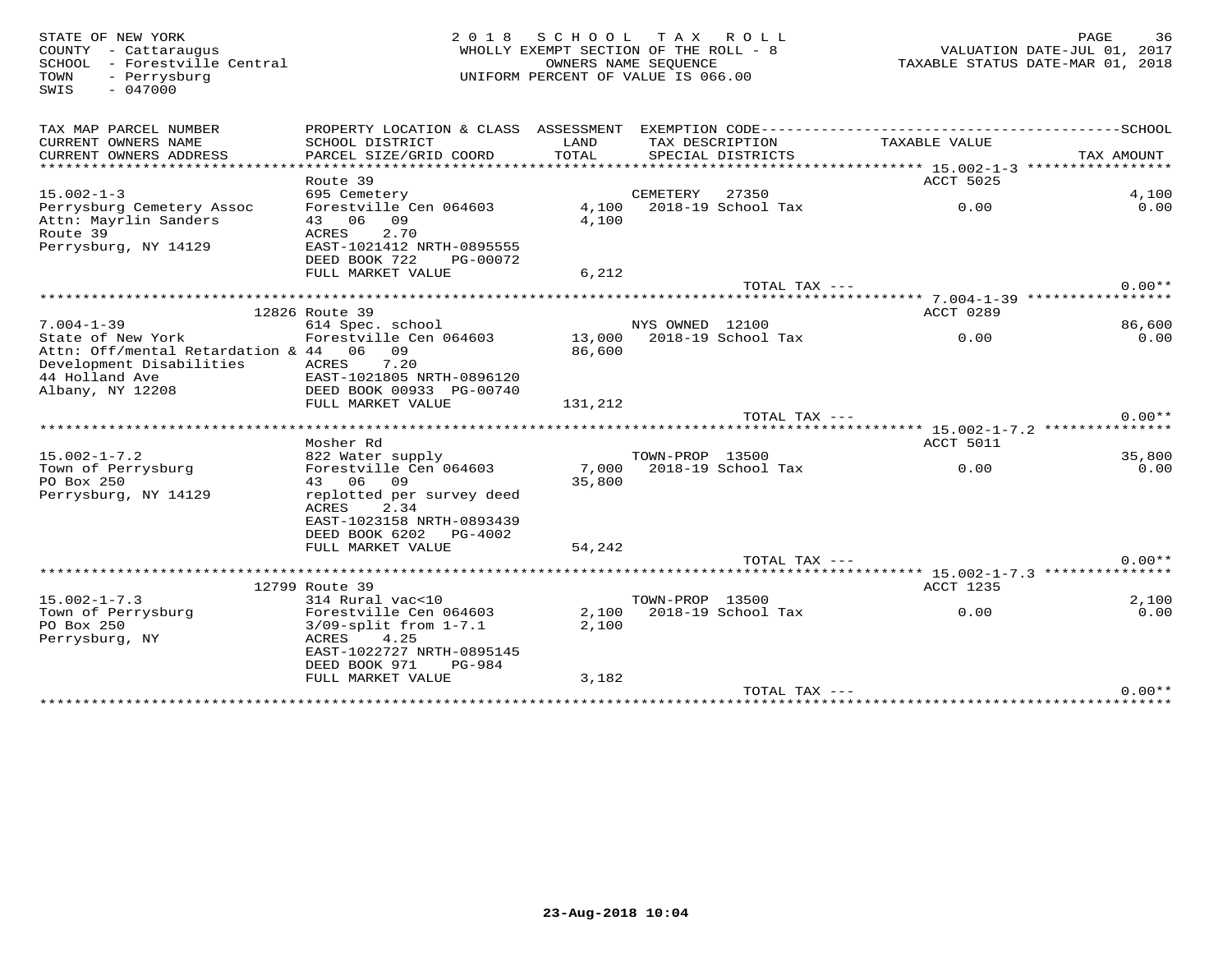STATE OF NEW YORK
COUNTY - Cattaraugus
SCHOOL - Forestville Central
TOWN - Perrysburg
SWIS - 047000

**2018 SCHOOL TAX ROLL**
WHOLLY EXEMPT SECTION OF THE ROLL - 8
OWNERS NAME SEQUENCE
UNIFORM PERCENT OF VALUE IS 066.00

VALUATION DATE-JUL 01, 2017
TAXABLE STATUS DATE-MAR 01, 2018

| TAX MAP PARCEL NUMBER / CURRENT OWNERS NAME / CURRENT OWNERS ADDRESS | PROPERTY LOCATION & CLASS / SCHOOL DISTRICT / PARCEL SIZE/GRID COORD | ASSESSMENT LAND / TOTAL | EXEMPTION CODE / TAX DESCRIPTION / SPECIAL DISTRICTS | TAXABLE VALUE | SCHOOL / TAX AMOUNT |
|---|---|---|---|---|---|
| **15.002-1-3** | Route 39 | | | ACCT 5025 | |
| 15.002-1-3 | 695 Cemetery | | CEMETERY 27350 | | 4,100 |
| Perrysburg Cemetery Assoc | Forestville Cen 064603 | 4,100 | 2018-19 School Tax | 0.00 | 0.00 |
| Attn: Mayrlin Sanders | 43 06 09 | 4,100 | | | |
| Route 39 | ACRES 2.70 | | | | |
| Perrysburg, NY 14129 | EAST-1021412 NRTH-0895555 | | | | |
| | DEED BOOK 722 PG-00072 | | | | |
| | FULL MARKET VALUE | 6,212 | | | |
| | | | TOTAL TAX --- | | 0.00** |
| **7.004-1-39** | 12826 Route 39 | | | ACCT 0289 | |
| 7.004-1-39 | 614 Spec. school | | NYS OWNED 12100 | | 86,600 |
| State of New York | Forestville Cen 064603 | 13,000 | 2018-19 School Tax | 0.00 | 0.00 |
| Attn: Off/mental Retardation & | 44 06 09 | 86,600 | | | |
| Development Disabilities | ACRES 7.20 | | | | |
| 44 Holland Ave | EAST-1021805 NRTH-0896120 | | | | |
| Albany, NY 12208 | DEED BOOK 00933 PG-00740 | | | | |
| | FULL MARKET VALUE | 131,212 | | | |
| | | | TOTAL TAX --- | | 0.00** |
| **15.002-1-7.2** | Mosher Rd | | | ACCT 5011 | |
| 15.002-1-7.2 | 822 Water supply | | TOWN-PROP 13500 | | 35,800 |
| Town of Perrysburg | Forestville Cen 064603 | 7,000 | 2018-19 School Tax | 0.00 | 0.00 |
| PO Box 250 | 43 06 09 | 35,800 | | | |
| Perrysburg, NY 14129 | replotted per survey deed | | | | |
| | ACRES 2.34 | | | | |
| | EAST-1023158 NRTH-0893439 | | | | |
| | DEED BOOK 6202 PG-4002 | | | | |
| | FULL MARKET VALUE | 54,242 | | | |
| | | | TOTAL TAX --- | | 0.00** |
| **15.002-1-7.3** | 12799 Route 39 | | | ACCT 1235 | |
| 15.002-1-7.3 | 314 Rural vac<10 | | TOWN-PROP 13500 | | 2,100 |
| Town of Perrysburg | Forestville Cen 064603 | 2,100 | 2018-19 School Tax | 0.00 | 0.00 |
| PO Box 250 | 3/09-split from 1-7.1 | 2,100 | | | |
| Perrysburg, NY | ACRES 4.25 | | | | |
| | EAST-1022727 NRTH-0895145 | | | | |
| | DEED BOOK 971 PG-984 | | | | |
| | FULL MARKET VALUE | 3,182 | | | |
| | | | TOTAL TAX --- | | 0.00** |

23-Aug-2018 10:04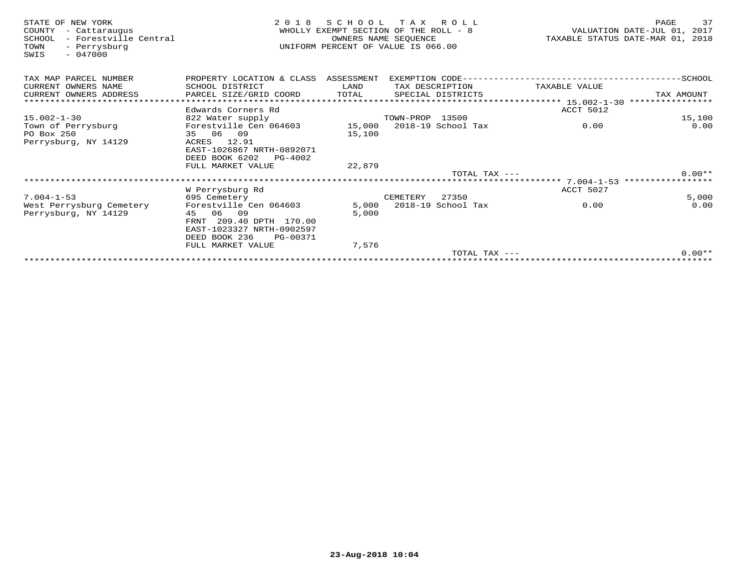STATE OF NEW YORK
COUNTY - Cattaraugus
SCHOOL - Forestville Central
TOWN - Perrysburg
SWIS - 047000

# 2018 SCHOOL TAX ROLL

WHOLLY EXEMPT SECTION OF THE ROLL - 8
OWNERS NAME SEQUENCE
UNIFORM PERCENT OF VALUE IS 066.00

VALUATION DATE-JUL 01, 2017
TAXABLE STATUS DATE-MAR 01, 2018

| TAX MAP PARCEL NUMBER / CURRENT OWNERS NAME / CURRENT OWNERS ADDRESS | PROPERTY LOCATION & CLASS / SCHOOL DISTRICT / PARCEL SIZE/GRID COORD | ASSESSMENT LAND / TOTAL | EXEMPTION CODE / TAX DESCRIPTION / SPECIAL DISTRICTS | TAXABLE VALUE | SCHOOL / TAX AMOUNT |
|---|---|---|---|---|---|
| | Edwards Corners Rd | | | ACCT 5012 | |
| 15.002-1-30 | 822 Water supply | | TOWN-PROP 13500 | | 15,100 |
| Town of Perrysburg | Forestville Cen 064603 | 15,000 | 2018-19 School Tax | 0.00 | 0.00 |
| PO Box 250 | 35 06 09 | 15,100 | | | |
| Perrysburg, NY 14129 | ACRES 12.91 | | | | |
| | EAST-1026867 NRTH-0892071 | | | | |
| | DEED BOOK 6202 PG-4002 | | | | |
| | FULL MARKET VALUE | 22,879 | | | |
| | | | TOTAL TAX --- | | 0.00** |
| | W Perrysburg Rd | | | ACCT 5027 | |
| 7.004-1-53 | 695 Cemetery | | CEMETERY 27350 | | 5,000 |
| West Perrysburg Cemetery | Forestville Cen 064603 | 5,000 | 2018-19 School Tax | 0.00 | 0.00 |
| Perrysburg, NY 14129 | 45 06 09 | 5,000 | | | |
| | FRNT 209.40 DPTH 170.00 | | | | |
| | EAST-1023327 NRTH-0902597 | | | | |
| | DEED BOOK 236 PG-00371 | | | | |
| | FULL MARKET VALUE | 7,576 | | | |
| | | | TOTAL TAX --- | | 0.00** |

23-Aug-2018 10:04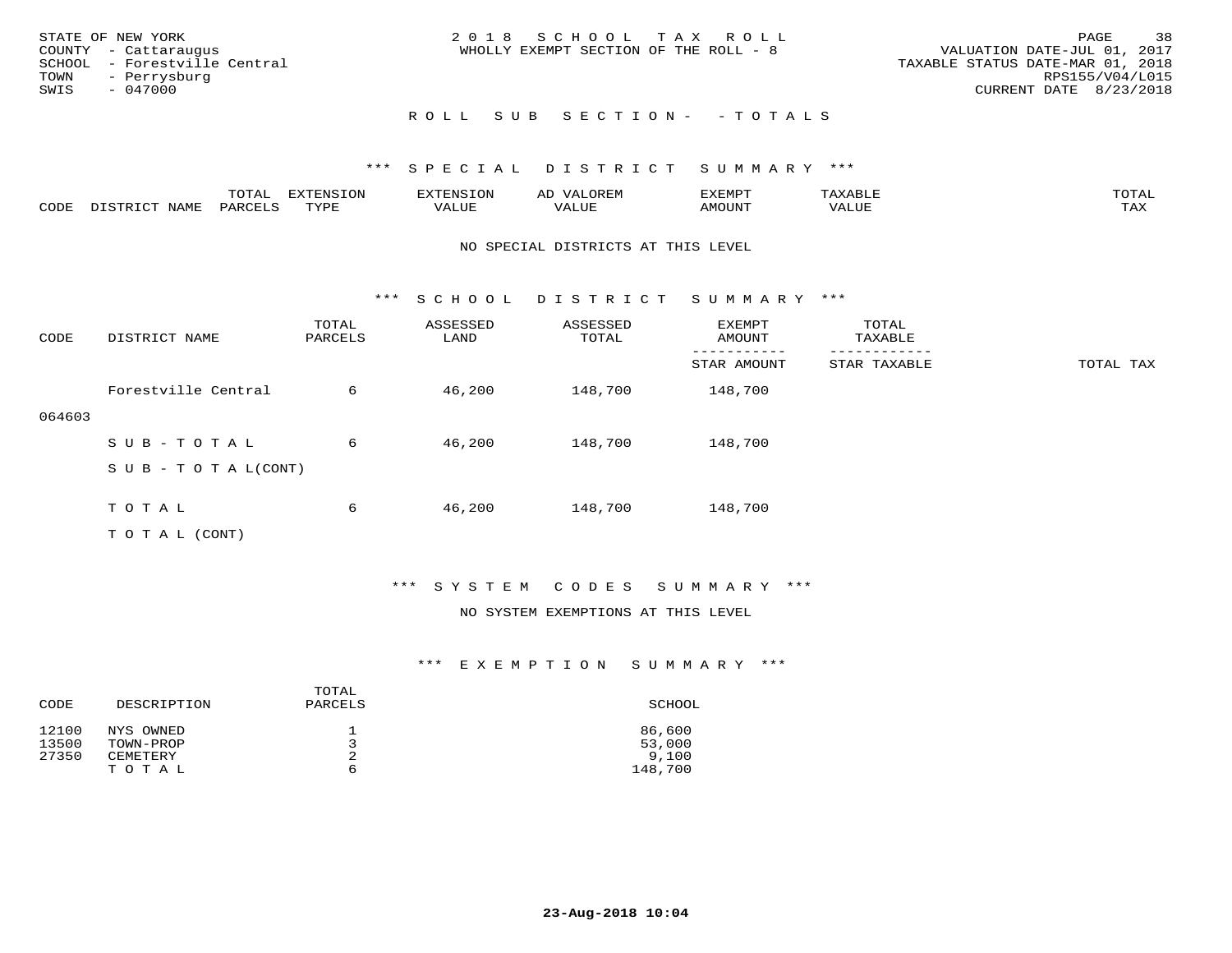STATE OF NEW YORK
COUNTY - Cattaraugus
SCHOOL - Forestville Central
TOWN - Perrysburg
SWIS - 047000

2 0 1 8 S C H O O L T A X R O L L
WHOLLY EXEMPT SECTION OF THE ROLL - 8

VALUATION DATE-JUL 01, 2017
TAXABLE STATUS DATE-MAR 01, 2018
RPS155/V04/L015
CURRENT DATE 8/23/2018

## R O L L S U B S E C T I O N - - T O T A L S

### *** S P E C I A L D I S T R I C T S U M M A R Y ***

| CODE | DISTRICT NAME | TOTAL PARCELS | EXTENSION TYPE | EXTENSION VALUE | AD VALOREM VALUE | EXEMPT AMOUNT | TAXABLE VALUE | TOTAL TAX |
|---|---|---|---|---|---|---|---|---|

NO SPECIAL DISTRICTS AT THIS LEVEL

### *** S C H O O L D I S T R I C T S U M M A R Y ***

| CODE | DISTRICT NAME | TOTAL PARCELS | ASSESSED LAND | ASSESSED TOTAL | EXEMPT AMOUNT / STAR AMOUNT | TOTAL TAXABLE / STAR TAXABLE | TOTAL TAX |
|---|---|---|---|---|---|---|---|
| 064603 | Forestville Central | 6 | 46,200 | 148,700 | 148,700 | | |
| | S U B - T O T A L | 6 | 46,200 | 148,700 | 148,700 | | |
| | S U B - T O T A L(CONT) | | | | | | |
| | T O T A L | 6 | 46,200 | 148,700 | 148,700 | | |
| | T O T A L (CONT) | | | | | | |

### *** S Y S T E M C O D E S S U M M A R Y ***

NO SYSTEM EXEMPTIONS AT THIS LEVEL

### *** E X E M P T I O N S U M M A R Y ***

| CODE | DESCRIPTION | TOTAL PARCELS | SCHOOL |
|---|---|---|---|
| 12100 | NYS OWNED | 1 | 86,600 |
| 13500 | TOWN-PROP | 3 | 53,000 |
| 27350 | CEMETERY | 2 | 9,100 |
| | T O T A L | 6 | 148,700 |

23-Aug-2018 10:04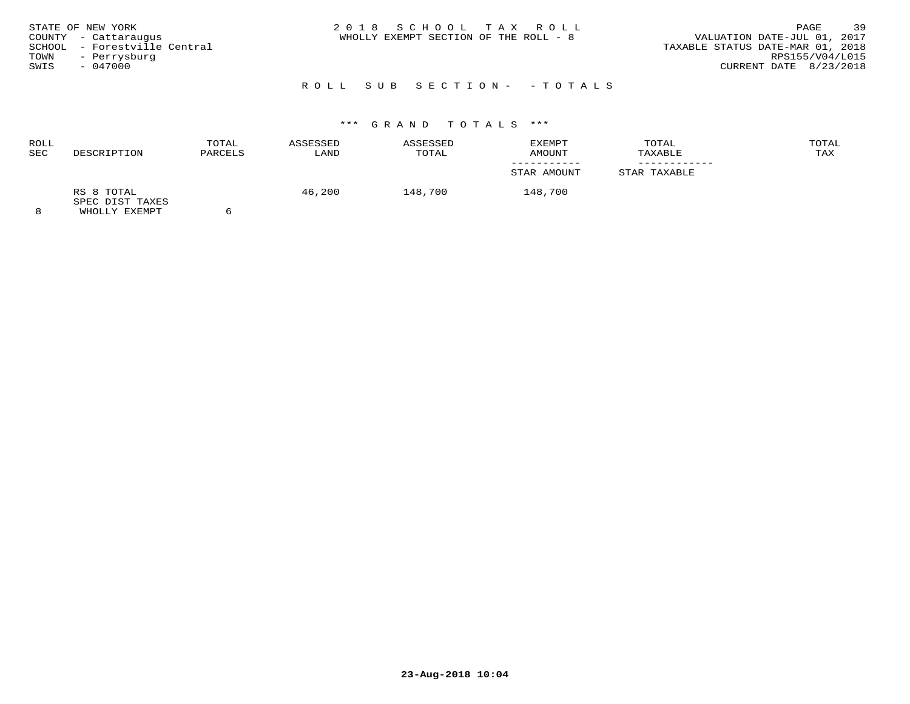STATE OF NEW YORK
COUNTY - Cattaraugus
SCHOOL - Forestville Central
TOWN - Perrysburg
SWIS - 047000

# 2018 SCHOOL TAX ROLL

WHOLLY EXEMPT SECTION OF THE ROLL - 8

VALUATION DATE-JUL 01, 2017
TAXABLE STATUS DATE-MAR 01, 2018
RPS155/V04/L015
CURRENT DATE 8/23/2018

## ROLL SUB SECTION- - TOTALS

### *** GRAND TOTALS ***

| ROLL SEC | DESCRIPTION | TOTAL PARCELS | ASSESSED LAND | ASSESSED TOTAL | EXEMPT AMOUNT / STAR AMOUNT | TOTAL TAXABLE / STAR TAXABLE | TOTAL TAX |
|---|---|---|---|---|---|---|---|
| | RS 8 TOTAL | | 46,200 | 148,700 | 148,700 | | |
| | SPEC DIST TAXES | | | | | | |
| 8 | WHOLLY EXEMPT | 6 | | | | | |

23-Aug-2018 10:04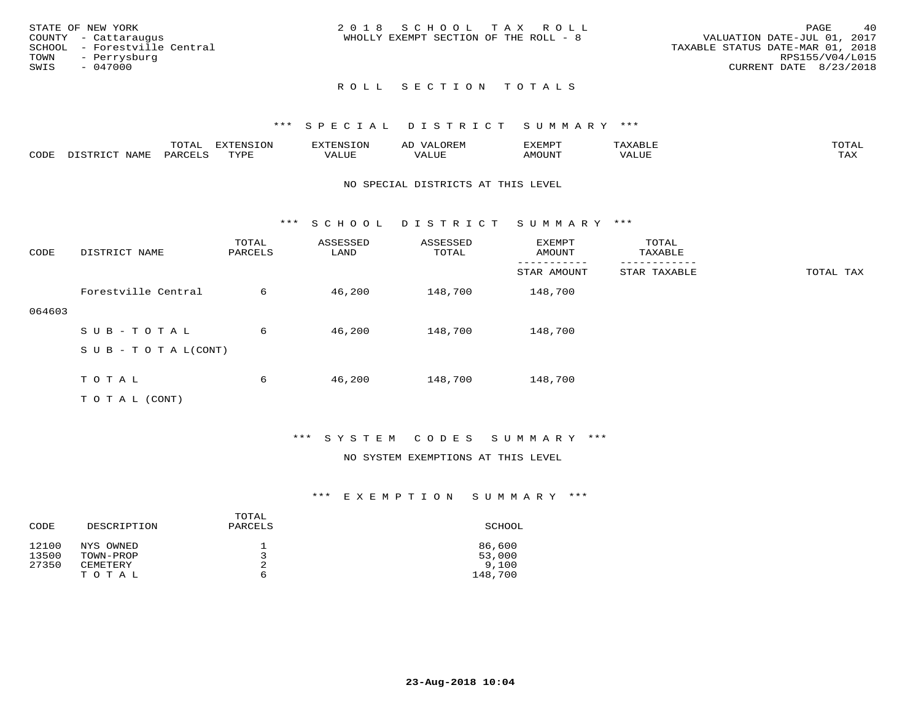STATE OF NEW YORK
COUNTY - Cattaraugus
SCHOOL - Forestville Central
TOWN - Perrysburg
SWIS - 047000

2018 SCHOOL TAX ROLL
WHOLLY EXEMPT SECTION OF THE ROLL - 8

VALUATION DATE-JUL 01, 2017
TAXABLE STATUS DATE-MAR 01, 2018
RPS155/V04/L015
CURRENT DATE 8/23/2018

## ROLL SECTION TOTALS

### *** SPECIAL DISTRICT SUMMARY ***

| CODE | DISTRICT NAME | TOTAL PARCELS | EXTENSION TYPE | EXTENSION VALUE | AD VALOREM VALUE | EXEMPT AMOUNT | TAXABLE VALUE | TOTAL TAX |
|---|---|---|---|---|---|---|---|---|

NO SPECIAL DISTRICTS AT THIS LEVEL

### *** SCHOOL DISTRICT SUMMARY ***

| CODE | DISTRICT NAME | TOTAL PARCELS | ASSESSED LAND | ASSESSED TOTAL | EXEMPT AMOUNT / STAR AMOUNT | TOTAL TAXABLE / STAR TAXABLE | TOTAL TAX |
|---|---|---|---|---|---|---|---|
| 064603 | Forestville Central | 6 | 46,200 | 148,700 | 148,700 | | |
| | SUB-TOTAL | 6 | 46,200 | 148,700 | 148,700 | | |
| | SUB-TOTAL(CONT) | | | | | | |
| | TOTAL | 6 | 46,200 | 148,700 | 148,700 | | |
| | TOTAL (CONT) | | | | | | |

### *** SYSTEM CODES SUMMARY ***

NO SYSTEM EXEMPTIONS AT THIS LEVEL

### *** EXEMPTION SUMMARY ***

| CODE | DESCRIPTION | TOTAL PARCELS | SCHOOL |
|---|---|---|---|
| 12100 | NYS OWNED | 1 | 86,600 |
| 13500 | TOWN-PROP | 3 | 53,000 |
| 27350 | CEMETERY | 2 | 9,100 |
| | TOTAL | 6 | 148,700 |

23-Aug-2018 10:04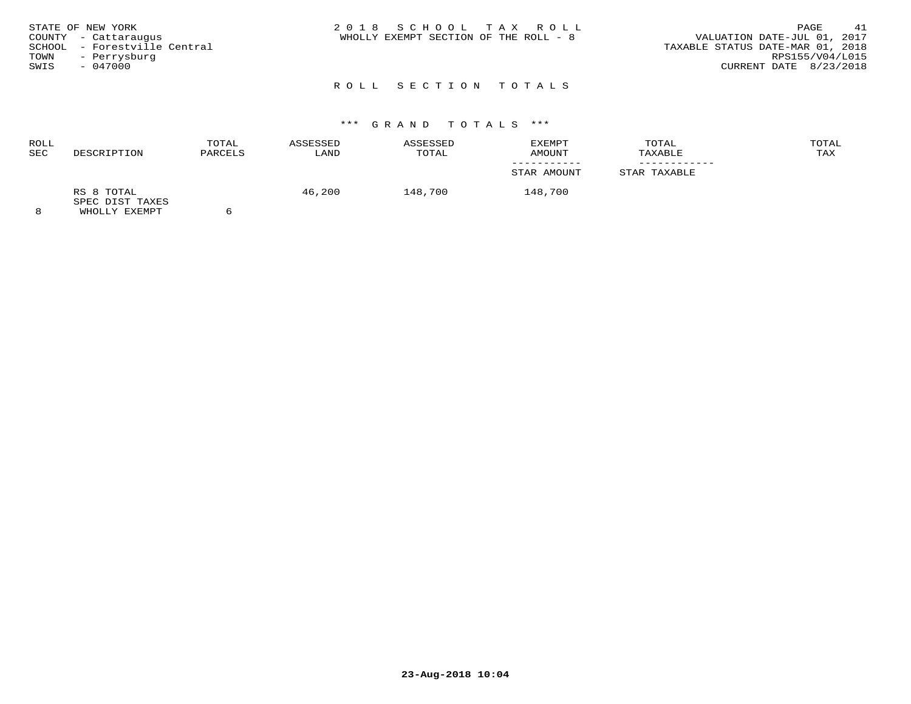STATE OF NEW YORK
COUNTY - Cattaraugus
SCHOOL - Forestville Central
TOWN - Perrysburg
SWIS - 047000

# 2018 SCHOOL TAX ROLL
WHOLLY EXEMPT SECTION OF THE ROLL - 8

VALUATION DATE-JUL 01, 2017
TAXABLE STATUS DATE-MAR 01, 2018
RPS155/V04/L015
CURRENT DATE 8/23/2018

## ROLL SECTION TOTALS

### *** GRAND TOTALS ***

| ROLL SEC | DESCRIPTION | TOTAL PARCELS | ASSESSED LAND | ASSESSED TOTAL | EXEMPT AMOUNT / STAR AMOUNT | TOTAL TAXABLE / STAR TAXABLE | TOTAL TAX |
|---|---|---|---|---|---|---|---|
| 8 | RS 8 TOTAL SPEC DIST TAXES WHOLLY EXEMPT | 6 | 46,200 | 148,700 | 148,700 | | |

23-Aug-2018 10:04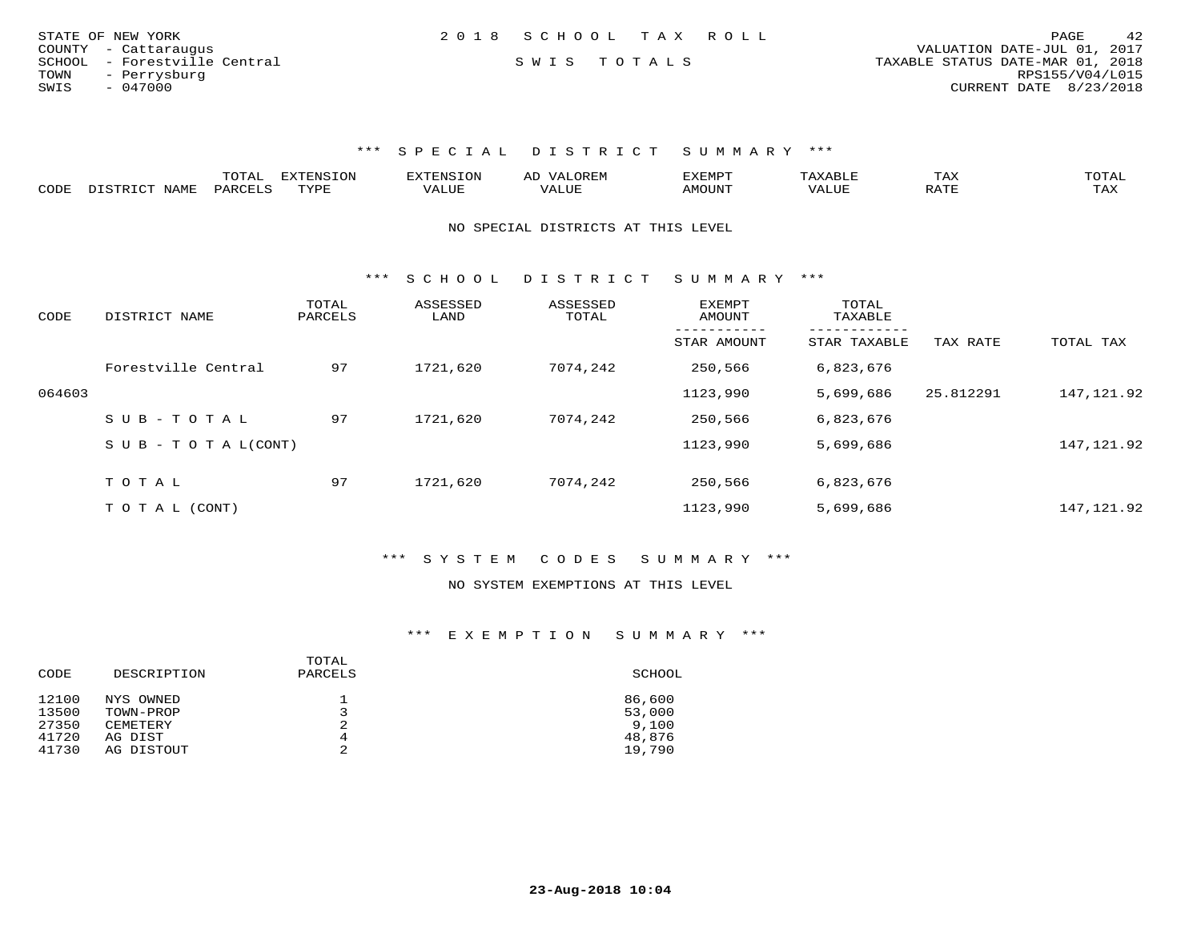STATE OF NEW YORK
COUNTY - Cattaraugus
SCHOOL - Forestville Central
TOWN - Perrysburg
SWIS - 047000

2 0 1 8 S C H O O L T A X R O L L

S W I S T O T A L S

VALUATION DATE-JUL 01, 2017
TAXABLE STATUS DATE-MAR 01, 2018
RPS155/V04/L015
CURRENT DATE 8/23/2018

### *** S P E C I A L D I S T R I C T S U M M A R Y ***

| CODE | DISTRICT NAME | TOTAL PARCELS | EXTENSION TYPE | EXTENSION VALUE | AD VALOREM VALUE | EXEMPT AMOUNT | TAXABLE VALUE | TAX RATE | TOTAL TAX |
|---|---|---|---|---|---|---|---|---|---|

NO SPECIAL DISTRICTS AT THIS LEVEL

### *** S C H O O L D I S T R I C T S U M M A R Y ***

| CODE | DISTRICT NAME | TOTAL PARCELS | ASSESSED LAND | ASSESSED TOTAL | EXEMPT AMOUNT / STAR AMOUNT | TOTAL TAXABLE / STAR TAXABLE | TAX RATE | TOTAL TAX |
|---|---|---|---|---|---|---|---|---|
| | Forestville Central | 97 | 1721,620 | 7074,242 | 250,566 | 6,823,676 | | |
| 064603 | | | | | 1123,990 | 5,699,686 | 25.812291 | 147,121.92 |
| | S U B - T O T A L | 97 | 1721,620 | 7074,242 | 250,566 | 6,823,676 | | |
| | S U B - T O T A L(CONT) | | | | 1123,990 | 5,699,686 | | 147,121.92 |
| | T O T A L | 97 | 1721,620 | 7074,242 | 250,566 | 6,823,676 | | |
| | T O T A L (CONT) | | | | 1123,990 | 5,699,686 | | 147,121.92 |

### *** S Y S T E M C O D E S S U M M A R Y ***

NO SYSTEM EXEMPTIONS AT THIS LEVEL

### *** E X E M P T I O N S U M M A R Y ***

| CODE | DESCRIPTION | TOTAL PARCELS | SCHOOL |
|---|---|---|---|
| 12100 | NYS OWNED | 1 | 86,600 |
| 13500 | TOWN-PROP | 3 | 53,000 |
| 27350 | CEMETERY | 2 | 9,100 |
| 41720 | AG DIST | 4 | 48,876 |
| 41730 | AG DISTOUT | 2 | 19,790 |

23-Aug-2018 10:04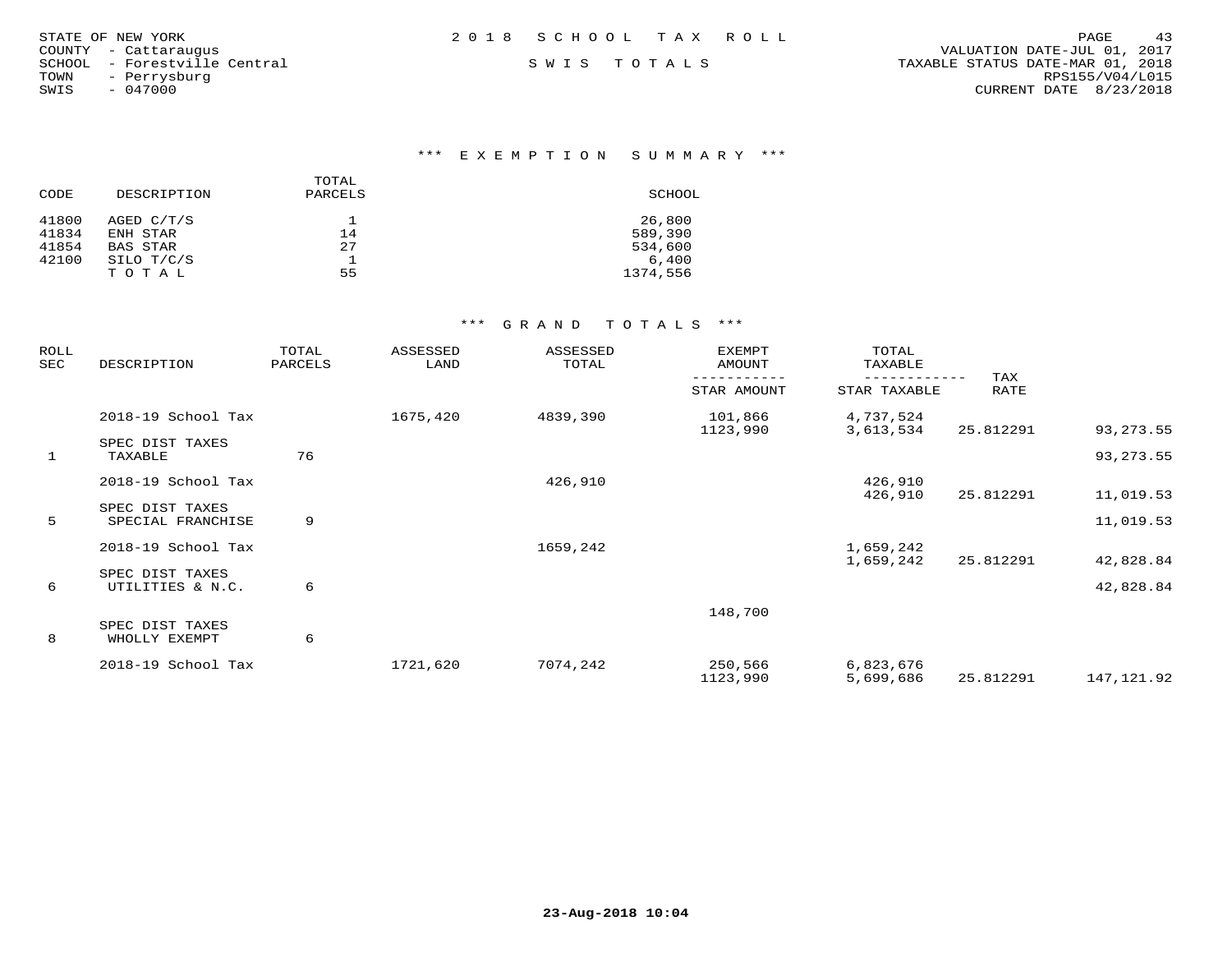STATE OF NEW YORK
COUNTY - Cattaraugus
SCHOOL - Forestville Central
TOWN - Perrysburg
SWIS - 047000

2 0 1 8 S C H O O L T A X R O L L

S W I S T O T A L S

VALUATION DATE-JUL 01, 2017
TAXABLE STATUS DATE-MAR 01, 2018
RPS155/V04/L015
CURRENT DATE 8/23/2018

## \*\*\* E X E M P T I O N S U M M A R Y \*\*\*

| CODE | DESCRIPTION | TOTAL PARCELS | SCHOOL |
|---|---|---|---|
| 41800 | AGED C/T/S | 1 | 26,800 |
| 41834 | ENH STAR | 14 | 589,390 |
| 41854 | BAS STAR | 27 | 534,600 |
| 42100 | SILO T/C/S | 1 | 6,400 |
| | T O T A L | 55 | 1374,556 |

## \*\*\* G R A N D T O T A L S \*\*\*

| ROLL SEC | DESCRIPTION | TOTAL PARCELS | ASSESSED LAND | ASSESSED TOTAL | EXEMPT AMOUNT / STAR AMOUNT | TOTAL TAXABLE / STAR TAXABLE | TAX RATE | |
|---|---|---|---|---|---|---|---|---|
| | 2018-19 School Tax | | 1675,420 | 4839,390 | 101,866 | 4,737,524 | | |
| | | | | | 1123,990 | 3,613,534 | 25.812291 | 93,273.55 |
| | SPEC DIST TAXES | | | | | | | |
| 1 | TAXABLE | 76 | | | | | | 93,273.55 |
| | 2018-19 School Tax | | | 426,910 | | 426,910 | | |
| | | | | | | 426,910 | 25.812291 | 11,019.53 |
| | SPEC DIST TAXES | | | | | | | |
| 5 | SPECIAL FRANCHISE | 9 | | | | | | 11,019.53 |
| | 2018-19 School Tax | | | 1659,242 | | 1,659,242 | | |
| | | | | | | 1,659,242 | 25.812291 | 42,828.84 |
| | SPEC DIST TAXES | | | | | | | |
| 6 | UTILITIES & N.C. | 6 | | | | | | 42,828.84 |
| | | | | | 148,700 | | | |
| | SPEC DIST TAXES | | | | | | | |
| 8 | WHOLLY EXEMPT | 6 | | | | | | |
| | 2018-19 School Tax | | 1721,620 | 7074,242 | 250,566 | 6,823,676 | | |
| | | | | | 1123,990 | 5,699,686 | 25.812291 | 147,121.92 |

23-Aug-2018 10:04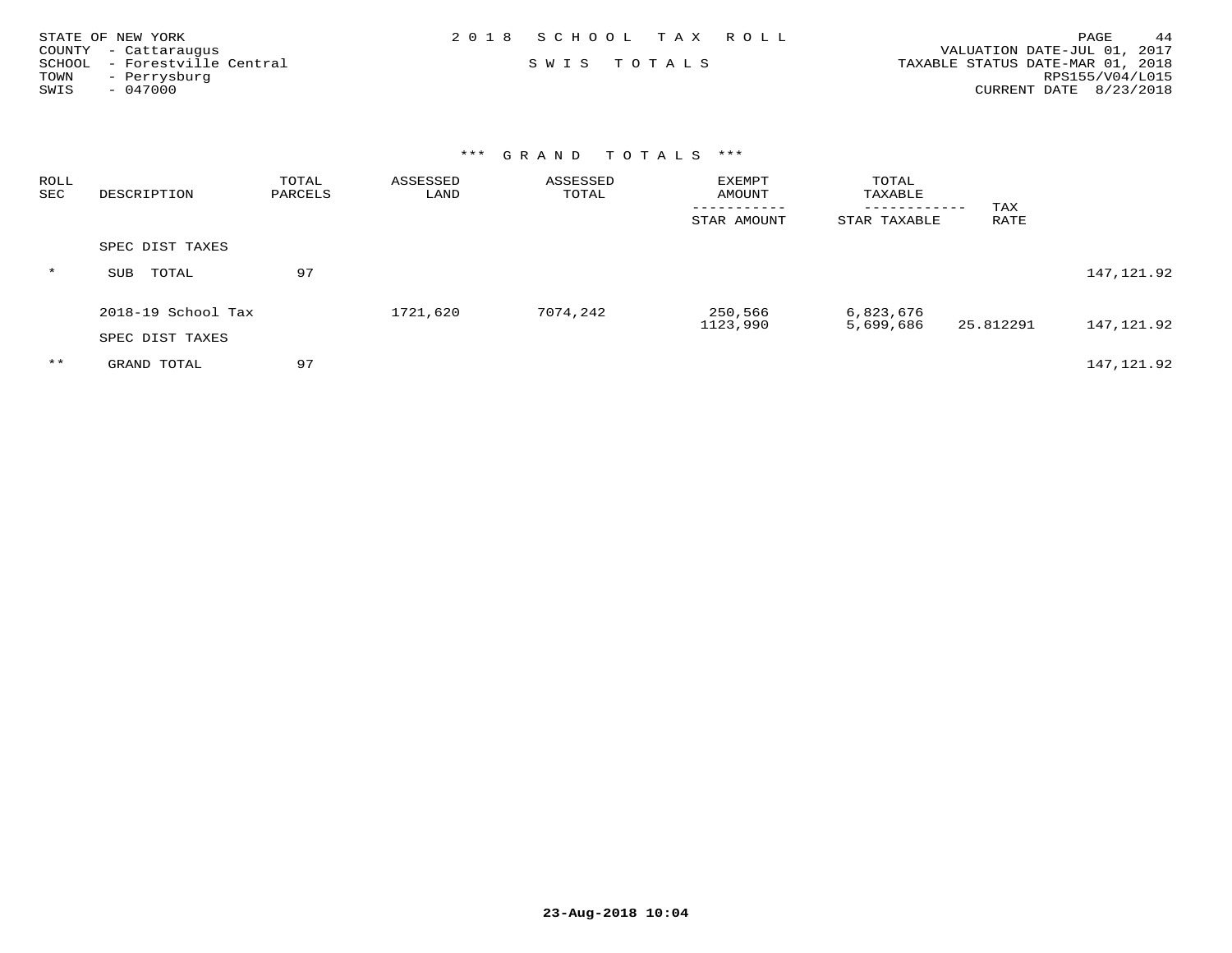STATE OF NEW YORK
COUNTY - Cattaraugus
SCHOOL - Forestville Central
TOWN - Perrysburg
SWIS - 047000

2 0 1 8 S C H O O L T A X R O L L

S W I S T O T A L S

VALUATION DATE-JUL 01, 2017
TAXABLE STATUS DATE-MAR 01, 2018
RPS155/V04/L015
CURRENT DATE 8/23/2018

### *** G R A N D T O T A L S ***

| ROLL SEC | DESCRIPTION | TOTAL PARCELS | ASSESSED LAND | ASSESSED TOTAL | EXEMPT AMOUNT / STAR AMOUNT | TOTAL TAXABLE / STAR TAXABLE | TAX RATE | |
|---|---|---|---|---|---|---|---|---|
| | SPEC DIST TAXES | | | | | | | |
| * | SUB TOTAL | 97 | | | | | | 147,121.92 |
| | 2018-19 School Tax | | 1721,620 | 7074,242 | 250,566<br>1123,990 | 6,823,676<br>5,699,686 | 25.812291 | 147,121.92 |
| | SPEC DIST TAXES | | | | | | | |
| ** | GRAND TOTAL | 97 | | | | | | 147,121.92 |

23-Aug-2018 10:04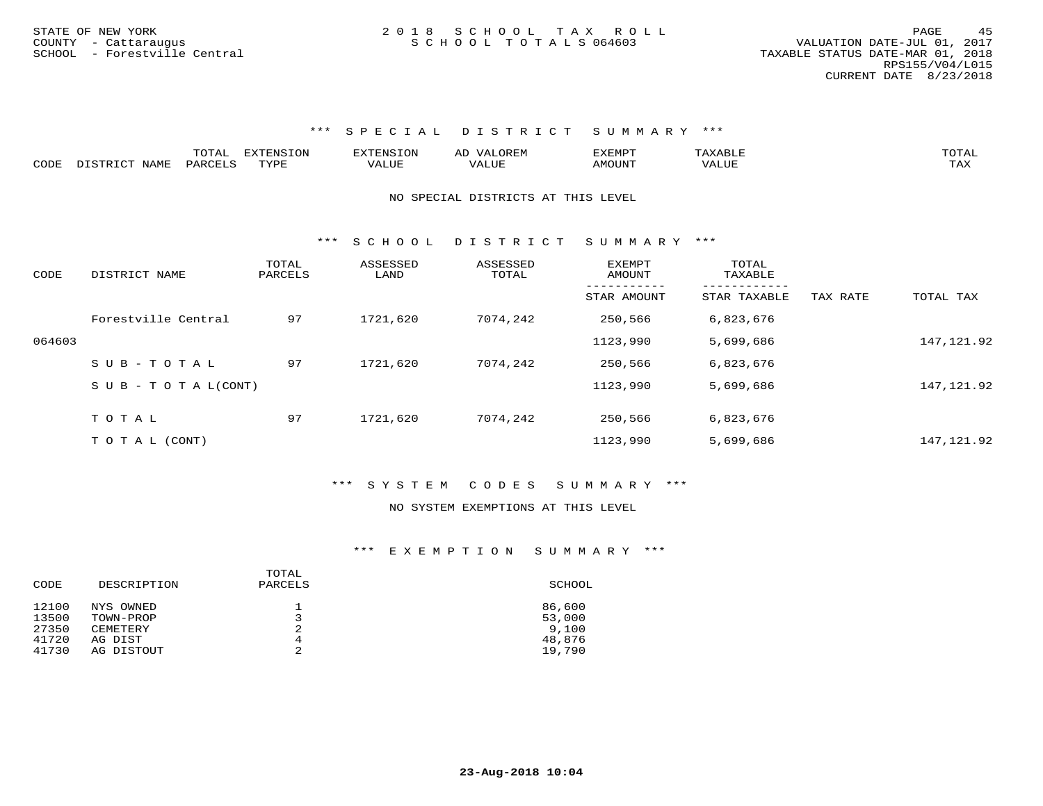STATE OF NEW YORK
COUNTY - Cattaraugus
SCHOOL - Forestville Central

2 0 1 8 S C H O O L T A X R O L L
S C H O O L T O T A L S 064603

VALUATION DATE-JUL 01, 2017
TAXABLE STATUS DATE-MAR 01, 2018
RPS155/V04/L015
CURRENT DATE 8/23/2018

### *** S P E C I A L D I S T R I C T S U M M A R Y ***

| CODE | DISTRICT NAME | TOTAL PARCELS | EXTENSION TYPE | EXTENSION VALUE | AD VALOREM VALUE | EXEMPT AMOUNT | TAXABLE VALUE | TOTAL TAX |
|---|---|---|---|---|---|---|---|---|

NO SPECIAL DISTRICTS AT THIS LEVEL

### *** S C H O O L D I S T R I C T S U M M A R Y ***

| CODE | DISTRICT NAME | TOTAL PARCELS | ASSESSED LAND | ASSESSED TOTAL | EXEMPT AMOUNT / STAR AMOUNT | TOTAL TAXABLE / STAR TAXABLE | TAX RATE | TOTAL TAX |
|---|---|---|---|---|---|---|---|---|
| | Forestville Central | 97 | 1721,620 | 7074,242 | 250,566 | 6,823,676 | | |
| 064603 | | | | | 1123,990 | 5,699,686 | | 147,121.92 |
| | S U B - T O T A L | 97 | 1721,620 | 7074,242 | 250,566 | 6,823,676 | | |
| | S U B - T O T A L(CONT) | | | | 1123,990 | 5,699,686 | | 147,121.92 |
| | T O T A L | 97 | 1721,620 | 7074,242 | 250,566 | 6,823,676 | | |
| | T O T A L (CONT) | | | | 1123,990 | 5,699,686 | | 147,121.92 |

### *** S Y S T E M C O D E S S U M M A R Y ***

NO SYSTEM EXEMPTIONS AT THIS LEVEL

### *** E X E M P T I O N S U M M A R Y ***

| CODE | DESCRIPTION | TOTAL PARCELS | SCHOOL |
|---|---|---|---|
| 12100 | NYS OWNED | 1 | 86,600 |
| 13500 | TOWN-PROP | 3 | 53,000 |
| 27350 | CEMETERY | 2 | 9,100 |
| 41720 | AG DIST | 4 | 48,876 |
| 41730 | AG DISTOUT | 2 | 19,790 |

23-Aug-2018 10:04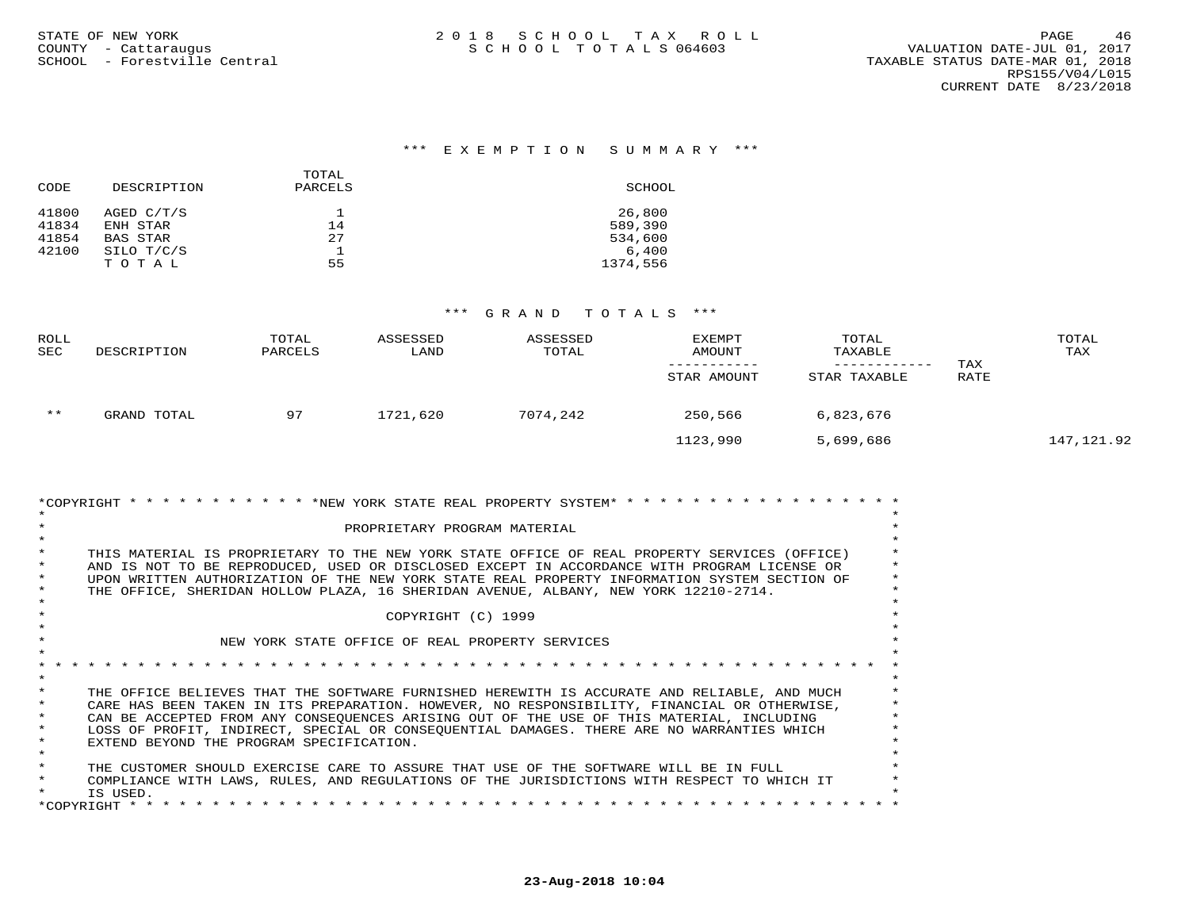STATE OF NEW YORK
COUNTY - Cattaraugus
SCHOOL - Forestville Central

2 0 1 8 S C H O O L T A X R O L L
S C H O O L T O T A L S 064603

VALUATION DATE-JUL 01, 2017
TAXABLE STATUS DATE-MAR 01, 2018
RPS155/V04/L015
CURRENT DATE 8/23/2018

### \*\*\* E X E M P T I O N S U M M A R Y \*\*\*

| CODE | DESCRIPTION | TOTAL PARCELS | SCHOOL |
|---|---|---|---|
| 41800 | AGED C/T/S | 1 | 26,800 |
| 41834 | ENH STAR | 14 | 589,390 |
| 41854 | BAS STAR | 27 | 534,600 |
| 42100 | SILO T/C/S | 1 | 6,400 |
| | T O T A L | 55 | 1374,556 |

### \*\*\* G R A N D T O T A L S \*\*\*

| ROLL SEC | DESCRIPTION | TOTAL PARCELS | ASSESSED LAND | ASSESSED TOTAL | EXEMPT AMOUNT / STAR AMOUNT | TOTAL TAXABLE / STAR TAXABLE | TAX RATE | TOTAL TAX |
|---|---|---|---|---|---|---|---|---|
| ** | GRAND TOTAL | 97 | 1721,620 | 7074,242 | 250,566 | 6,823,676 | | |
| | | | | | 1123,990 | 5,699,686 | | 147,121.92 |

```
*COPYRIGHT * * * * * * * * * * * *NEW YORK STATE REAL PROPERTY SYSTEM* * * * * * * * * * * * * * * * * *
*                                                                                                       *
*                                    PROPRIETARY PROGRAM MATERIAL                                       *
*                                                                                                       *
*     THIS MATERIAL IS PROPRIETARY TO THE NEW YORK STATE OFFICE OF REAL PROPERTY SERVICES (OFFICE)      *
*     AND IS NOT TO BE REPRODUCED, USED OR DISCLOSED EXCEPT IN ACCORDANCE WITH PROGRAM LICENSE OR       *
*     UPON WRITTEN AUTHORIZATION OF THE NEW YORK STATE REAL PROPERTY INFORMATION SYSTEM SECTION OF      *
*     THE OFFICE, SHERIDAN HOLLOW PLAZA, 16 SHERIDAN AVENUE, ALBANY, NEW YORK 12210-2714.              *
*                                                                                                       *
*                                         COPYRIGHT (C) 1999                                            *
*                                                                                                       *
*                          NEW YORK STATE OFFICE OF REAL PROPERTY SERVICES                              *
*                                                                                                       *
* * * * * * * * * * * * * * * * * * * * * * * * * * * * * * * * * * * * * * * * * * * * * * * * * * * *
*                                                                                                       *
*     THE OFFICE BELIEVES THAT THE SOFTWARE FURNISHED HEREWITH IS ACCURATE AND RELIABLE, AND MUCH       *
*     CARE HAS BEEN TAKEN IN ITS PREPARATION. HOWEVER, NO RESPONSIBILITY, FINANCIAL OR OTHERWISE,       *
*     CAN BE ACCEPTED FROM ANY CONSEQUENCES ARISING OUT OF THE USE OF THIS MATERIAL, INCLUDING         *
*     LOSS OF PROFIT, INDIRECT, SPECIAL OR CONSEQUENTIAL DAMAGES. THERE ARE NO WARRANTIES WHICH         *
*     EXTEND BEYOND THE PROGRAM SPECIFICATION.                                                          *
*                                                                                                       *
*     THE CUSTOMER SHOULD EXERCISE CARE TO ASSURE THAT USE OF THE SOFTWARE WILL BE IN FULL              *
*     COMPLIANCE WITH LAWS, RULES, AND REGULATIONS OF THE JURISDICTIONS WITH RESPECT TO WHICH IT        *
*     IS USED.                                                                                          *
*COPYRIGHT * * * * * * * * * * * * * * * * * * * * * * * * * * * * * * * * * * * * * * * * * * * * * *
```

23-Aug-2018 10:04